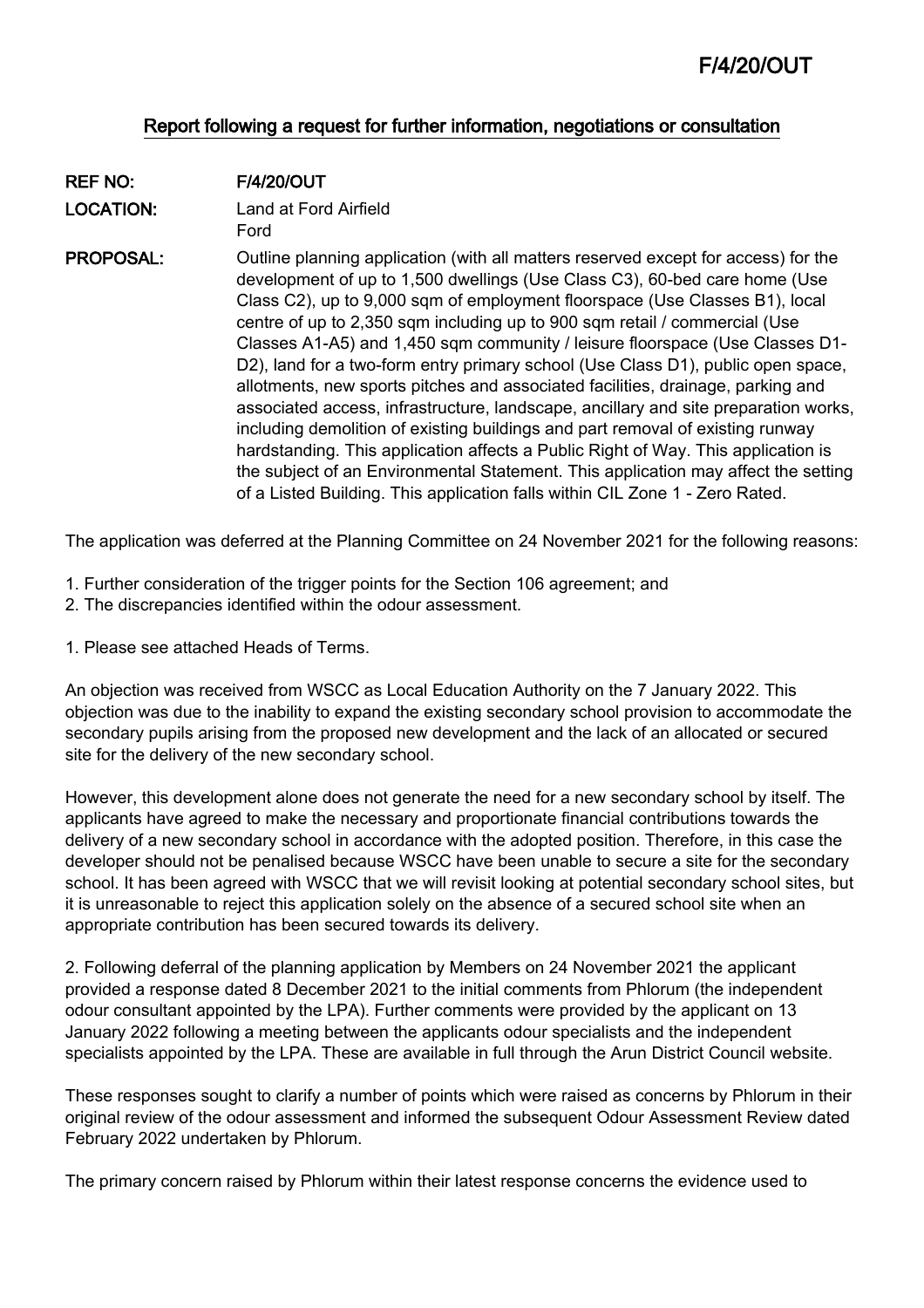F/4/20/OUT

## Report following a request for further information, negotiations or consultation

| | |
|---|---|
| **REF NO:** | **F/4/20/OUT** |
| **LOCATION:** | Land at Ford Airfield<br>Ford |
| **PROPOSAL:** | Outline planning application (with all matters reserved except for access) for the development of up to 1,500 dwellings (Use Class C3), 60-bed care home (Use Class C2), up to 9,000 sqm of employment floorspace (Use Classes B1), local centre of up to 2,350 sqm including up to 900 sqm retail / commercial (Use Classes A1-A5) and 1,450 sqm community / leisure floorspace (Use Classes D1-D2), land for a two-form entry primary school (Use Class D1), public open space, allotments, new sports pitches and associated facilities, drainage, parking and associated access, infrastructure, landscape, ancillary and site preparation works, including demolition of existing buildings and part removal of existing runway hardstanding. This application affects a Public Right of Way. This application is the subject of an Environmental Statement. This application may affect the setting of a Listed Building. This application falls within CIL Zone 1 - Zero Rated. |

The application was deferred at the Planning Committee on 24 November 2021 for the following reasons:

1. Further consideration of the trigger points for the Section 106 agreement; and
2. The discrepancies identified within the odour assessment.

1. Please see attached Heads of Terms.

An objection was received from WSCC as Local Education Authority on the 7 January 2022. This objection was due to the inability to expand the existing secondary school provision to accommodate the secondary pupils arising from the proposed new development and the lack of an allocated or secured site for the delivery of the new secondary school.

However, this development alone does not generate the need for a new secondary school by itself. The applicants have agreed to make the necessary and proportionate financial contributions towards the delivery of a new secondary school in accordance with the adopted position. Therefore, in this case the developer should not be penalised because WSCC have been unable to secure a site for the secondary school. It has been agreed with WSCC that we will revisit looking at potential secondary school sites, but it is unreasonable to reject this application solely on the absence of a secured school site when an appropriate contribution has been secured towards its delivery.

2. Following deferral of the planning application by Members on 24 November 2021 the applicant provided a response dated 8 December 2021 to the initial comments from Phlorum (the independent odour consultant appointed by the LPA). Further comments were provided by the applicant on 13 January 2022 following a meeting between the applicants odour specialists and the independent specialists appointed by the LPA. These are available in full through the Arun District Council website.

These responses sought to clarify a number of points which were raised as concerns by Phlorum in their original review of the odour assessment and informed the subsequent Odour Assessment Review dated February 2022 undertaken by Phlorum.

The primary concern raised by Phlorum within their latest response concerns the evidence used to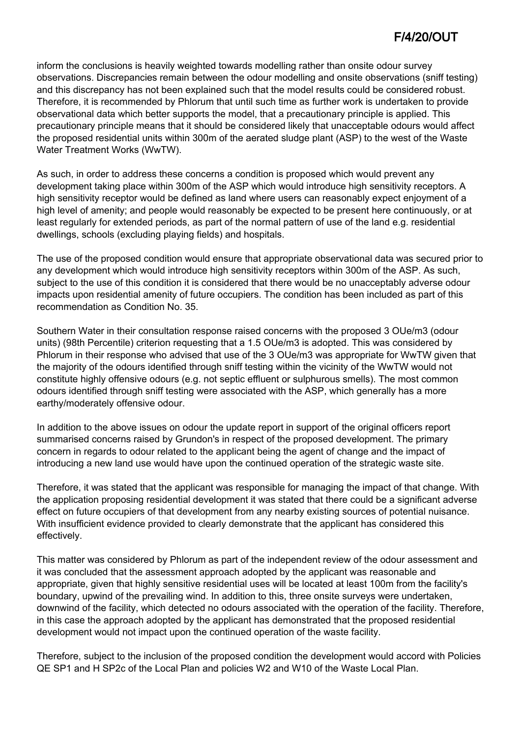inform the conclusions is heavily weighted towards modelling rather than onsite odour survey observations. Discrepancies remain between the odour modelling and onsite observations (sniff testing) and this discrepancy has not been explained such that the model results could be considered robust. Therefore, it is recommended by Phlorum that until such time as further work is undertaken to provide observational data which better supports the model, that a precautionary principle is applied. This precautionary principle means that it should be considered likely that unacceptable odours would affect the proposed residential units within 300m of the aerated sludge plant (ASP) to the west of the Waste Water Treatment Works (WwTW).

As such, in order to address these concerns a condition is proposed which would prevent any development taking place within 300m of the ASP which would introduce high sensitivity receptors. A high sensitivity receptor would be defined as land where users can reasonably expect enjoyment of a high level of amenity; and people would reasonably be expected to be present here continuously, or at least regularly for extended periods, as part of the normal pattern of use of the land e.g. residential dwellings, schools (excluding playing fields) and hospitals.

The use of the proposed condition would ensure that appropriate observational data was secured prior to any development which would introduce high sensitivity receptors within 300m of the ASP. As such, subject to the use of this condition it is considered that there would be no unacceptably adverse odour impacts upon residential amenity of future occupiers. The condition has been included as part of this recommendation as Condition No. 35.

Southern Water in their consultation response raised concerns with the proposed 3 OUe/m3 (odour units) (98th Percentile) criterion requesting that a 1.5 OUe/m3 is adopted. This was considered by Phlorum in their response who advised that use of the 3 OUe/m3 was appropriate for WwTW given that the majority of the odours identified through sniff testing within the vicinity of the WwTW would not constitute highly offensive odours (e.g. not septic effluent or sulphurous smells). The most common odours identified through sniff testing were associated with the ASP, which generally has a more earthy/moderately offensive odour.

In addition to the above issues on odour the update report in support of the original officers report summarised concerns raised by Grundon's in respect of the proposed development. The primary concern in regards to odour related to the applicant being the agent of change and the impact of introducing a new land use would have upon the continued operation of the strategic waste site.

Therefore, it was stated that the applicant was responsible for managing the impact of that change. With the application proposing residential development it was stated that there could be a significant adverse effect on future occupiers of that development from any nearby existing sources of potential nuisance. With insufficient evidence provided to clearly demonstrate that the applicant has considered this effectively.

This matter was considered by Phlorum as part of the independent review of the odour assessment and it was concluded that the assessment approach adopted by the applicant was reasonable and appropriate, given that highly sensitive residential uses will be located at least 100m from the facility's boundary, upwind of the prevailing wind. In addition to this, three onsite surveys were undertaken, downwind of the facility, which detected no odours associated with the operation of the facility. Therefore, in this case the approach adopted by the applicant has demonstrated that the proposed residential development would not impact upon the continued operation of the waste facility.

Therefore, subject to the inclusion of the proposed condition the development would accord with Policies QE SP1 and H SP2c of the Local Plan and policies W2 and W10 of the Waste Local Plan.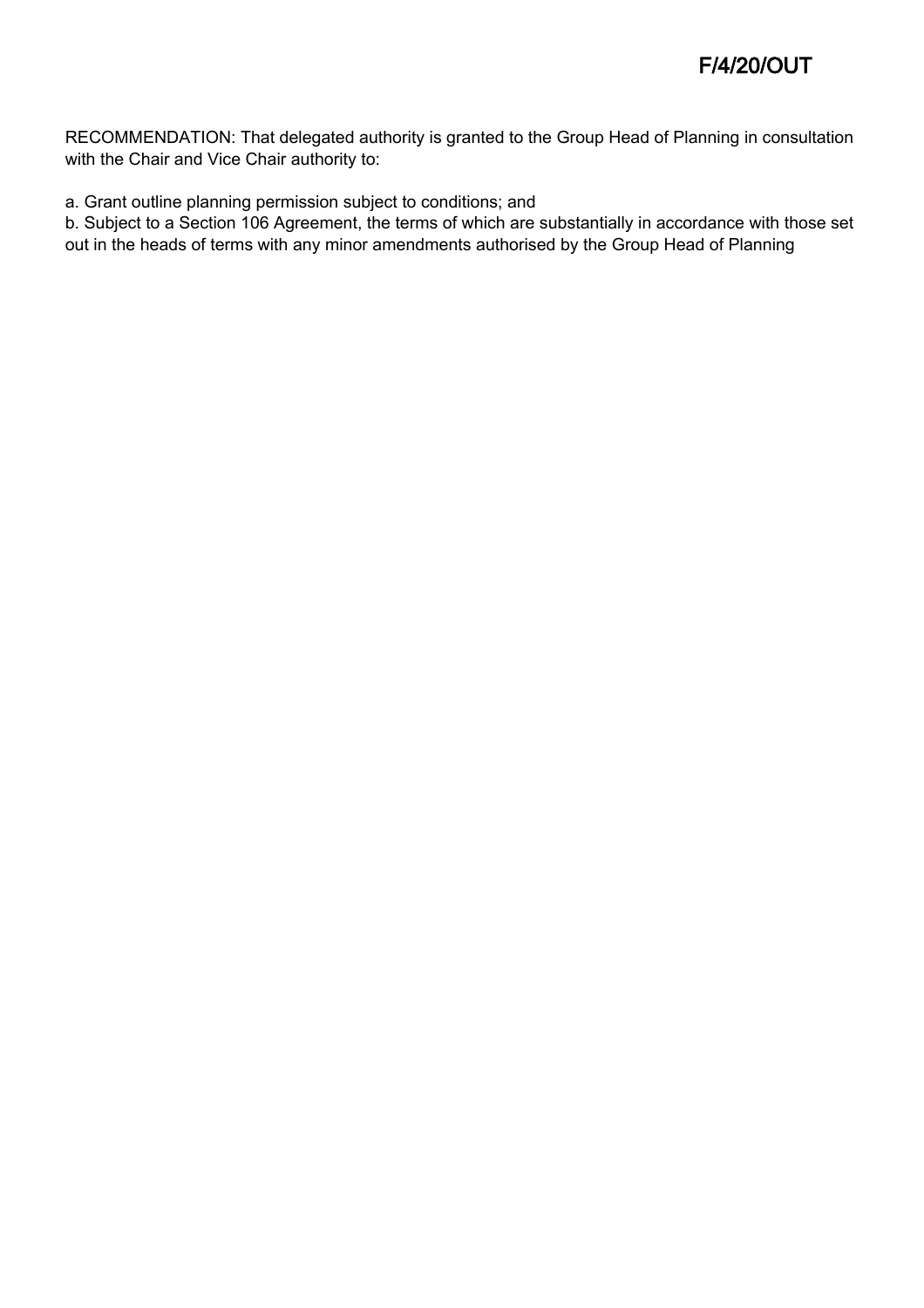F/4/20/OUT

RECOMMENDATION: That delegated authority is granted to the Group Head of Planning in consultation with the Chair and Vice Chair authority to:

a. Grant outline planning permission subject to conditions; and
b. Subject to a Section 106 Agreement, the terms of which are substantially in accordance with those set out in the heads of terms with any minor amendments authorised by the Group Head of Planning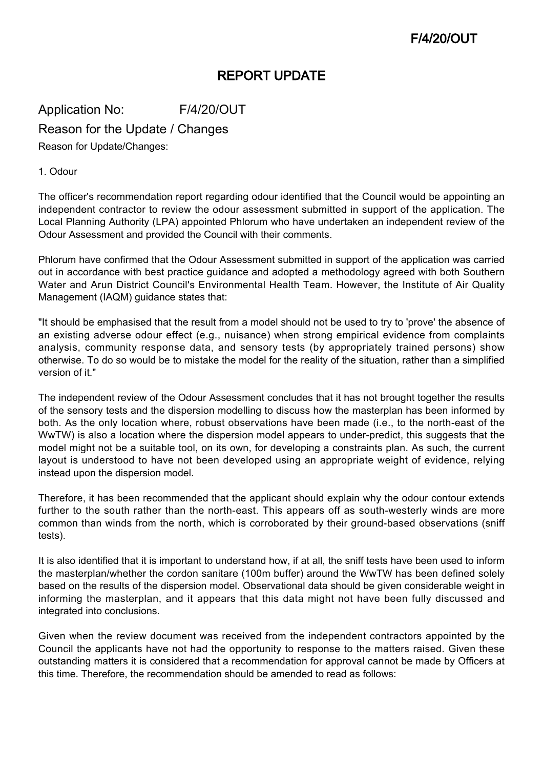# REPORT UPDATE

Application No: F/4/20/OUT

## Reason for the Update / Changes

Reason for Update/Changes:

1. Odour

The officer's recommendation report regarding odour identified that the Council would be appointing an independent contractor to review the odour assessment submitted in support of the application. The Local Planning Authority (LPA) appointed Phlorum who have undertaken an independent review of the Odour Assessment and provided the Council with their comments.

Phlorum have confirmed that the Odour Assessment submitted in support of the application was carried out in accordance with best practice guidance and adopted a methodology agreed with both Southern Water and Arun District Council's Environmental Health Team. However, the Institute of Air Quality Management (IAQM) guidance states that:

"It should be emphasised that the result from a model should not be used to try to 'prove' the absence of an existing adverse odour effect (e.g., nuisance) when strong empirical evidence from complaints analysis, community response data, and sensory tests (by appropriately trained persons) show otherwise. To do so would be to mistake the model for the reality of the situation, rather than a simplified version of it."

The independent review of the Odour Assessment concludes that it has not brought together the results of the sensory tests and the dispersion modelling to discuss how the masterplan has been informed by both. As the only location where, robust observations have been made (i.e., to the north-east of the WwTW) is also a location where the dispersion model appears to under-predict, this suggests that the model might not be a suitable tool, on its own, for developing a constraints plan. As such, the current layout is understood to have not been developed using an appropriate weight of evidence, relying instead upon the dispersion model.

Therefore, it has been recommended that the applicant should explain why the odour contour extends further to the south rather than the north-east. This appears off as south-westerly winds are more common than winds from the north, which is corroborated by their ground-based observations (sniff tests).

It is also identified that it is important to understand how, if at all, the sniff tests have been used to inform the masterplan/whether the cordon sanitare (100m buffer) around the WwTW has been defined solely based on the results of the dispersion model. Observational data should be given considerable weight in informing the masterplan, and it appears that this data might not have been fully discussed and integrated into conclusions.

Given when the review document was received from the independent contractors appointed by the Council the applicants have not had the opportunity to response to the matters raised. Given these outstanding matters it is considered that a recommendation for approval cannot be made by Officers at this time. Therefore, the recommendation should be amended to read as follows: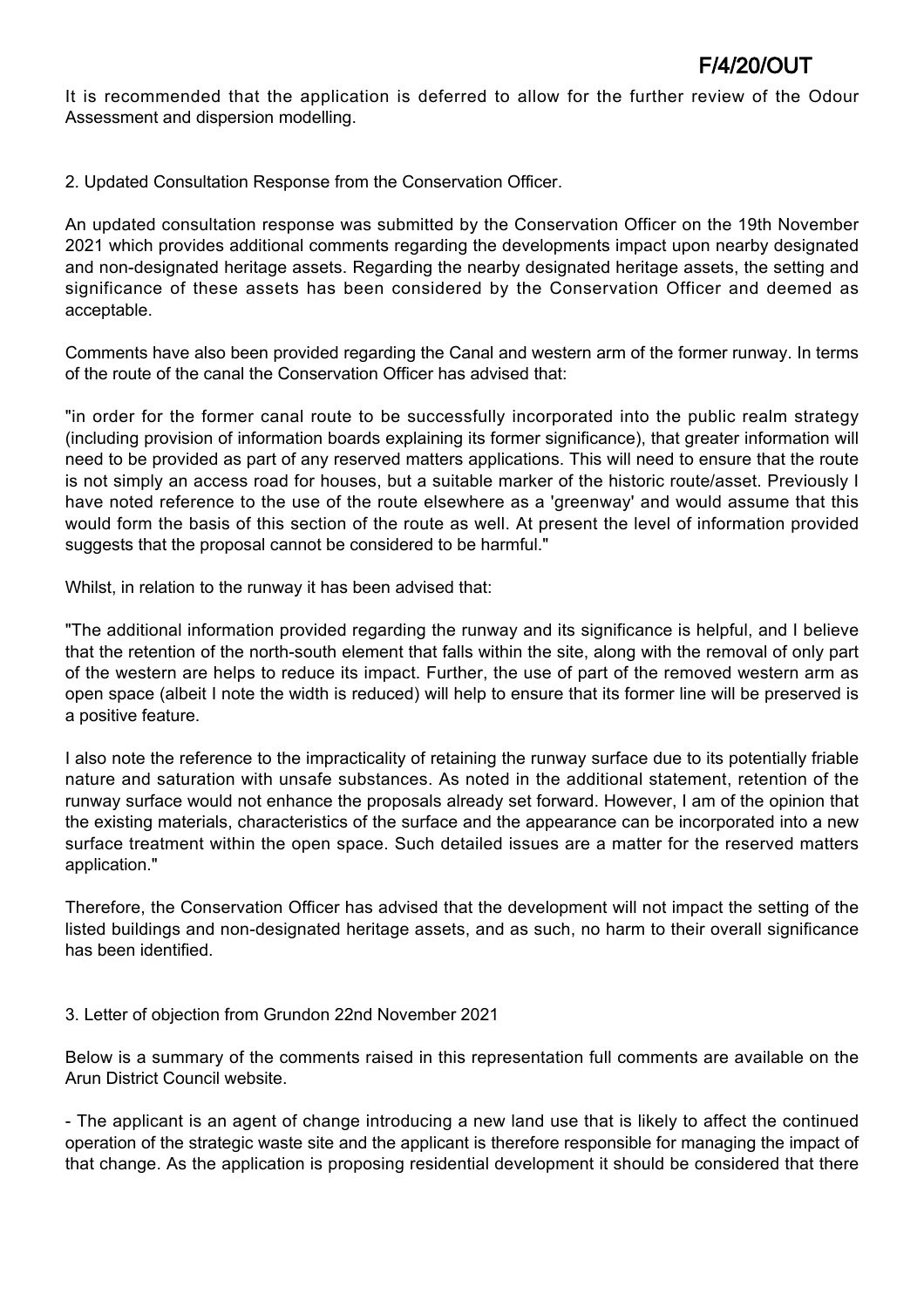It is recommended that the application is deferred to allow for the further review of the Odour Assessment and dispersion modelling.

2. Updated Consultation Response from the Conservation Officer.

An updated consultation response was submitted by the Conservation Officer on the 19th November 2021 which provides additional comments regarding the developments impact upon nearby designated and non-designated heritage assets. Regarding the nearby designated heritage assets, the setting and significance of these assets has been considered by the Conservation Officer and deemed as acceptable.

Comments have also been provided regarding the Canal and western arm of the former runway. In terms of the route of the canal the Conservation Officer has advised that:

"in order for the former canal route to be successfully incorporated into the public realm strategy (including provision of information boards explaining its former significance), that greater information will need to be provided as part of any reserved matters applications. This will need to ensure that the route is not simply an access road for houses, but a suitable marker of the historic route/asset. Previously I have noted reference to the use of the route elsewhere as a 'greenway' and would assume that this would form the basis of this section of the route as well. At present the level of information provided suggests that the proposal cannot be considered to be harmful."

Whilst, in relation to the runway it has been advised that:

"The additional information provided regarding the runway and its significance is helpful, and I believe that the retention of the north-south element that falls within the site, along with the removal of only part of the western are helps to reduce its impact. Further, the use of part of the removed western arm as open space (albeit I note the width is reduced) will help to ensure that its former line will be preserved is a positive feature.

I also note the reference to the impracticality of retaining the runway surface due to its potentially friable nature and saturation with unsafe substances. As noted in the additional statement, retention of the runway surface would not enhance the proposals already set forward. However, I am of the opinion that the existing materials, characteristics of the surface and the appearance can be incorporated into a new surface treatment within the open space. Such detailed issues are a matter for the reserved matters application."

Therefore, the Conservation Officer has advised that the development will not impact the setting of the listed buildings and non-designated heritage assets, and as such, no harm to their overall significance has been identified.

3. Letter of objection from Grundon 22nd November 2021

Below is a summary of the comments raised in this representation full comments are available on the Arun District Council website.

- The applicant is an agent of change introducing a new land use that is likely to affect the continued operation of the strategic waste site and the applicant is therefore responsible for managing the impact of that change. As the application is proposing residential development it should be considered that there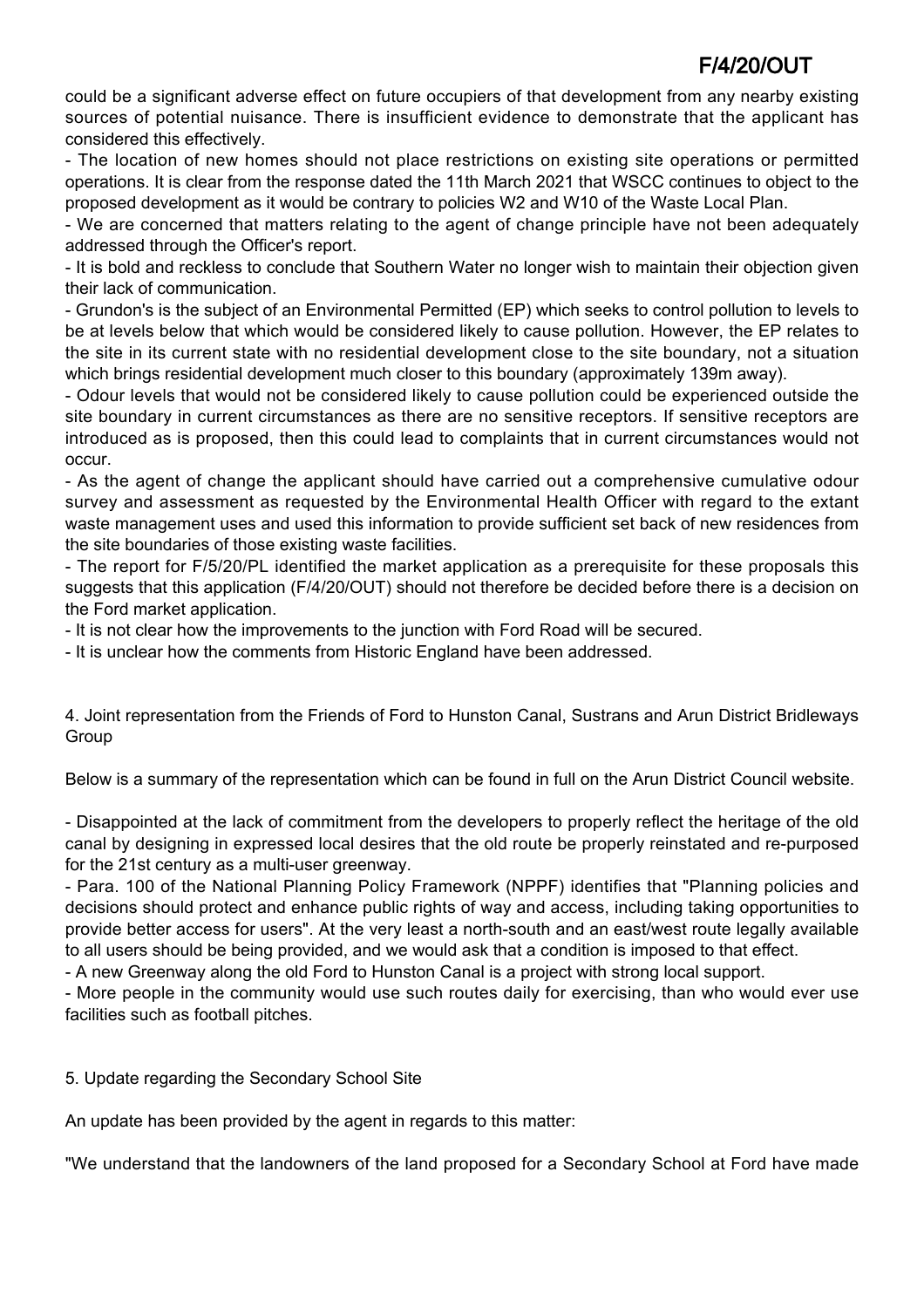could be a significant adverse effect on future occupiers of that development from any nearby existing sources of potential nuisance. There is insufficient evidence to demonstrate that the applicant has considered this effectively.

- The location of new homes should not place restrictions on existing site operations or permitted operations. It is clear from the response dated the 11th March 2021 that WSCC continues to object to the proposed development as it would be contrary to policies W2 and W10 of the Waste Local Plan.
- We are concerned that matters relating to the agent of change principle have not been adequately addressed through the Officer's report.
- It is bold and reckless to conclude that Southern Water no longer wish to maintain their objection given their lack of communication.
- Grundon's is the subject of an Environmental Permitted (EP) which seeks to control pollution to levels to be at levels below that which would be considered likely to cause pollution. However, the EP relates to the site in its current state with no residential development close to the site boundary, not a situation which brings residential development much closer to this boundary (approximately 139m away).
- Odour levels that would not be considered likely to cause pollution could be experienced outside the site boundary in current circumstances as there are no sensitive receptors. If sensitive receptors are introduced as is proposed, then this could lead to complaints that in current circumstances would not occur.
- As the agent of change the applicant should have carried out a comprehensive cumulative odour survey and assessment as requested by the Environmental Health Officer with regard to the extant waste management uses and used this information to provide sufficient set back of new residences from the site boundaries of those existing waste facilities.
- The report for F/5/20/PL identified the market application as a prerequisite for these proposals this suggests that this application (F/4/20/OUT) should not therefore be decided before there is a decision on the Ford market application.
- It is not clear how the improvements to the junction with Ford Road will be secured.
- It is unclear how the comments from Historic England have been addressed.

4. Joint representation from the Friends of Ford to Hunston Canal, Sustrans and Arun District Bridleways Group

Below is a summary of the representation which can be found in full on the Arun District Council website.

- Disappointed at the lack of commitment from the developers to properly reflect the heritage of the old canal by designing in expressed local desires that the old route be properly reinstated and re-purposed for the 21st century as a multi-user greenway.
- Para. 100 of the National Planning Policy Framework (NPPF) identifies that "Planning policies and decisions should protect and enhance public rights of way and access, including taking opportunities to provide better access for users". At the very least a north-south and an east/west route legally available to all users should be being provided, and we would ask that a condition is imposed to that effect.
- A new Greenway along the old Ford to Hunston Canal is a project with strong local support.
- More people in the community would use such routes daily for exercising, than who would ever use facilities such as football pitches.

5. Update regarding the Secondary School Site

An update has been provided by the agent in regards to this matter:

"We understand that the landowners of the land proposed for a Secondary School at Ford have made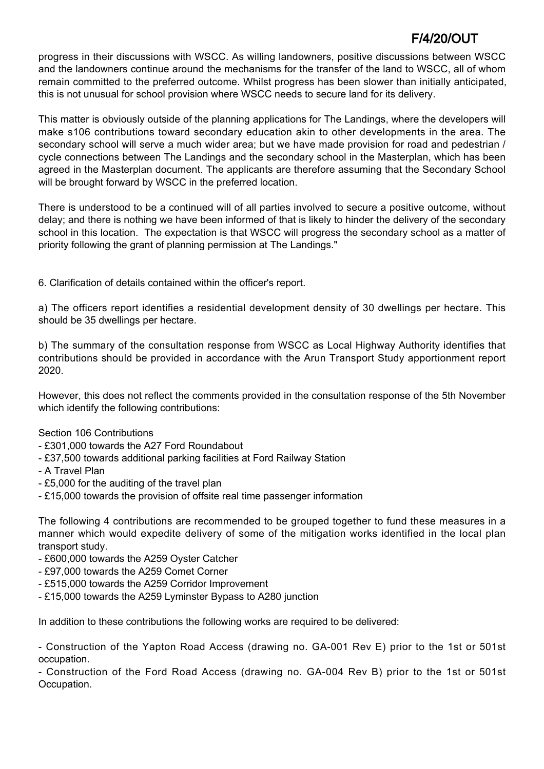progress in their discussions with WSCC. As willing landowners, positive discussions between WSCC and the landowners continue around the mechanisms for the transfer of the land to WSCC, all of whom remain committed to the preferred outcome. Whilst progress has been slower than initially anticipated, this is not unusual for school provision where WSCC needs to secure land for its delivery.

This matter is obviously outside of the planning applications for The Landings, where the developers will make s106 contributions toward secondary education akin to other developments in the area. The secondary school will serve a much wider area; but we have made provision for road and pedestrian / cycle connections between The Landings and the secondary school in the Masterplan, which has been agreed in the Masterplan document. The applicants are therefore assuming that the Secondary School will be brought forward by WSCC in the preferred location.

There is understood to be a continued will of all parties involved to secure a positive outcome, without delay; and there is nothing we have been informed of that is likely to hinder the delivery of the secondary school in this location. The expectation is that WSCC will progress the secondary school as a matter of priority following the grant of planning permission at The Landings."

6. Clarification of details contained within the officer's report.

a) The officers report identifies a residential development density of 30 dwellings per hectare. This should be 35 dwellings per hectare.

b) The summary of the consultation response from WSCC as Local Highway Authority identifies that contributions should be provided in accordance with the Arun Transport Study apportionment report 2020.

However, this does not reflect the comments provided in the consultation response of the 5th November which identify the following contributions:

Section 106 Contributions
- £301,000 towards the A27 Ford Roundabout
- £37,500 towards additional parking facilities at Ford Railway Station
- A Travel Plan
- £5,000 for the auditing of the travel plan
- £15,000 towards the provision of offsite real time passenger information

The following 4 contributions are recommended to be grouped together to fund these measures in a manner which would expedite delivery of some of the mitigation works identified in the local plan transport study.
- £600,000 towards the A259 Oyster Catcher
- £97,000 towards the A259 Comet Corner
- £515,000 towards the A259 Corridor Improvement
- £15,000 towards the A259 Lyminster Bypass to A280 junction

In addition to these contributions the following works are required to be delivered:

- Construction of the Yapton Road Access (drawing no. GA-001 Rev E) prior to the 1st or 501st occupation.
- Construction of the Ford Road Access (drawing no. GA-004 Rev B) prior to the 1st or 501st Occupation.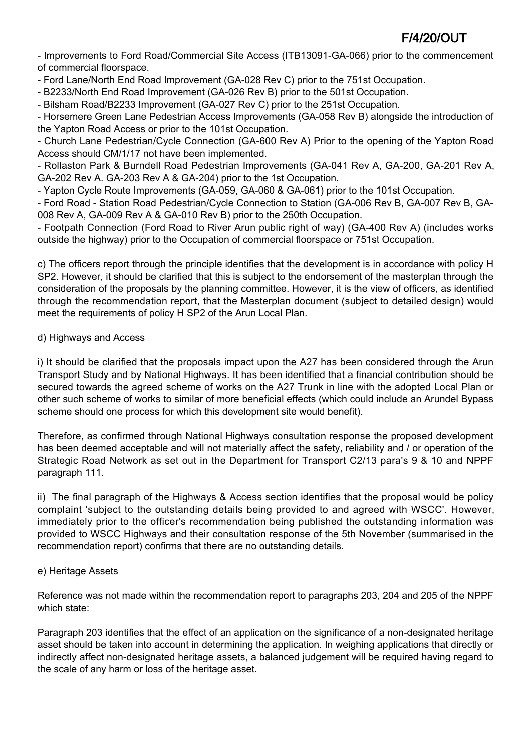- Improvements to Ford Road/Commercial Site Access (ITB13091-GA-066) prior to the commencement of commercial floorspace.
- Ford Lane/North End Road Improvement (GA-028 Rev C) prior to the 751st Occupation.
- B2233/North End Road Improvement (GA-026 Rev B) prior to the 501st Occupation.
- Bilsham Road/B2233 Improvement (GA-027 Rev C) prior to the 251st Occupation.
- Horsemere Green Lane Pedestrian Access Improvements (GA-058 Rev B) alongside the introduction of the Yapton Road Access or prior to the 101st Occupation.
- Church Lane Pedestrian/Cycle Connection (GA-600 Rev A) Prior to the opening of the Yapton Road Access should CM/1/17 not have been implemented.
- Rollaston Park & Burndell Road Pedestrian Improvements (GA-041 Rev A, GA-200, GA-201 Rev A, GA-202 Rev A. GA-203 Rev A & GA-204) prior to the 1st Occupation.
- Yapton Cycle Route Improvements (GA-059, GA-060 & GA-061) prior to the 101st Occupation.
- Ford Road - Station Road Pedestrian/Cycle Connection to Station (GA-006 Rev B, GA-007 Rev B, GA-008 Rev A, GA-009 Rev A & GA-010 Rev B) prior to the 250th Occupation.
- Footpath Connection (Ford Road to River Arun public right of way) (GA-400 Rev A) (includes works outside the highway) prior to the Occupation of commercial floorspace or 751st Occupation.

c) The officers report through the principle identifies that the development is in accordance with policy H SP2. However, it should be clarified that this is subject to the endorsement of the masterplan through the consideration of the proposals by the planning committee. However, it is the view of officers, as identified through the recommendation report, that the Masterplan document (subject to detailed design) would meet the requirements of policy H SP2 of the Arun Local Plan.

d) Highways and Access

i) It should be clarified that the proposals impact upon the A27 has been considered through the Arun Transport Study and by National Highways. It has been identified that a financial contribution should be secured towards the agreed scheme of works on the A27 Trunk in line with the adopted Local Plan or other such scheme of works to similar of more beneficial effects (which could include an Arundel Bypass scheme should one process for which this development site would benefit).

Therefore, as confirmed through National Highways consultation response the proposed development has been deemed acceptable and will not materially affect the safety, reliability and / or operation of the Strategic Road Network as set out in the Department for Transport C2/13 para's 9 & 10 and NPPF paragraph 111.

ii) The final paragraph of the Highways & Access section identifies that the proposal would be policy complaint 'subject to the outstanding details being provided to and agreed with WSCC'. However, immediately prior to the officer's recommendation being published the outstanding information was provided to WSCC Highways and their consultation response of the 5th November (summarised in the recommendation report) confirms that there are no outstanding details.

e) Heritage Assets

Reference was not made within the recommendation report to paragraphs 203, 204 and 205 of the NPPF which state:

Paragraph 203 identifies that the effect of an application on the significance of a non-designated heritage asset should be taken into account in determining the application. In weighing applications that directly or indirectly affect non-designated heritage assets, a balanced judgement will be required having regard to the scale of any harm or loss of the heritage asset.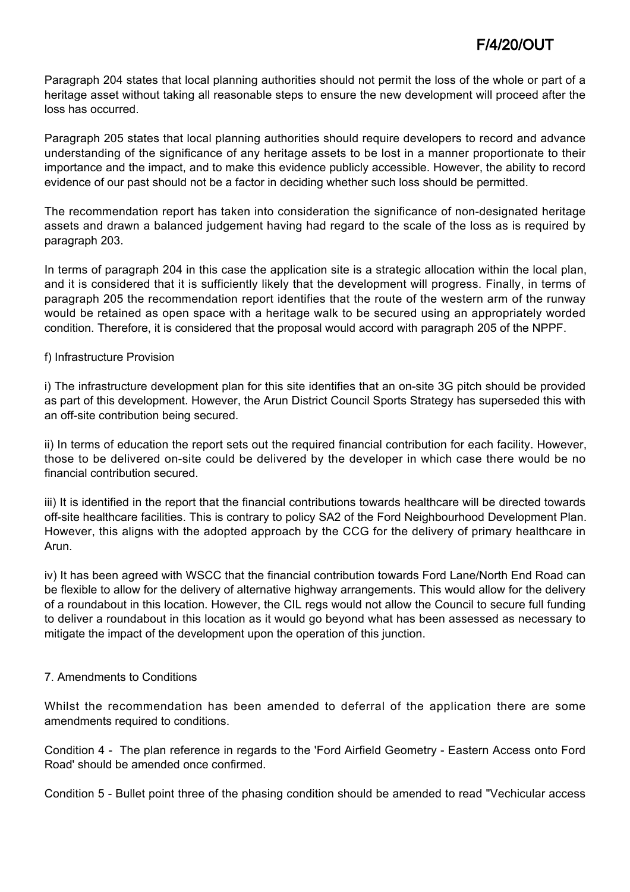Paragraph 204 states that local planning authorities should not permit the loss of the whole or part of a heritage asset without taking all reasonable steps to ensure the new development will proceed after the loss has occurred.

Paragraph 205 states that local planning authorities should require developers to record and advance understanding of the significance of any heritage assets to be lost in a manner proportionate to their importance and the impact, and to make this evidence publicly accessible. However, the ability to record evidence of our past should not be a factor in deciding whether such loss should be permitted.

The recommendation report has taken into consideration the significance of non-designated heritage assets and drawn a balanced judgement having had regard to the scale of the loss as is required by paragraph 203.

In terms of paragraph 204 in this case the application site is a strategic allocation within the local plan, and it is considered that it is sufficiently likely that the development will progress. Finally, in terms of paragraph 205 the recommendation report identifies that the route of the western arm of the runway would be retained as open space with a heritage walk to be secured using an appropriately worded condition. Therefore, it is considered that the proposal would accord with paragraph 205 of the NPPF.

f) Infrastructure Provision

i) The infrastructure development plan for this site identifies that an on-site 3G pitch should be provided as part of this development. However, the Arun District Council Sports Strategy has superseded this with an off-site contribution being secured.

ii) In terms of education the report sets out the required financial contribution for each facility. However, those to be delivered on-site could be delivered by the developer in which case there would be no financial contribution secured.

iii) It is identified in the report that the financial contributions towards healthcare will be directed towards off-site healthcare facilities. This is contrary to policy SA2 of the Ford Neighbourhood Development Plan. However, this aligns with the adopted approach by the CCG for the delivery of primary healthcare in Arun.

iv) It has been agreed with WSCC that the financial contribution towards Ford Lane/North End Road can be flexible to allow for the delivery of alternative highway arrangements. This would allow for the delivery of a roundabout in this location. However, the CIL regs would not allow the Council to secure full funding to deliver a roundabout in this location as it would go beyond what has been assessed as necessary to mitigate the impact of the development upon the operation of this junction.

7. Amendments to Conditions

Whilst the recommendation has been amended to deferral of the application there are some amendments required to conditions.

Condition 4 - The plan reference in regards to the 'Ford Airfield Geometry - Eastern Access onto Ford Road' should be amended once confirmed.

Condition 5 - Bullet point three of the phasing condition should be amended to read "Vechicular access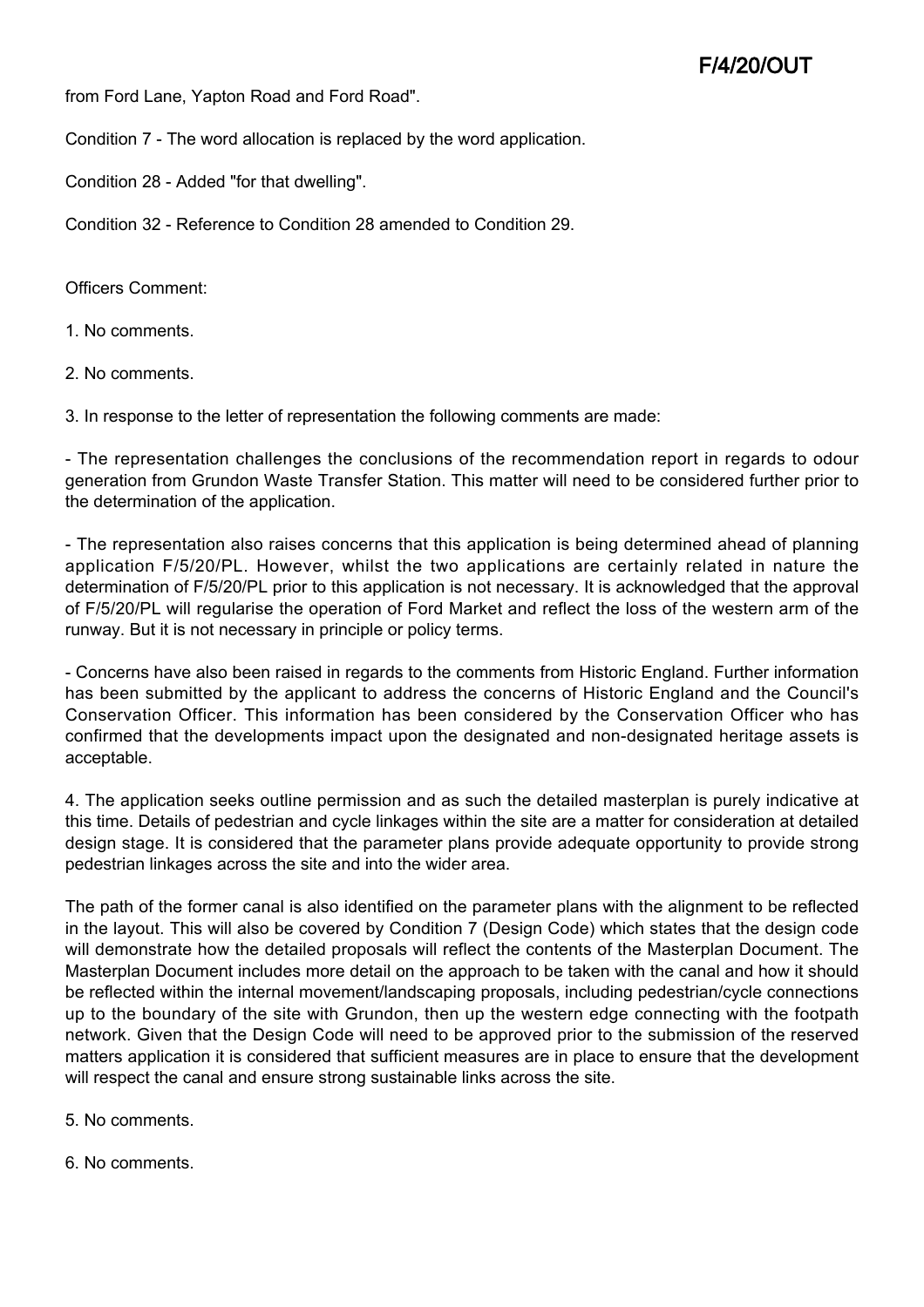from Ford Lane, Yapton Road and Ford Road".

Condition 7 - The word allocation is replaced by the word application.

Condition 28 - Added "for that dwelling".

Condition 32 - Reference to Condition 28 amended to Condition 29.

Officers Comment:

1. No comments.

2. No comments.

3. In response to the letter of representation the following comments are made:

- The representation challenges the conclusions of the recommendation report in regards to odour generation from Grundon Waste Transfer Station. This matter will need to be considered further prior to the determination of the application.

- The representation also raises concerns that this application is being determined ahead of planning application F/5/20/PL. However, whilst the two applications are certainly related in nature the determination of F/5/20/PL prior to this application is not necessary. It is acknowledged that the approval of F/5/20/PL will regularise the operation of Ford Market and reflect the loss of the western arm of the runway. But it is not necessary in principle or policy terms.

- Concerns have also been raised in regards to the comments from Historic England. Further information has been submitted by the applicant to address the concerns of Historic England and the Council's Conservation Officer. This information has been considered by the Conservation Officer who has confirmed that the developments impact upon the designated and non-designated heritage assets is acceptable.

4. The application seeks outline permission and as such the detailed masterplan is purely indicative at this time. Details of pedestrian and cycle linkages within the site are a matter for consideration at detailed design stage. It is considered that the parameter plans provide adequate opportunity to provide strong pedestrian linkages across the site and into the wider area.

The path of the former canal is also identified on the parameter plans with the alignment to be reflected in the layout. This will also be covered by Condition 7 (Design Code) which states that the design code will demonstrate how the detailed proposals will reflect the contents of the Masterplan Document. The Masterplan Document includes more detail on the approach to be taken with the canal and how it should be reflected within the internal movement/landscaping proposals, including pedestrian/cycle connections up to the boundary of the site with Grundon, then up the western edge connecting with the footpath network. Given that the Design Code will need to be approved prior to the submission of the reserved matters application it is considered that sufficient measures are in place to ensure that the development will respect the canal and ensure strong sustainable links across the site.

5. No comments.

6. No comments.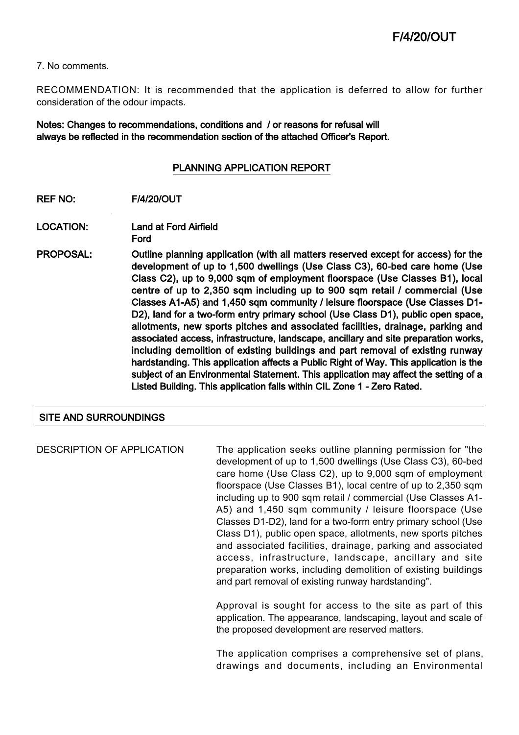7. No comments.

RECOMMENDATION: It is recommended that the application is deferred to allow for further consideration of the odour impacts.

**Notes: Changes to recommendations, conditions and / or reasons for refusal will always be reflected in the recommendation section of the attached Officer's Report.**

## PLANNING APPLICATION REPORT

**REF NO:** F/4/20/OUT

**LOCATION:** Land at Ford Airfield
Ford

**PROPOSAL:** Outline planning application (with all matters reserved except for access) for the development of up to 1,500 dwellings (Use Class C3), 60-bed care home (Use Class C2), up to 9,000 sqm of employment floorspace (Use Classes B1), local centre of up to 2,350 sqm including up to 900 sqm retail / commercial (Use Classes A1-A5) and 1,450 sqm community / leisure floorspace (Use Classes D1-D2), land for a two-form entry primary school (Use Class D1), public open space, allotments, new sports pitches and associated facilities, drainage, parking and associated access, infrastructure, landscape, ancillary and site preparation works, including demolition of existing buildings and part removal of existing runway hardstanding. This application affects a Public Right of Way. This application is the subject of an Environmental Statement. This application may affect the setting of a Listed Building. This application falls within CIL Zone 1 - Zero Rated.

## SITE AND SURROUNDINGS

DESCRIPTION OF APPLICATION

The application seeks outline planning permission for "the development of up to 1,500 dwellings (Use Class C3), 60-bed care home (Use Class C2), up to 9,000 sqm of employment floorspace (Use Classes B1), local centre of up to 2,350 sqm including up to 900 sqm retail / commercial (Use Classes A1-A5) and 1,450 sqm community / leisure floorspace (Use Classes D1-D2), land for a two-form entry primary school (Use Class D1), public open space, allotments, new sports pitches and associated facilities, drainage, parking and associated access, infrastructure, landscape, ancillary and site preparation works, including demolition of existing buildings and part removal of existing runway hardstanding".

Approval is sought for access to the site as part of this application. The appearance, landscaping, layout and scale of the proposed development are reserved matters.

The application comprises a comprehensive set of plans, drawings and documents, including an Environmental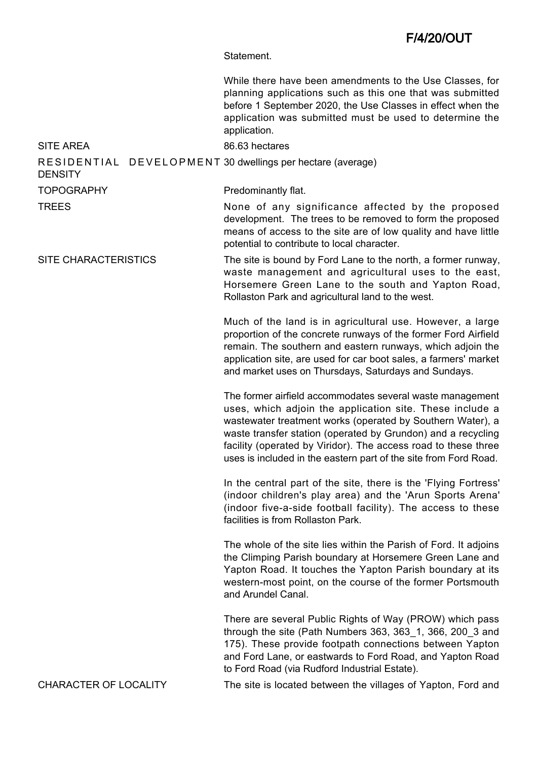Statement.

While there have been amendments to the Use Classes, for planning applications such as this one that was submitted before 1 September 2020, the Use Classes in effect when the application was submitted must be used to determine the application.

| | |
|---|---|
| SITE AREA | 86.63 hectares |
| RESIDENTIAL DEVELOPMENT DENSITY | 30 dwellings per hectare (average) |
| TOPOGRAPHY | Predominantly flat. |
| TREES | None of any significance affected by the proposed development. The trees to be removed to form the proposed means of access to the site are of low quality and have little potential to contribute to local character. |
| SITE CHARACTERISTICS | The site is bound by Ford Lane to the north, a former runway, waste management and agricultural uses to the east, Horsemere Green Lane to the south and Yapton Road, Rollaston Park and agricultural land to the west.<br><br>Much of the land is in agricultural use. However, a large proportion of the concrete runways of the former Ford Airfield remain. The southern and eastern runways, which adjoin the application site, are used for car boot sales, a farmers' market and market uses on Thursdays, Saturdays and Sundays.<br><br>The former airfield accommodates several waste management uses, which adjoin the application site. These include a wastewater treatment works (operated by Southern Water), a waste transfer station (operated by Grundon) and a recycling facility (operated by Viridor). The access road to these three uses is included in the eastern part of the site from Ford Road.<br><br>In the central part of the site, there is the 'Flying Fortress' (indoor children's play area) and the 'Arun Sports Arena' (indoor five-a-side football facility). The access to these facilities is from Rollaston Park.<br><br>The whole of the site lies within the Parish of Ford. It adjoins the Climping Parish boundary at Horsemere Green Lane and Yapton Road. It touches the Yapton Parish boundary at its western-most point, on the course of the former Portsmouth and Arundel Canal.<br><br>There are several Public Rights of Way (PROW) which pass through the site (Path Numbers 363, 363_1, 366, 200_3 and 175). These provide footpath connections between Yapton and Ford Lane, or eastwards to Ford Road, and Yapton Road to Ford Road (via Rudford Industrial Estate). |
| CHARACTER OF LOCALITY | The site is located between the villages of Yapton, Ford and |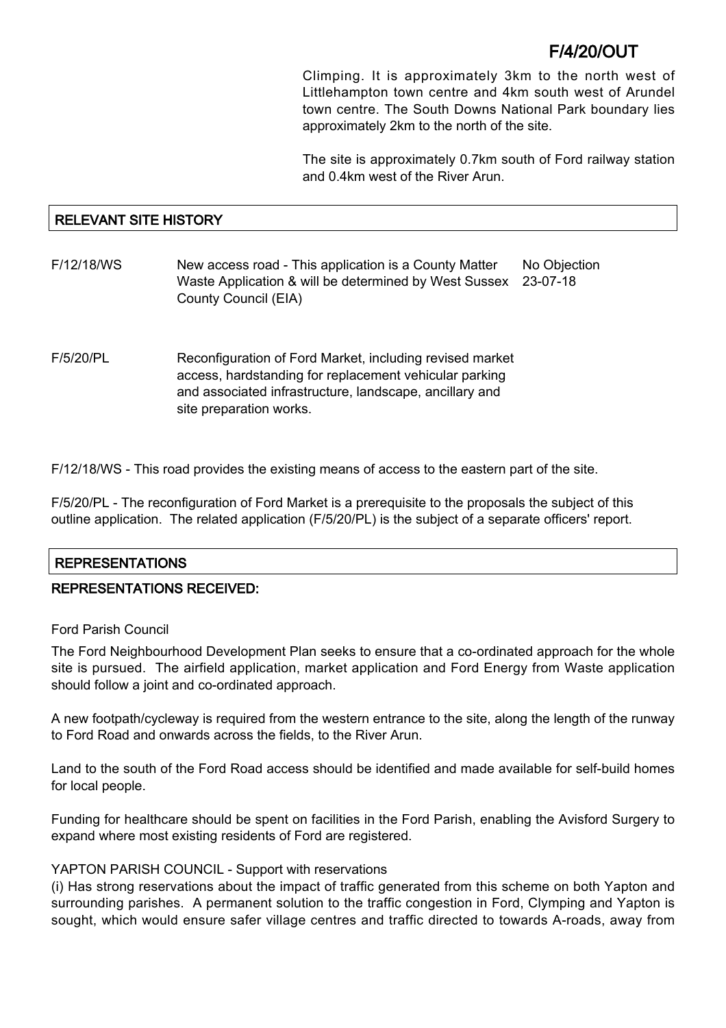Climping. It is approximately 3km to the north west of Littlehampton town centre and 4km south west of Arundel town centre. The South Downs National Park boundary lies approximately 2km to the north of the site.

The site is approximately 0.7km south of Ford railway station and 0.4km west of the River Arun.

## RELEVANT SITE HISTORY

| | | |
|---|---|---|
| F/12/18/WS | New access road - This application is a County Matter Waste Application & will be determined by West Sussex County Council (EIA) | No Objection 23-07-18 |
| F/5/20/PL | Reconfiguration of Ford Market, including revised market access, hardstanding for replacement vehicular parking and associated infrastructure, landscape, ancillary and site preparation works. | |

F/12/18/WS - This road provides the existing means of access to the eastern part of the site.

F/5/20/PL - The reconfiguration of Ford Market is a prerequisite to the proposals the subject of this outline application. The related application (F/5/20/PL) is the subject of a separate officers' report.

## REPRESENTATIONS

### REPRESENTATIONS RECEIVED:

Ford Parish Council

The Ford Neighbourhood Development Plan seeks to ensure that a co-ordinated approach for the whole site is pursued. The airfield application, market application and Ford Energy from Waste application should follow a joint and co-ordinated approach.

A new footpath/cycleway is required from the western entrance to the site, along the length of the runway to Ford Road and onwards across the fields, to the River Arun.

Land to the south of the Ford Road access should be identified and made available for self-build homes for local people.

Funding for healthcare should be spent on facilities in the Ford Parish, enabling the Avisford Surgery to expand where most existing residents of Ford are registered.

YAPTON PARISH COUNCIL - Support with reservations

(i) Has strong reservations about the impact of traffic generated from this scheme on both Yapton and surrounding parishes. A permanent solution to the traffic congestion in Ford, Clymping and Yapton is sought, which would ensure safer village centres and traffic directed to towards A-roads, away from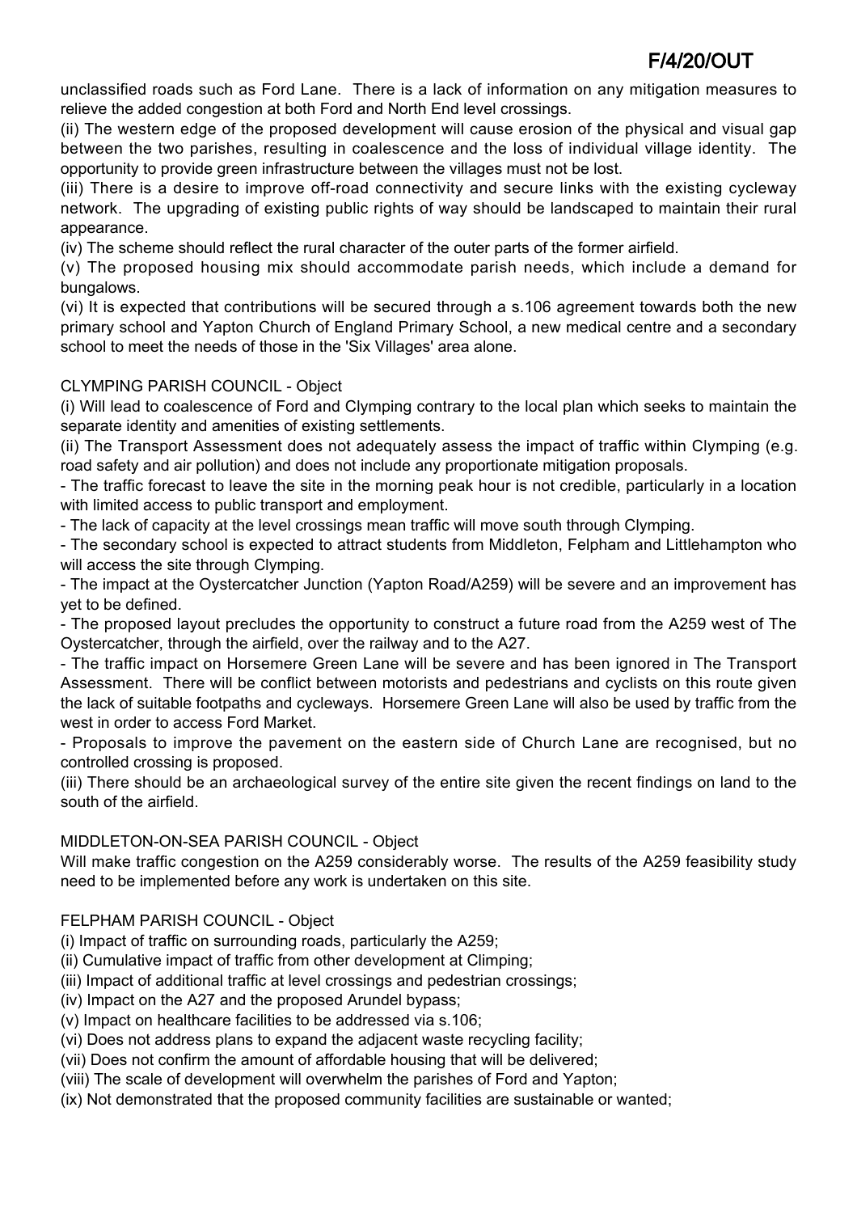unclassified roads such as Ford Lane. There is a lack of information on any mitigation measures to relieve the added congestion at both Ford and North End level crossings.

(ii) The western edge of the proposed development will cause erosion of the physical and visual gap between the two parishes, resulting in coalescence and the loss of individual village identity. The opportunity to provide green infrastructure between the villages must not be lost.

(iii) There is a desire to improve off-road connectivity and secure links with the existing cycleway network. The upgrading of existing public rights of way should be landscaped to maintain their rural appearance.

(iv) The scheme should reflect the rural character of the outer parts of the former airfield.

(v) The proposed housing mix should accommodate parish needs, which include a demand for bungalows.

(vi) It is expected that contributions will be secured through a s.106 agreement towards both the new primary school and Yapton Church of England Primary School, a new medical centre and a secondary school to meet the needs of those in the 'Six Villages' area alone.

CLYMPING PARISH COUNCIL - Object

(i) Will lead to coalescence of Ford and Clymping contrary to the local plan which seeks to maintain the separate identity and amenities of existing settlements.

(ii) The Transport Assessment does not adequately assess the impact of traffic within Clymping (e.g. road safety and air pollution) and does not include any proportionate mitigation proposals.

- The traffic forecast to leave the site in the morning peak hour is not credible, particularly in a location with limited access to public transport and employment.
- The lack of capacity at the level crossings mean traffic will move south through Clymping.
- The secondary school is expected to attract students from Middleton, Felpham and Littlehampton who will access the site through Clymping.
- The impact at the Oystercatcher Junction (Yapton Road/A259) will be severe and an improvement has yet to be defined.
- The proposed layout precludes the opportunity to construct a future road from the A259 west of The Oystercatcher, through the airfield, over the railway and to the A27.
- The traffic impact on Horsemere Green Lane will be severe and has been ignored in The Transport Assessment. There will be conflict between motorists and pedestrians and cyclists on this route given the lack of suitable footpaths and cycleways. Horsemere Green Lane will also be used by traffic from the west in order to access Ford Market.
- Proposals to improve the pavement on the eastern side of Church Lane are recognised, but no controlled crossing is proposed.

(iii) There should be an archaeological survey of the entire site given the recent findings on land to the south of the airfield.

MIDDLETON-ON-SEA PARISH COUNCIL - Object

Will make traffic congestion on the A259 considerably worse. The results of the A259 feasibility study need to be implemented before any work is undertaken on this site.

FELPHAM PARISH COUNCIL - Object

(i) Impact of traffic on surrounding roads, particularly the A259;

(ii) Cumulative impact of traffic from other development at Climping;

(iii) Impact of additional traffic at level crossings and pedestrian crossings;

(iv) Impact on the A27 and the proposed Arundel bypass;

(v) Impact on healthcare facilities to be addressed via s.106;

(vi) Does not address plans to expand the adjacent waste recycling facility;

(vii) Does not confirm the amount of affordable housing that will be delivered;

(viii) The scale of development will overwhelm the parishes of Ford and Yapton;

(ix) Not demonstrated that the proposed community facilities are sustainable or wanted;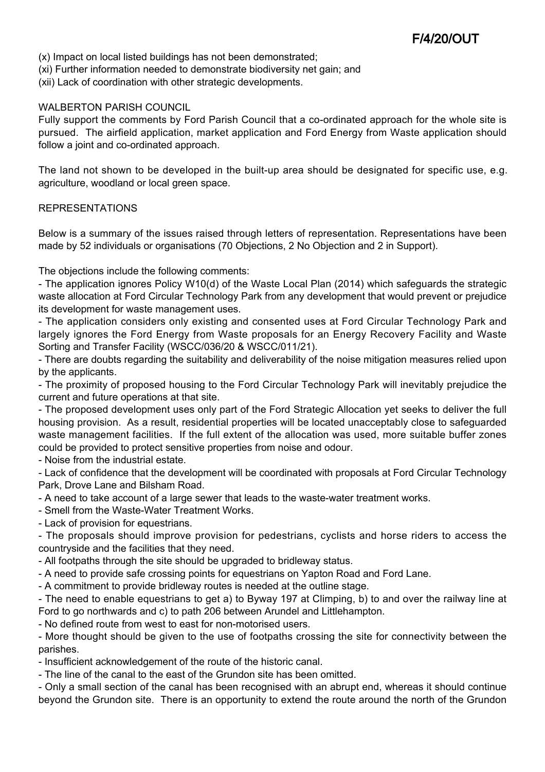(x) Impact on local listed buildings has not been demonstrated;
(xi) Further information needed to demonstrate biodiversity net gain; and
(xii) Lack of coordination with other strategic developments.

WALBERTON PARISH COUNCIL

Fully support the comments by Ford Parish Council that a co-ordinated approach for the whole site is pursued. The airfield application, market application and Ford Energy from Waste application should follow a joint and co-ordinated approach.

The land not shown to be developed in the built-up area should be designated for specific use, e.g. agriculture, woodland or local green space.

REPRESENTATIONS

Below is a summary of the issues raised through letters of representation. Representations have been made by 52 individuals or organisations (70 Objections, 2 No Objection and 2 in Support).

The objections include the following comments:

- The application ignores Policy W10(d) of the Waste Local Plan (2014) which safeguards the strategic waste allocation at Ford Circular Technology Park from any development that would prevent or prejudice its development for waste management uses.
- The application considers only existing and consented uses at Ford Circular Technology Park and largely ignores the Ford Energy from Waste proposals for an Energy Recovery Facility and Waste Sorting and Transfer Facility (WSCC/036/20 & WSCC/011/21).
- There are doubts regarding the suitability and deliverability of the noise mitigation measures relied upon by the applicants.
- The proximity of proposed housing to the Ford Circular Technology Park will inevitably prejudice the current and future operations at that site.
- The proposed development uses only part of the Ford Strategic Allocation yet seeks to deliver the full housing provision. As a result, residential properties will be located unacceptably close to safeguarded waste management facilities. If the full extent of the allocation was used, more suitable buffer zones could be provided to protect sensitive properties from noise and odour.
- Noise from the industrial estate.
- Lack of confidence that the development will be coordinated with proposals at Ford Circular Technology Park, Drove Lane and Bilsham Road.
- A need to take account of a large sewer that leads to the waste-water treatment works.
- Smell from the Waste-Water Treatment Works.
- Lack of provision for equestrians.
- The proposals should improve provision for pedestrians, cyclists and horse riders to access the countryside and the facilities that they need.
- All footpaths through the site should be upgraded to bridleway status.
- A need to provide safe crossing points for equestrians on Yapton Road and Ford Lane.
- A commitment to provide bridleway routes is needed at the outline stage.
- The need to enable equestrians to get a) to Byway 197 at Climping, b) to and over the railway line at Ford to go northwards and c) to path 206 between Arundel and Littlehampton.
- No defined route from west to east for non-motorised users.
- More thought should be given to the use of footpaths crossing the site for connectivity between the parishes.
- Insufficient acknowledgement of the route of the historic canal.
- The line of the canal to the east of the Grundon site has been omitted.
- Only a small section of the canal has been recognised with an abrupt end, whereas it should continue beyond the Grundon site. There is an opportunity to extend the route around the north of the Grundon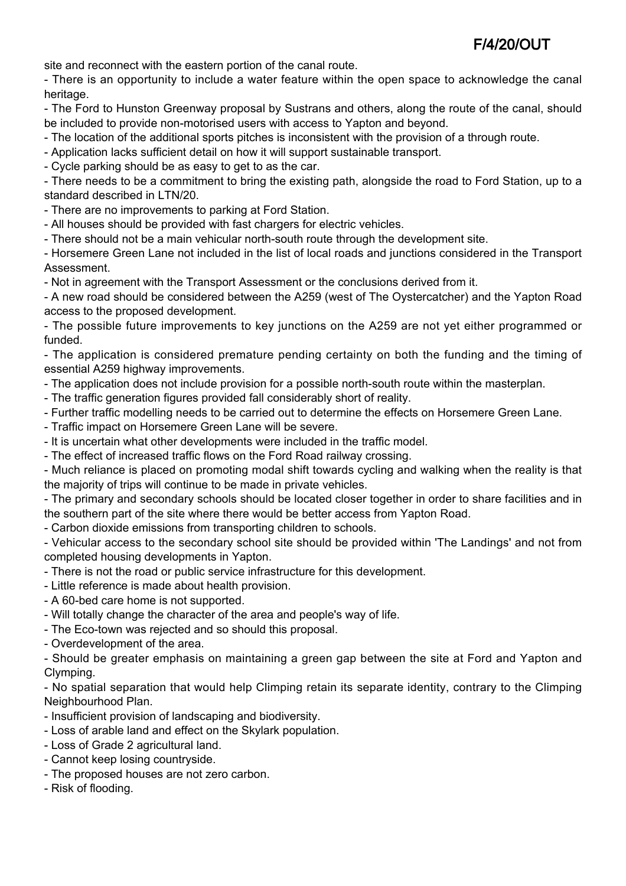site and reconnect with the eastern portion of the canal route.
- There is an opportunity to include a water feature within the open space to acknowledge the canal heritage.
- The Ford to Hunston Greenway proposal by Sustrans and others, along the route of the canal, should be included to provide non-motorised users with access to Yapton and beyond.
- The location of the additional sports pitches is inconsistent with the provision of a through route.
- Application lacks sufficient detail on how it will support sustainable transport.
- Cycle parking should be as easy to get to as the car.
- There needs to be a commitment to bring the existing path, alongside the road to Ford Station, up to a standard described in LTN/20.
- There are no improvements to parking at Ford Station.
- All houses should be provided with fast chargers for electric vehicles.
- There should not be a main vehicular north-south route through the development site.
- Horsemere Green Lane not included in the list of local roads and junctions considered in the Transport Assessment.
- Not in agreement with the Transport Assessment or the conclusions derived from it.
- A new road should be considered between the A259 (west of The Oystercatcher) and the Yapton Road access to the proposed development.
- The possible future improvements to key junctions on the A259 are not yet either programmed or funded.
- The application is considered premature pending certainty on both the funding and the timing of essential A259 highway improvements.
- The application does not include provision for a possible north-south route within the masterplan.
- The traffic generation figures provided fall considerably short of reality.
- Further traffic modelling needs to be carried out to determine the effects on Horsemere Green Lane.
- Traffic impact on Horsemere Green Lane will be severe.
- It is uncertain what other developments were included in the traffic model.
- The effect of increased traffic flows on the Ford Road railway crossing.
- Much reliance is placed on promoting modal shift towards cycling and walking when the reality is that the majority of trips will continue to be made in private vehicles.
- The primary and secondary schools should be located closer together in order to share facilities and in the southern part of the site where there would be better access from Yapton Road.
- Carbon dioxide emissions from transporting children to schools.
- Vehicular access to the secondary school site should be provided within 'The Landings' and not from completed housing developments in Yapton.
- There is not the road or public service infrastructure for this development.
- Little reference is made about health provision.
- A 60-bed care home is not supported.
- Will totally change the character of the area and people's way of life.
- The Eco-town was rejected and so should this proposal.
- Overdevelopment of the area.
- Should be greater emphasis on maintaining a green gap between the site at Ford and Yapton and Clymping.
- No spatial separation that would help Climping retain its separate identity, contrary to the Climping Neighbourhood Plan.
- Insufficient provision of landscaping and biodiversity.
- Loss of arable land and effect on the Skylark population.
- Loss of Grade 2 agricultural land.
- Cannot keep losing countryside.
- The proposed houses are not zero carbon.
- Risk of flooding.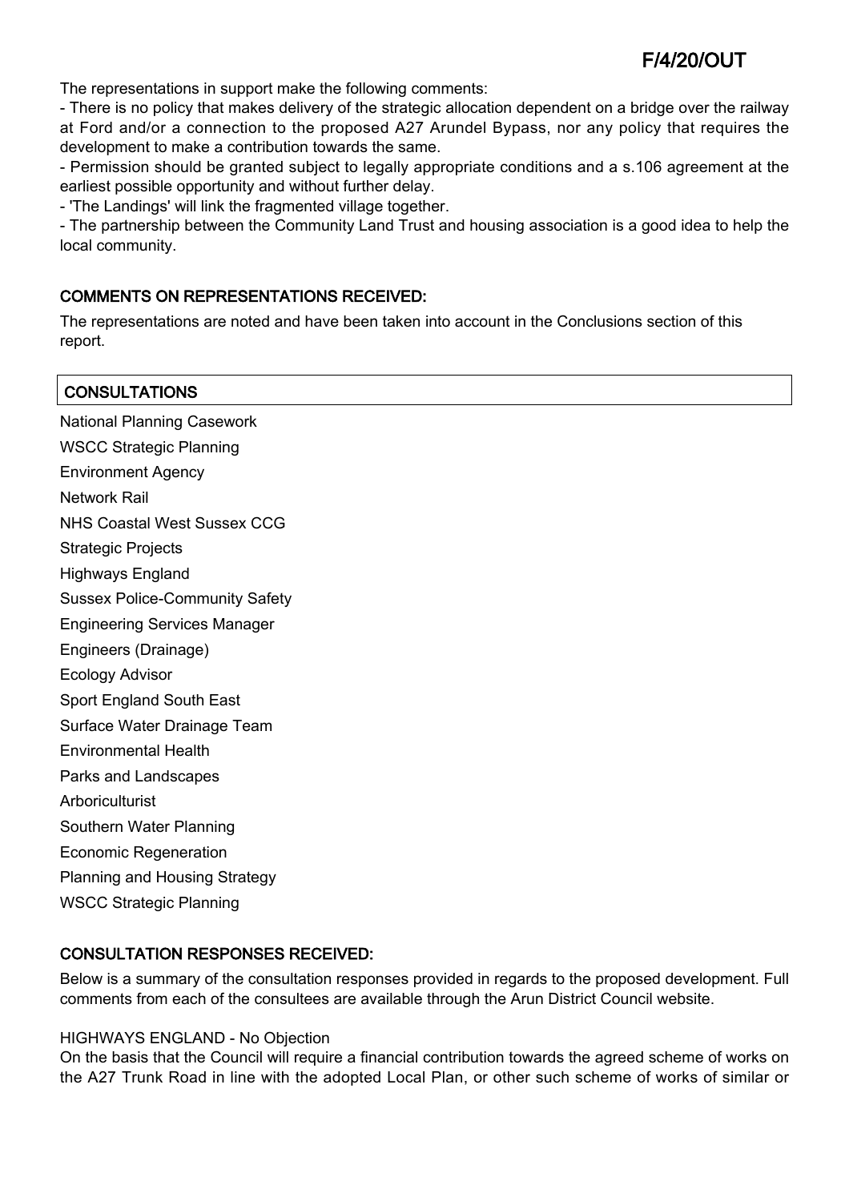The representations in support make the following comments:

- There is no policy that makes delivery of the strategic allocation dependent on a bridge over the railway at Ford and/or a connection to the proposed A27 Arundel Bypass, nor any policy that requires the development to make a contribution towards the same.
- Permission should be granted subject to legally appropriate conditions and a s.106 agreement at the earliest possible opportunity and without further delay.
- 'The Landings' will link the fragmented village together.
- The partnership between the Community Land Trust and housing association is a good idea to help the local community.

## COMMENTS ON REPRESENTATIONS RECEIVED:

The representations are noted and have been taken into account in the Conclusions section of this report.

## CONSULTATIONS

National Planning Casework

WSCC Strategic Planning

Environment Agency

Network Rail

NHS Coastal West Sussex CCG

Strategic Projects

Highways England

Sussex Police-Community Safety

Engineering Services Manager

Engineers (Drainage)

Ecology Advisor

Sport England South East

Surface Water Drainage Team

Environmental Health

Parks and Landscapes

Arboriculturist

Southern Water Planning

Economic Regeneration

Planning and Housing Strategy

WSCC Strategic Planning

## CONSULTATION RESPONSES RECEIVED:

Below is a summary of the consultation responses provided in regards to the proposed development. Full comments from each of the consultees are available through the Arun District Council website.

HIGHWAYS ENGLAND - No Objection

On the basis that the Council will require a financial contribution towards the agreed scheme of works on the A27 Trunk Road in line with the adopted Local Plan, or other such scheme of works of similar or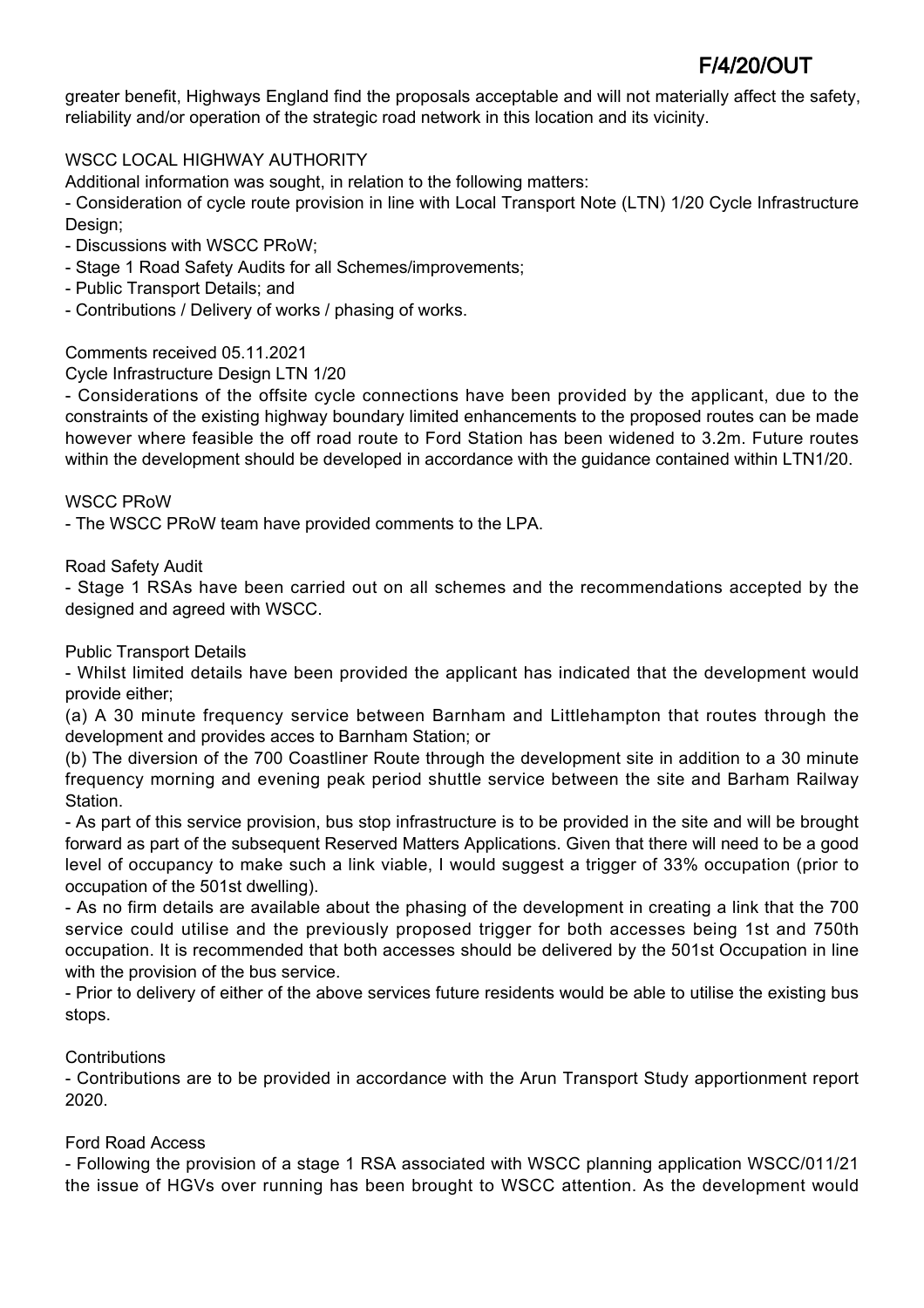greater benefit, Highways England find the proposals acceptable and will not materially affect the safety, reliability and/or operation of the strategic road network in this location and its vicinity.

WSCC LOCAL HIGHWAY AUTHORITY

Additional information was sought, in relation to the following matters:

- Consideration of cycle route provision in line with Local Transport Note (LTN) 1/20 Cycle Infrastructure Design;
- Discussions with WSCC PRoW;
- Stage 1 Road Safety Audits for all Schemes/improvements;
- Public Transport Details; and
- Contributions / Delivery of works / phasing of works.

Comments received 05.11.2021

Cycle Infrastructure Design LTN 1/20

- Considerations of the offsite cycle connections have been provided by the applicant, due to the constraints of the existing highway boundary limited enhancements to the proposed routes can be made however where feasible the off road route to Ford Station has been widened to 3.2m. Future routes within the development should be developed in accordance with the guidance contained within LTN1/20.

WSCC PRoW

- The WSCC PRoW team have provided comments to the LPA.

Road Safety Audit

- Stage 1 RSAs have been carried out on all schemes and the recommendations accepted by the designed and agreed with WSCC.

Public Transport Details

- Whilst limited details have been provided the applicant has indicated that the development would provide either;

(a) A 30 minute frequency service between Barnham and Littlehampton that routes through the development and provides acces to Barnham Station; or

(b) The diversion of the 700 Coastliner Route through the development site in addition to a 30 minute frequency morning and evening peak period shuttle service between the site and Barham Railway Station.

- As part of this service provision, bus stop infrastructure is to be provided in the site and will be brought forward as part of the subsequent Reserved Matters Applications. Given that there will need to be a good level of occupancy to make such a link viable, I would suggest a trigger of 33% occupation (prior to occupation of the 501st dwelling).
- As no firm details are available about the phasing of the development in creating a link that the 700 service could utilise and the previously proposed trigger for both accesses being 1st and 750th occupation. It is recommended that both accesses should be delivered by the 501st Occupation in line with the provision of the bus service.
- Prior to delivery of either of the above services future residents would be able to utilise the existing bus stops.

Contributions

- Contributions are to be provided in accordance with the Arun Transport Study apportionment report 2020.

Ford Road Access

- Following the provision of a stage 1 RSA associated with WSCC planning application WSCC/011/21 the issue of HGVs over running has been brought to WSCC attention. As the development would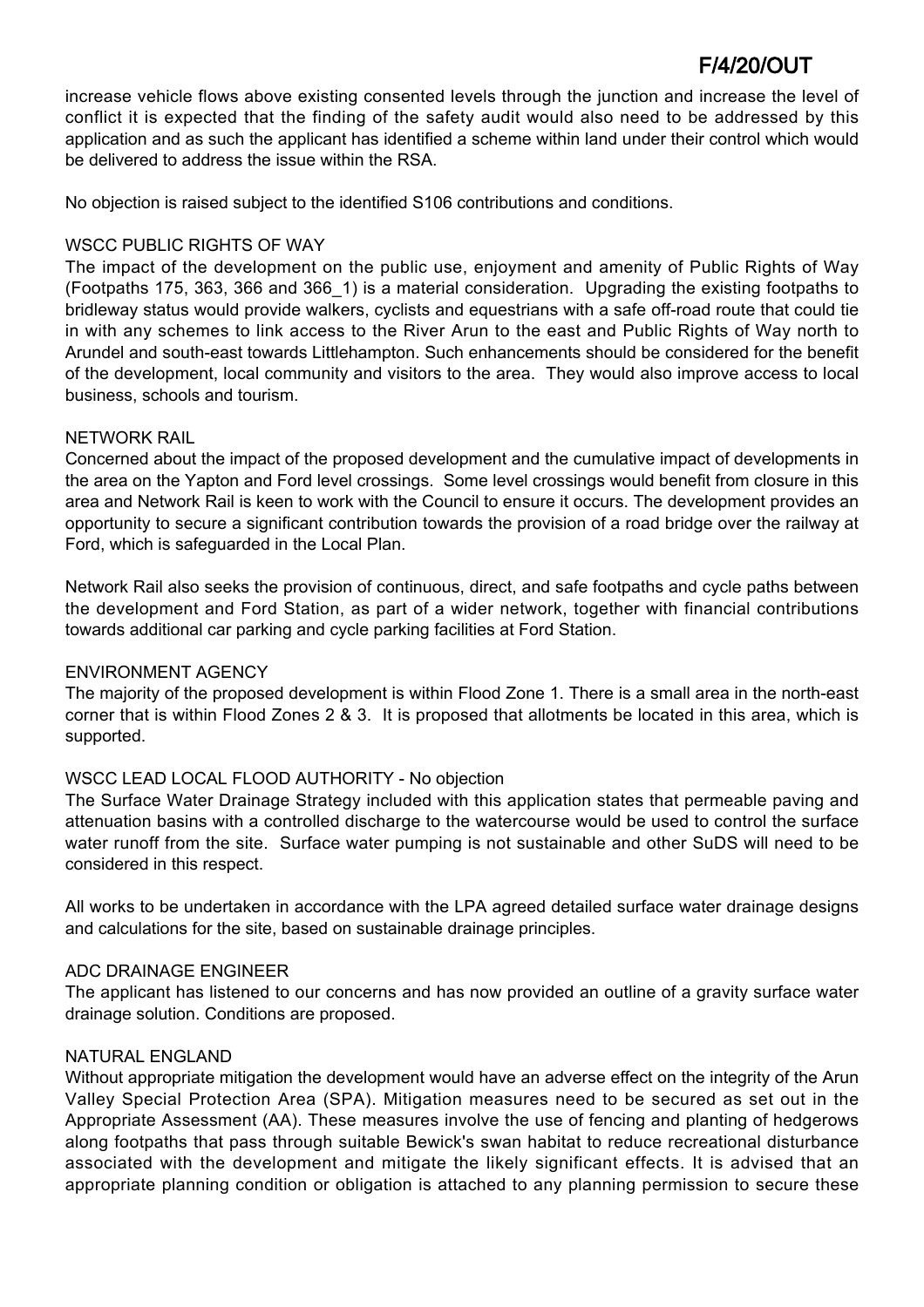increase vehicle flows above existing consented levels through the junction and increase the level of conflict it is expected that the finding of the safety audit would also need to be addressed by this application and as such the applicant has identified a scheme within land under their control which would be delivered to address the issue within the RSA.

No objection is raised subject to the identified S106 contributions and conditions.

WSCC PUBLIC RIGHTS OF WAY

The impact of the development on the public use, enjoyment and amenity of Public Rights of Way (Footpaths 175, 363, 366 and 366_1) is a material consideration. Upgrading the existing footpaths to bridleway status would provide walkers, cyclists and equestrians with a safe off-road route that could tie in with any schemes to link access to the River Arun to the east and Public Rights of Way north to Arundel and south-east towards Littlehampton. Such enhancements should be considered for the benefit of the development, local community and visitors to the area. They would also improve access to local business, schools and tourism.

NETWORK RAIL

Concerned about the impact of the proposed development and the cumulative impact of developments in the area on the Yapton and Ford level crossings. Some level crossings would benefit from closure in this area and Network Rail is keen to work with the Council to ensure it occurs. The development provides an opportunity to secure a significant contribution towards the provision of a road bridge over the railway at Ford, which is safeguarded in the Local Plan.

Network Rail also seeks the provision of continuous, direct, and safe footpaths and cycle paths between the development and Ford Station, as part of a wider network, together with financial contributions towards additional car parking and cycle parking facilities at Ford Station.

ENVIRONMENT AGENCY

The majority of the proposed development is within Flood Zone 1. There is a small area in the north-east corner that is within Flood Zones 2 & 3. It is proposed that allotments be located in this area, which is supported.

WSCC LEAD LOCAL FLOOD AUTHORITY - No objection

The Surface Water Drainage Strategy included with this application states that permeable paving and attenuation basins with a controlled discharge to the watercourse would be used to control the surface water runoff from the site. Surface water pumping is not sustainable and other SuDS will need to be considered in this respect.

All works to be undertaken in accordance with the LPA agreed detailed surface water drainage designs and calculations for the site, based on sustainable drainage principles.

ADC DRAINAGE ENGINEER

The applicant has listened to our concerns and has now provided an outline of a gravity surface water drainage solution. Conditions are proposed.

NATURAL ENGLAND

Without appropriate mitigation the development would have an adverse effect on the integrity of the Arun Valley Special Protection Area (SPA). Mitigation measures need to be secured as set out in the Appropriate Assessment (AA). These measures involve the use of fencing and planting of hedgerows along footpaths that pass through suitable Bewick's swan habitat to reduce recreational disturbance associated with the development and mitigate the likely significant effects. It is advised that an appropriate planning condition or obligation is attached to any planning permission to secure these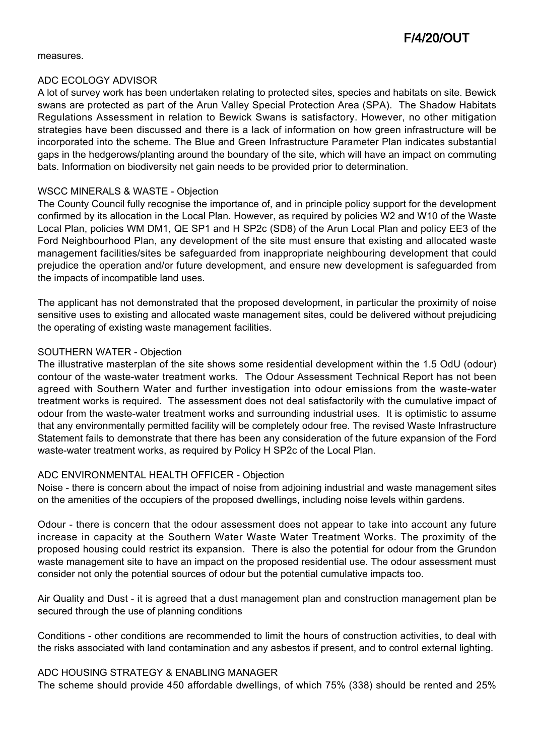measures.

ADC ECOLOGY ADVISOR

A lot of survey work has been undertaken relating to protected sites, species and habitats on site. Bewick swans are protected as part of the Arun Valley Special Protection Area (SPA). The Shadow Habitats Regulations Assessment in relation to Bewick Swans is satisfactory. However, no other mitigation strategies have been discussed and there is a lack of information on how green infrastructure will be incorporated into the scheme. The Blue and Green Infrastructure Parameter Plan indicates substantial gaps in the hedgerows/planting around the boundary of the site, which will have an impact on commuting bats. Information on biodiversity net gain needs to be provided prior to determination.

WSCC MINERALS & WASTE - Objection

The County Council fully recognise the importance of, and in principle policy support for the development confirmed by its allocation in the Local Plan. However, as required by policies W2 and W10 of the Waste Local Plan, policies WM DM1, QE SP1 and H SP2c (SD8) of the Arun Local Plan and policy EE3 of the Ford Neighbourhood Plan, any development of the site must ensure that existing and allocated waste management facilities/sites be safeguarded from inappropriate neighbouring development that could prejudice the operation and/or future development, and ensure new development is safeguarded from the impacts of incompatible land uses.

The applicant has not demonstrated that the proposed development, in particular the proximity of noise sensitive uses to existing and allocated waste management sites, could be delivered without prejudicing the operating of existing waste management facilities.

SOUTHERN WATER - Objection

The illustrative masterplan of the site shows some residential development within the 1.5 OdU (odour) contour of the waste-water treatment works. The Odour Assessment Technical Report has not been agreed with Southern Water and further investigation into odour emissions from the waste-water treatment works is required. The assessment does not deal satisfactorily with the cumulative impact of odour from the waste-water treatment works and surrounding industrial uses. It is optimistic to assume that any environmentally permitted facility will be completely odour free. The revised Waste Infrastructure Statement fails to demonstrate that there has been any consideration of the future expansion of the Ford waste-water treatment works, as required by Policy H SP2c of the Local Plan.

ADC ENVIRONMENTAL HEALTH OFFICER - Objection

Noise - there is concern about the impact of noise from adjoining industrial and waste management sites on the amenities of the occupiers of the proposed dwellings, including noise levels within gardens.

Odour - there is concern that the odour assessment does not appear to take into account any future increase in capacity at the Southern Water Waste Water Treatment Works. The proximity of the proposed housing could restrict its expansion. There is also the potential for odour from the Grundon waste management site to have an impact on the proposed residential use. The odour assessment must consider not only the potential sources of odour but the potential cumulative impacts too.

Air Quality and Dust - it is agreed that a dust management plan and construction management plan be secured through the use of planning conditions

Conditions - other conditions are recommended to limit the hours of construction activities, to deal with the risks associated with land contamination and any asbestos if present, and to control external lighting.

ADC HOUSING STRATEGY & ENABLING MANAGER

The scheme should provide 450 affordable dwellings, of which 75% (338) should be rented and 25%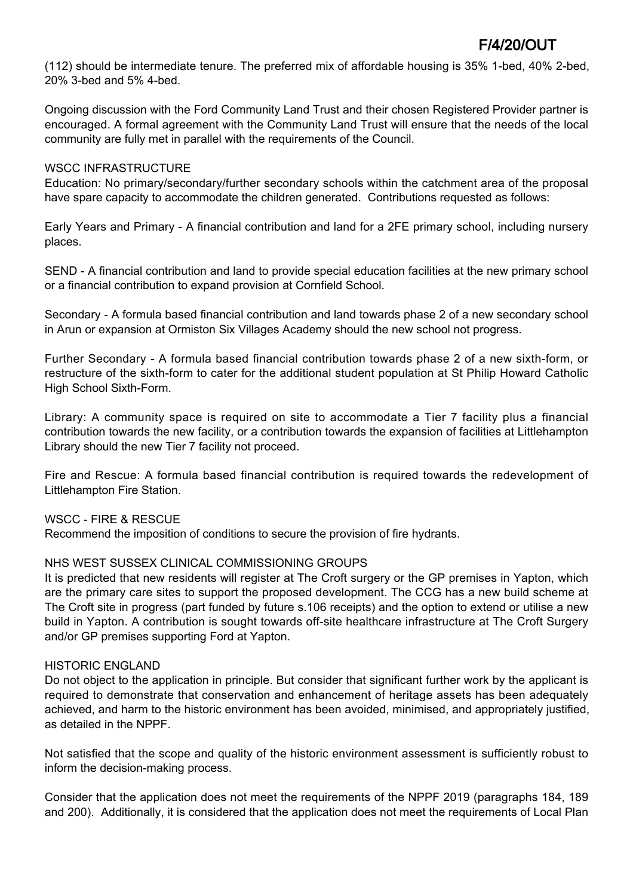(112) should be intermediate tenure. The preferred mix of affordable housing is 35% 1-bed, 40% 2-bed, 20% 3-bed and 5% 4-bed.

Ongoing discussion with the Ford Community Land Trust and their chosen Registered Provider partner is encouraged. A formal agreement with the Community Land Trust will ensure that the needs of the local community are fully met in parallel with the requirements of the Council.

WSCC INFRASTRUCTURE

Education: No primary/secondary/further secondary schools within the catchment area of the proposal have spare capacity to accommodate the children generated. Contributions requested as follows:

Early Years and Primary - A financial contribution and land for a 2FE primary school, including nursery places.

SEND - A financial contribution and land to provide special education facilities at the new primary school or a financial contribution to expand provision at Cornfield School.

Secondary - A formula based financial contribution and land towards phase 2 of a new secondary school in Arun or expansion at Ormiston Six Villages Academy should the new school not progress.

Further Secondary - A formula based financial contribution towards phase 2 of a new sixth-form, or restructure of the sixth-form to cater for the additional student population at St Philip Howard Catholic High School Sixth-Form.

Library: A community space is required on site to accommodate a Tier 7 facility plus a financial contribution towards the new facility, or a contribution towards the expansion of facilities at Littlehampton Library should the new Tier 7 facility not proceed.

Fire and Rescue: A formula based financial contribution is required towards the redevelopment of Littlehampton Fire Station.

WSCC - FIRE & RESCUE

Recommend the imposition of conditions to secure the provision of fire hydrants.

NHS WEST SUSSEX CLINICAL COMMISSIONING GROUPS

It is predicted that new residents will register at The Croft surgery or the GP premises in Yapton, which are the primary care sites to support the proposed development. The CCG has a new build scheme at The Croft site in progress (part funded by future s.106 receipts) and the option to extend or utilise a new build in Yapton. A contribution is sought towards off-site healthcare infrastructure at The Croft Surgery and/or GP premises supporting Ford at Yapton.

HISTORIC ENGLAND

Do not object to the application in principle. But consider that significant further work by the applicant is required to demonstrate that conservation and enhancement of heritage assets has been adequately achieved, and harm to the historic environment has been avoided, minimised, and appropriately justified, as detailed in the NPPF.

Not satisfied that the scope and quality of the historic environment assessment is sufficiently robust to inform the decision-making process.

Consider that the application does not meet the requirements of the NPPF 2019 (paragraphs 184, 189 and 200). Additionally, it is considered that the application does not meet the requirements of Local Plan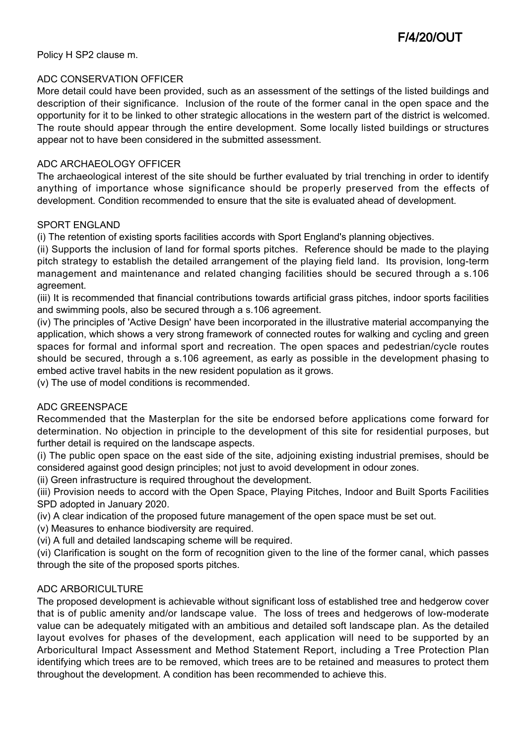Policy H SP2 clause m.

### ADC CONSERVATION OFFICER

More detail could have been provided, such as an assessment of the settings of the listed buildings and description of their significance. Inclusion of the route of the former canal in the open space and the opportunity for it to be linked to other strategic allocations in the western part of the district is welcomed. The route should appear through the entire development. Some locally listed buildings or structures appear not to have been considered in the submitted assessment.

### ADC ARCHAEOLOGY OFFICER

The archaeological interest of the site should be further evaluated by trial trenching in order to identify anything of importance whose significance should be properly preserved from the effects of development. Condition recommended to ensure that the site is evaluated ahead of development.

### SPORT ENGLAND

(i) The retention of existing sports facilities accords with Sport England's planning objectives.

(ii) Supports the inclusion of land for formal sports pitches. Reference should be made to the playing pitch strategy to establish the detailed arrangement of the playing field land. Its provision, long-term management and maintenance and related changing facilities should be secured through a s.106 agreement.

(iii) It is recommended that financial contributions towards artificial grass pitches, indoor sports facilities and swimming pools, also be secured through a s.106 agreement.

(iv) The principles of 'Active Design' have been incorporated in the illustrative material accompanying the application, which shows a very strong framework of connected routes for walking and cycling and green spaces for formal and informal sport and recreation. The open spaces and pedestrian/cycle routes should be secured, through a s.106 agreement, as early as possible in the development phasing to embed active travel habits in the new resident population as it grows.

(v) The use of model conditions is recommended.

### ADC GREENSPACE

Recommended that the Masterplan for the site be endorsed before applications come forward for determination. No objection in principle to the development of this site for residential purposes, but further detail is required on the landscape aspects.

(i) The public open space on the east side of the site, adjoining existing industrial premises, should be considered against good design principles; not just to avoid development in odour zones.

(ii) Green infrastructure is required throughout the development.

(iii) Provision needs to accord with the Open Space, Playing Pitches, Indoor and Built Sports Facilities SPD adopted in January 2020.

(iv) A clear indication of the proposed future management of the open space must be set out.

(v) Measures to enhance biodiversity are required.

(vi) A full and detailed landscaping scheme will be required.

(vi) Clarification is sought on the form of recognition given to the line of the former canal, which passes through the site of the proposed sports pitches.

### ADC ARBORICULTURE

The proposed development is achievable without significant loss of established tree and hedgerow cover that is of public amenity and/or landscape value. The loss of trees and hedgerows of low-moderate value can be adequately mitigated with an ambitious and detailed soft landscape plan. As the detailed layout evolves for phases of the development, each application will need to be supported by an Arboricultural Impact Assessment and Method Statement Report, including a Tree Protection Plan identifying which trees are to be removed, which trees are to be retained and measures to protect them throughout the development. A condition has been recommended to achieve this.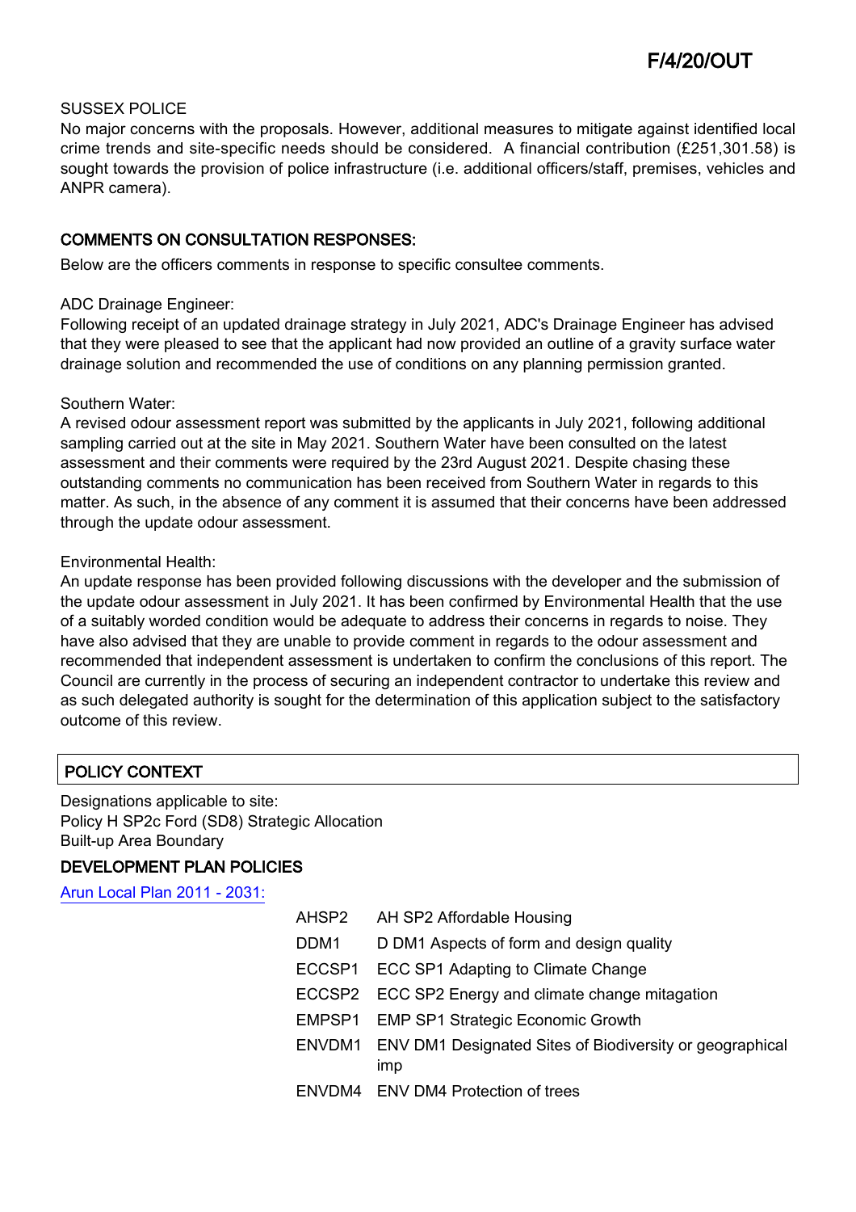SUSSEX POLICE
No major concerns with the proposals. However, additional measures to mitigate against identified local crime trends and site-specific needs should be considered. A financial contribution (£251,301.58) is sought towards the provision of police infrastructure (i.e. additional officers/staff, premises, vehicles and ANPR camera).

## COMMENTS ON CONSULTATION RESPONSES:

Below are the officers comments in response to specific consultee comments.

ADC Drainage Engineer:
Following receipt of an updated drainage strategy in July 2021, ADC's Drainage Engineer has advised that they were pleased to see that the applicant had now provided an outline of a gravity surface water drainage solution and recommended the use of conditions on any planning permission granted.

Southern Water:
A revised odour assessment report was submitted by the applicants in July 2021, following additional sampling carried out at the site in May 2021. Southern Water have been consulted on the latest assessment and their comments were required by the 23rd August 2021. Despite chasing these outstanding comments no communication has been received from Southern Water in regards to this matter. As such, in the absence of any comment it is assumed that their concerns have been addressed through the update odour assessment.

Environmental Health:
An update response has been provided following discussions with the developer and the submission of the update odour assessment in July 2021. It has been confirmed by Environmental Health that the use of a suitably worded condition would be adequate to address their concerns in regards to noise. They have also advised that they are unable to provide comment in regards to the odour assessment and recommended that independent assessment is undertaken to confirm the conclusions of this report. The Council are currently in the process of securing an independent contractor to undertake this review and as such delegated authority is sought for the determination of this application subject to the satisfactory outcome of this review.

## POLICY CONTEXT

Designations applicable to site:
Policy H SP2c Ford (SD8) Strategic Allocation
Built-up Area Boundary

## DEVELOPMENT PLAN POLICIES

Arun Local Plan 2011 - 2031:

| | |
|---|---|
| AHSP2 | AH SP2 Affordable Housing |
| DDM1 | D DM1 Aspects of form and design quality |
| ECCSP1 | ECC SP1 Adapting to Climate Change |
| ECCSP2 | ECC SP2 Energy and climate change mitagation |
| EMPSP1 | EMP SP1 Strategic Economic Growth |
| ENVDM1 | ENV DM1 Designated Sites of Biodiversity or geographical imp |
| ENVDM4 | ENV DM4 Protection of trees |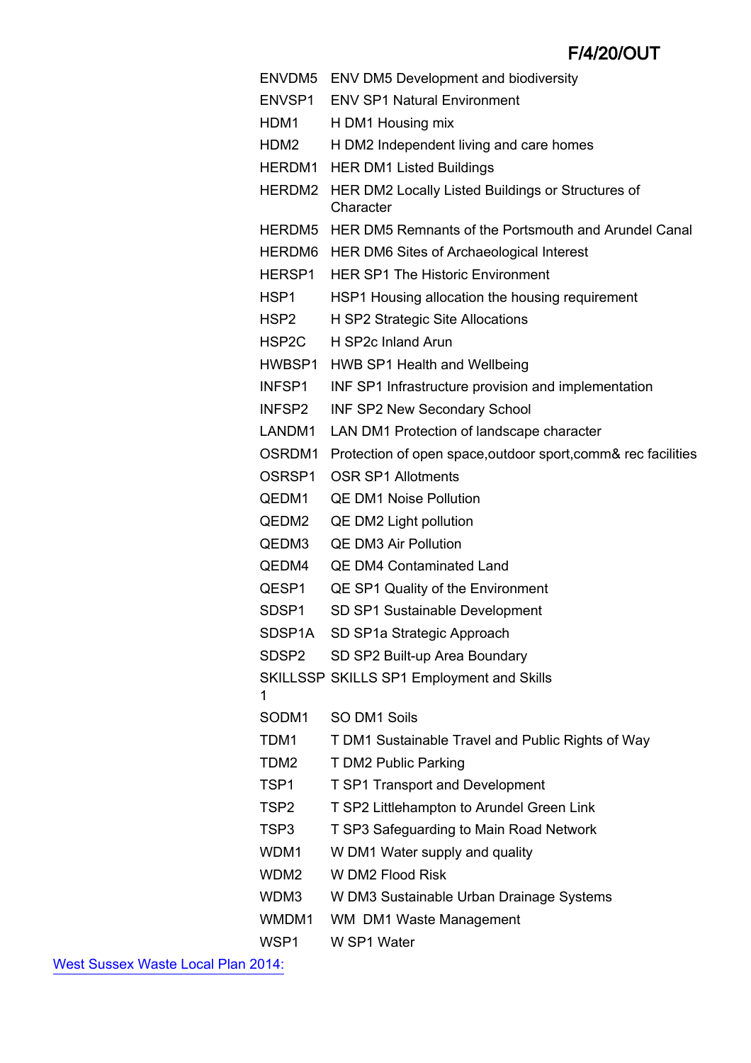| | |
|---|---|
| ENVDM5 | ENV DM5 Development and biodiversity |
| ENVSP1 | ENV SP1 Natural Environment |
| HDM1 | H DM1 Housing mix |
| HDM2 | H DM2 Independent living and care homes |
| HERDM1 | HER DM1 Listed Buildings |
| HERDM2 | HER DM2 Locally Listed Buildings or Structures of Character |
| HERDM5 | HER DM5 Remnants of the Portsmouth and Arundel Canal |
| HERDM6 | HER DM6 Sites of Archaeological Interest |
| HERSP1 | HER SP1 The Historic Environment |
| HSP1 | HSP1 Housing allocation the housing requirement |
| HSP2 | H SP2 Strategic Site Allocations |
| HSP2C | H SP2c Inland Arun |
| HWBSP1 | HWB SP1 Health and Wellbeing |
| INFSP1 | INF SP1 Infrastructure provision and implementation |
| INFSP2 | INF SP2 New Secondary School |
| LANDM1 | LAN DM1 Protection of landscape character |
| OSRDM1 | Protection of open space,outdoor sport,comm& rec facilities |
| OSRSP1 | OSR SP1 Allotments |
| QEDM1 | QE DM1 Noise Pollution |
| QEDM2 | QE DM2 Light pollution |
| QEDM3 | QE DM3 Air Pollution |
| QEDM4 | QE DM4 Contaminated Land |
| QESP1 | QE SP1 Quality of the Environment |
| SDSP1 | SD SP1 Sustainable Development |
| SDSP1A | SD SP1a Strategic Approach |
| SDSP2 | SD SP2 Built-up Area Boundary |
| SKILLSSP1 | SKILLS SP1 Employment and Skills |
| SODM1 | SO DM1 Soils |
| TDM1 | T DM1 Sustainable Travel and Public Rights of Way |
| TDM2 | T DM2 Public Parking |
| TSP1 | T SP1 Transport and Development |
| TSP2 | T SP2 Littlehampton to Arundel Green Link |
| TSP3 | T SP3 Safeguarding to Main Road Network |
| WDM1 | W DM1 Water supply and quality |
| WDM2 | W DM2 Flood Risk |
| WDM3 | W DM3 Sustainable Urban Drainage Systems |
| WMDM1 | WM DM1 Waste Management |
| WSP1 | W SP1 Water |

West Sussex Waste Local Plan 2014: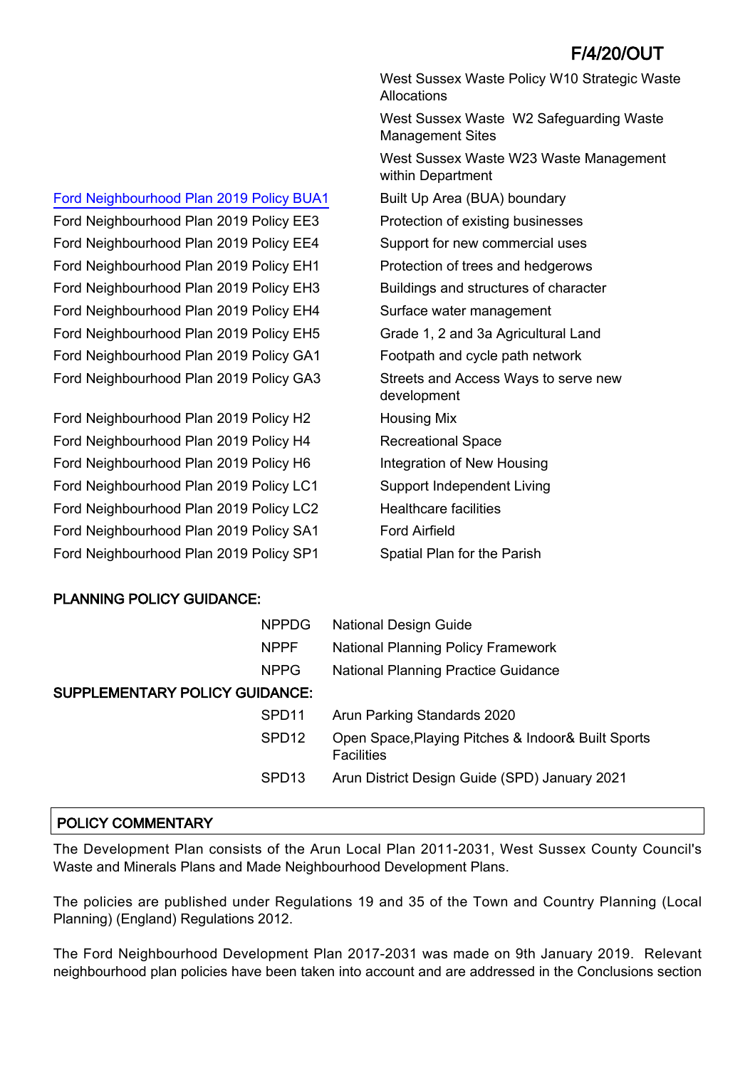| | |
|---|---|
| | West Sussex Waste Policy W10 Strategic Waste Allocations |
| | West Sussex Waste  W2 Safeguarding Waste Management Sites |
| | West Sussex Waste W23 Waste Management within Department |
| Ford Neighbourhood Plan 2019 Policy BUA1 | Built Up Area (BUA) boundary |
| Ford Neighbourhood Plan 2019 Policy EE3 | Protection of existing businesses |
| Ford Neighbourhood Plan 2019 Policy EE4 | Support for new commercial uses |
| Ford Neighbourhood Plan 2019 Policy EH1 | Protection of trees and hedgerows |
| Ford Neighbourhood Plan 2019 Policy EH3 | Buildings and structures of character |
| Ford Neighbourhood Plan 2019 Policy EH4 | Surface water management |
| Ford Neighbourhood Plan 2019 Policy EH5 | Grade 1, 2 and 3a Agricultural Land |
| Ford Neighbourhood Plan 2019 Policy GA1 | Footpath and cycle path network |
| Ford Neighbourhood Plan 2019 Policy GA3 | Streets and Access Ways to serve new development |
| Ford Neighbourhood Plan 2019 Policy H2 | Housing Mix |
| Ford Neighbourhood Plan 2019 Policy H4 | Recreational Space |
| Ford Neighbourhood Plan 2019 Policy H6 | Integration of New Housing |
| Ford Neighbourhood Plan 2019 Policy LC1 | Support Independent Living |
| Ford Neighbourhood Plan 2019 Policy LC2 | Healthcare facilities |
| Ford Neighbourhood Plan 2019 Policy SA1 | Ford Airfield |
| Ford Neighbourhood Plan 2019 Policy SP1 | Spatial Plan for the Parish |

**PLANNING POLICY GUIDANCE:**

| | |
|---|---|
| NPPDG | National Design Guide |
| NPPF | National Planning Policy Framework |
| NPPG | National Planning Practice Guidance |

**SUPPLEMENTARY POLICY GUIDANCE:**

| | |
|---|---|
| SPD11 | Arun Parking Standards 2020 |
| SPD12 | Open Space,Playing Pitches & Indoor& Built Sports Facilities |
| SPD13 | Arun District Design Guide (SPD) January 2021 |

## POLICY COMMENTARY

The Development Plan consists of the Arun Local Plan 2011-2031, West Sussex County Council's Waste and Minerals Plans and Made Neighbourhood Development Plans.

The policies are published under Regulations 19 and 35 of the Town and Country Planning (Local Planning) (England) Regulations 2012.

The Ford Neighbourhood Development Plan 2017-2031 was made on 9th January 2019. Relevant neighbourhood plan policies have been taken into account and are addressed in the Conclusions section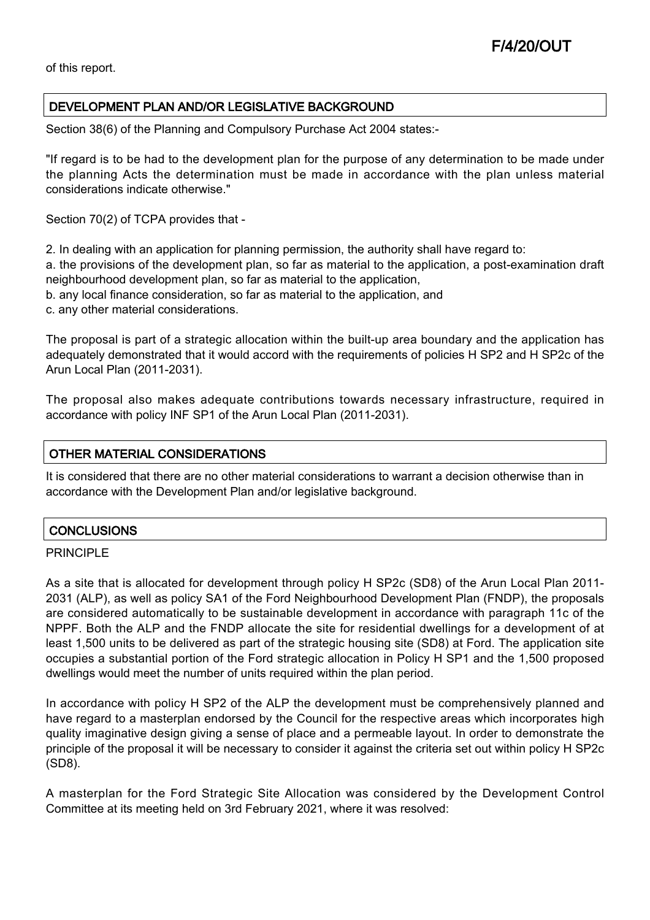of this report.

## DEVELOPMENT PLAN AND/OR LEGISLATIVE BACKGROUND

Section 38(6) of the Planning and Compulsory Purchase Act 2004 states:-

"If regard is to be had to the development plan for the purpose of any determination to be made under the planning Acts the determination must be made in accordance with the plan unless material considerations indicate otherwise."

Section 70(2) of TCPA provides that -

2. In dealing with an application for planning permission, the authority shall have regard to:

a. the provisions of the development plan, so far as material to the application, a post-examination draft neighbourhood development plan, so far as material to the application,

b. any local finance consideration, so far as material to the application, and

c. any other material considerations.

The proposal is part of a strategic allocation within the built-up area boundary and the application has adequately demonstrated that it would accord with the requirements of policies H SP2 and H SP2c of the Arun Local Plan (2011-2031).

The proposal also makes adequate contributions towards necessary infrastructure, required in accordance with policy INF SP1 of the Arun Local Plan (2011-2031).

## OTHER MATERIAL CONSIDERATIONS

It is considered that there are no other material considerations to warrant a decision otherwise than in accordance with the Development Plan and/or legislative background.

## CONCLUSIONS

PRINCIPLE

As a site that is allocated for development through policy H SP2c (SD8) of the Arun Local Plan 2011-2031 (ALP), as well as policy SA1 of the Ford Neighbourhood Development Plan (FNDP), the proposals are considered automatically to be sustainable development in accordance with paragraph 11c of the NPPF. Both the ALP and the FNDP allocate the site for residential dwellings for a development of at least 1,500 units to be delivered as part of the strategic housing site (SD8) at Ford. The application site occupies a substantial portion of the Ford strategic allocation in Policy H SP1 and the 1,500 proposed dwellings would meet the number of units required within the plan period.

In accordance with policy H SP2 of the ALP the development must be comprehensively planned and have regard to a masterplan endorsed by the Council for the respective areas which incorporates high quality imaginative design giving a sense of place and a permeable layout. In order to demonstrate the principle of the proposal it will be necessary to consider it against the criteria set out within policy H SP2c (SD8).

A masterplan for the Ford Strategic Site Allocation was considered by the Development Control Committee at its meeting held on 3rd February 2021, where it was resolved: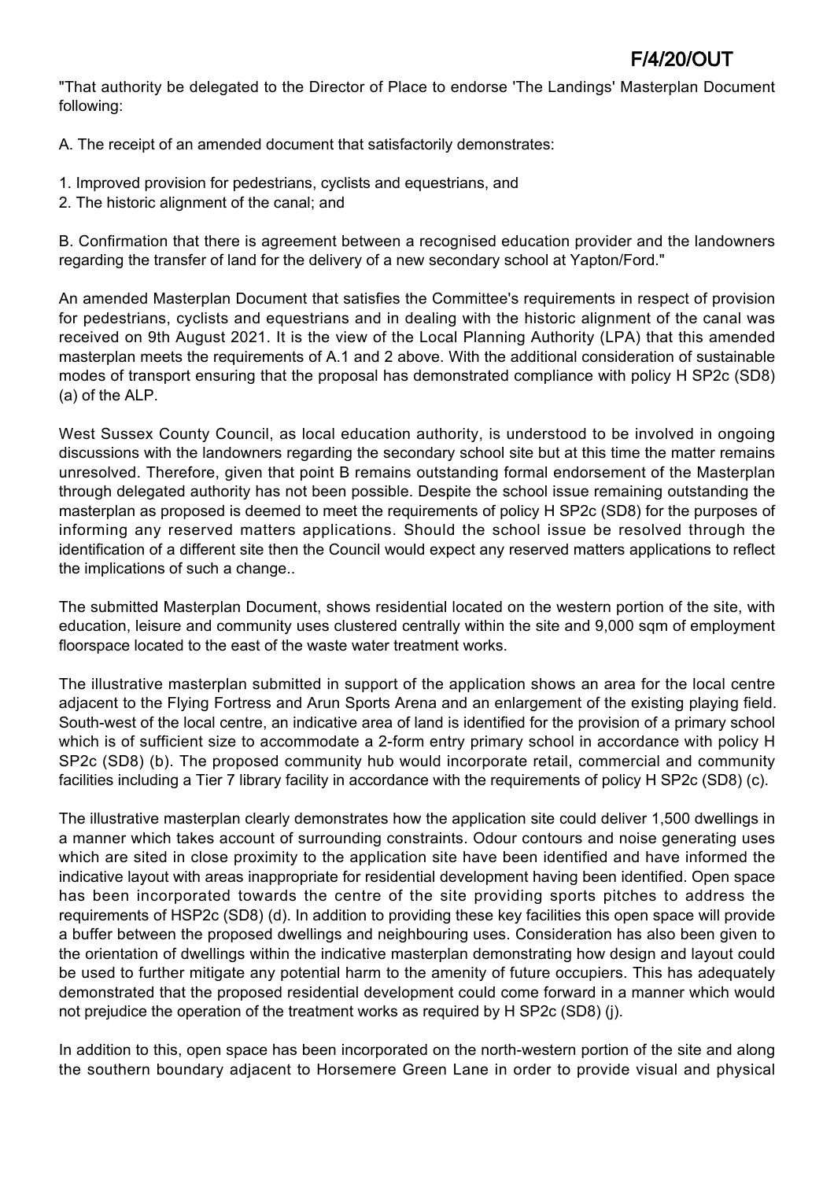"That authority be delegated to the Director of Place to endorse 'The Landings' Masterplan Document following:

A. The receipt of an amended document that satisfactorily demonstrates:

1. Improved provision for pedestrians, cyclists and equestrians, and
2. The historic alignment of the canal; and

B. Confirmation that there is agreement between a recognised education provider and the landowners regarding the transfer of land for the delivery of a new secondary school at Yapton/Ford."

An amended Masterplan Document that satisfies the Committee's requirements in respect of provision for pedestrians, cyclists and equestrians and in dealing with the historic alignment of the canal was received on 9th August 2021. It is the view of the Local Planning Authority (LPA) that this amended masterplan meets the requirements of A.1 and 2 above. With the additional consideration of sustainable modes of transport ensuring that the proposal has demonstrated compliance with policy H SP2c (SD8) (a) of the ALP.

West Sussex County Council, as local education authority, is understood to be involved in ongoing discussions with the landowners regarding the secondary school site but at this time the matter remains unresolved. Therefore, given that point B remains outstanding formal endorsement of the Masterplan through delegated authority has not been possible. Despite the school issue remaining outstanding the masterplan as proposed is deemed to meet the requirements of policy H SP2c (SD8) for the purposes of informing any reserved matters applications. Should the school issue be resolved through the identification of a different site then the Council would expect any reserved matters applications to reflect the implications of such a change..

The submitted Masterplan Document, shows residential located on the western portion of the site, with education, leisure and community uses clustered centrally within the site and 9,000 sqm of employment floorspace located to the east of the waste water treatment works.

The illustrative masterplan submitted in support of the application shows an area for the local centre adjacent to the Flying Fortress and Arun Sports Arena and an enlargement of the existing playing field. South-west of the local centre, an indicative area of land is identified for the provision of a primary school which is of sufficient size to accommodate a 2-form entry primary school in accordance with policy H SP2c (SD8) (b). The proposed community hub would incorporate retail, commercial and community facilities including a Tier 7 library facility in accordance with the requirements of policy H SP2c (SD8) (c).

The illustrative masterplan clearly demonstrates how the application site could deliver 1,500 dwellings in a manner which takes account of surrounding constraints. Odour contours and noise generating uses which are sited in close proximity to the application site have been identified and have informed the indicative layout with areas inappropriate for residential development having been identified. Open space has been incorporated towards the centre of the site providing sports pitches to address the requirements of HSP2c (SD8) (d). In addition to providing these key facilities this open space will provide a buffer between the proposed dwellings and neighbouring uses. Consideration has also been given to the orientation of dwellings within the indicative masterplan demonstrating how design and layout could be used to further mitigate any potential harm to the amenity of future occupiers. This has adequately demonstrated that the proposed residential development could come forward in a manner which would not prejudice the operation of the treatment works as required by H SP2c (SD8) (j).

In addition to this, open space has been incorporated on the north-western portion of the site and along the southern boundary adjacent to Horsemere Green Lane in order to provide visual and physical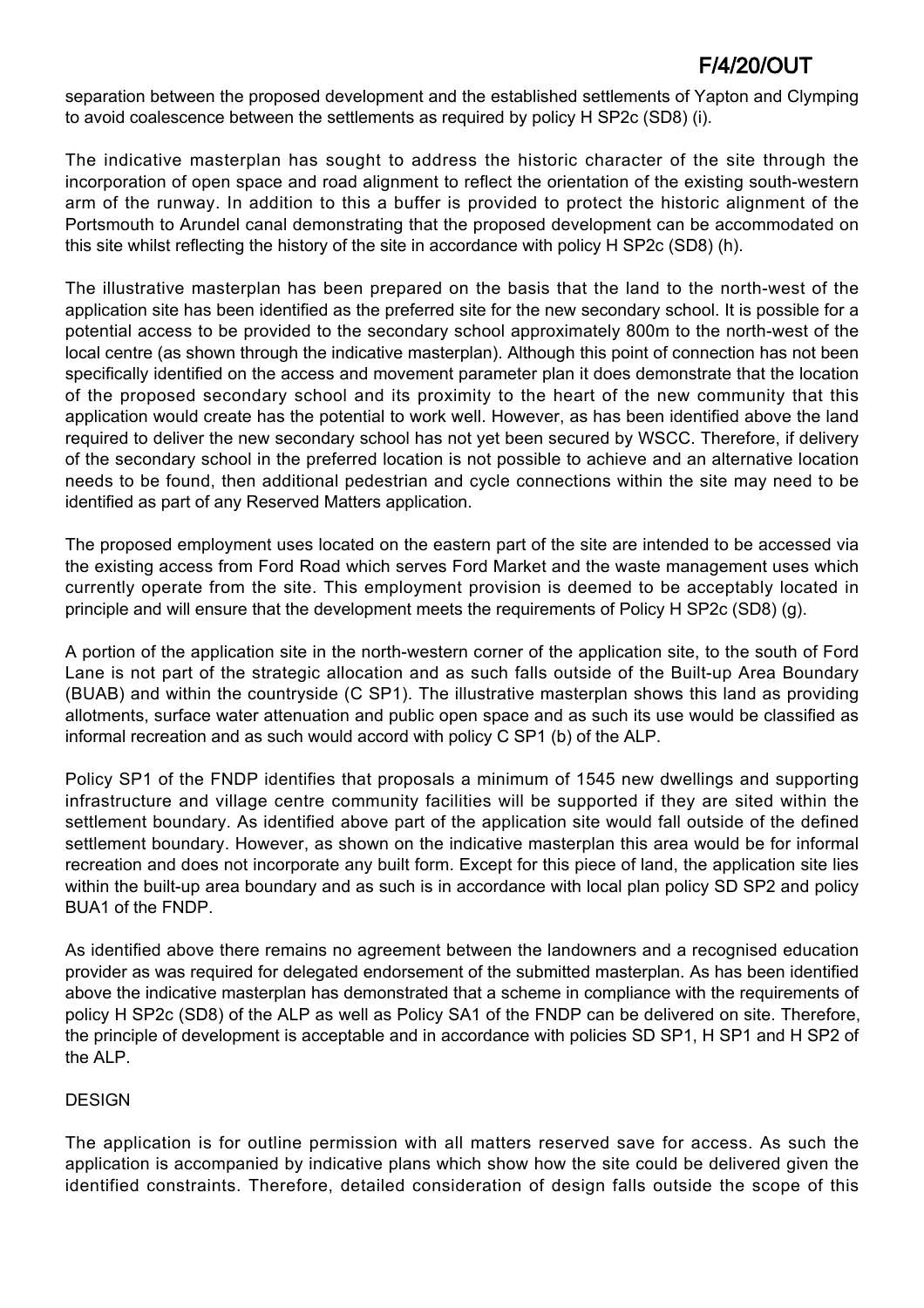separation between the proposed development and the established settlements of Yapton and Clymping to avoid coalescence between the settlements as required by policy H SP2c (SD8) (i).

The indicative masterplan has sought to address the historic character of the site through the incorporation of open space and road alignment to reflect the orientation of the existing south-western arm of the runway. In addition to this a buffer is provided to protect the historic alignment of the Portsmouth to Arundel canal demonstrating that the proposed development can be accommodated on this site whilst reflecting the history of the site in accordance with policy H SP2c (SD8) (h).

The illustrative masterplan has been prepared on the basis that the land to the north-west of the application site has been identified as the preferred site for the new secondary school. It is possible for a potential access to be provided to the secondary school approximately 800m to the north-west of the local centre (as shown through the indicative masterplan). Although this point of connection has not been specifically identified on the access and movement parameter plan it does demonstrate that the location of the proposed secondary school and its proximity to the heart of the new community that this application would create has the potential to work well. However, as has been identified above the land required to deliver the new secondary school has not yet been secured by WSCC. Therefore, if delivery of the secondary school in the preferred location is not possible to achieve and an alternative location needs to be found, then additional pedestrian and cycle connections within the site may need to be identified as part of any Reserved Matters application.

The proposed employment uses located on the eastern part of the site are intended to be accessed via the existing access from Ford Road which serves Ford Market and the waste management uses which currently operate from the site. This employment provision is deemed to be acceptably located in principle and will ensure that the development meets the requirements of Policy H SP2c (SD8) (g).

A portion of the application site in the north-western corner of the application site, to the south of Ford Lane is not part of the strategic allocation and as such falls outside of the Built-up Area Boundary (BUAB) and within the countryside (C SP1). The illustrative masterplan shows this land as providing allotments, surface water attenuation and public open space and as such its use would be classified as informal recreation and as such would accord with policy C SP1 (b) of the ALP.

Policy SP1 of the FNDP identifies that proposals a minimum of 1545 new dwellings and supporting infrastructure and village centre community facilities will be supported if they are sited within the settlement boundary. As identified above part of the application site would fall outside of the defined settlement boundary. However, as shown on the indicative masterplan this area would be for informal recreation and does not incorporate any built form. Except for this piece of land, the application site lies within the built-up area boundary and as such is in accordance with local plan policy SD SP2 and policy BUA1 of the FNDP.

As identified above there remains no agreement between the landowners and a recognised education provider as was required for delegated endorsement of the submitted masterplan. As has been identified above the indicative masterplan has demonstrated that a scheme in compliance with the requirements of policy H SP2c (SD8) of the ALP as well as Policy SA1 of the FNDP can be delivered on site. Therefore, the principle of development is acceptable and in accordance with policies SD SP1, H SP1 and H SP2 of the ALP.

DESIGN

The application is for outline permission with all matters reserved save for access. As such the application is accompanied by indicative plans which show how the site could be delivered given the identified constraints. Therefore, detailed consideration of design falls outside the scope of this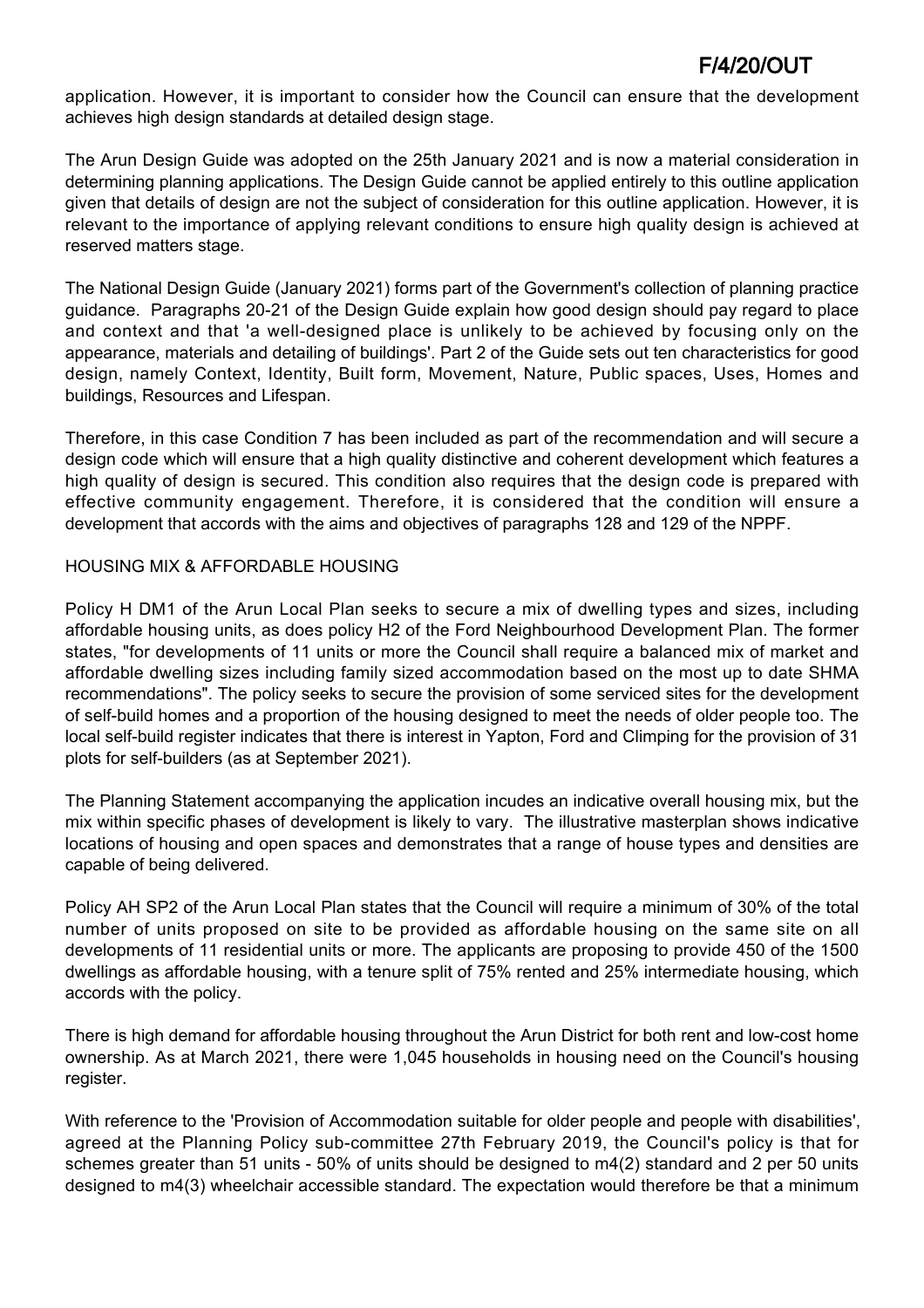application. However, it is important to consider how the Council can ensure that the development achieves high design standards at detailed design stage.

The Arun Design Guide was adopted on the 25th January 2021 and is now a material consideration in determining planning applications. The Design Guide cannot be applied entirely to this outline application given that details of design are not the subject of consideration for this outline application. However, it is relevant to the importance of applying relevant conditions to ensure high quality design is achieved at reserved matters stage.

The National Design Guide (January 2021) forms part of the Government's collection of planning practice guidance. Paragraphs 20-21 of the Design Guide explain how good design should pay regard to place and context and that 'a well-designed place is unlikely to be achieved by focusing only on the appearance, materials and detailing of buildings'. Part 2 of the Guide sets out ten characteristics for good design, namely Context, Identity, Built form, Movement, Nature, Public spaces, Uses, Homes and buildings, Resources and Lifespan.

Therefore, in this case Condition 7 has been included as part of the recommendation and will secure a design code which will ensure that a high quality distinctive and coherent development which features a high quality of design is secured. This condition also requires that the design code is prepared with effective community engagement. Therefore, it is considered that the condition will ensure a development that accords with the aims and objectives of paragraphs 128 and 129 of the NPPF.

HOUSING MIX & AFFORDABLE HOUSING

Policy H DM1 of the Arun Local Plan seeks to secure a mix of dwelling types and sizes, including affordable housing units, as does policy H2 of the Ford Neighbourhood Development Plan. The former states, "for developments of 11 units or more the Council shall require a balanced mix of market and affordable dwelling sizes including family sized accommodation based on the most up to date SHMA recommendations". The policy seeks to secure the provision of some serviced sites for the development of self-build homes and a proportion of the housing designed to meet the needs of older people too. The local self-build register indicates that there is interest in Yapton, Ford and Climping for the provision of 31 plots for self-builders (as at September 2021).

The Planning Statement accompanying the application incudes an indicative overall housing mix, but the mix within specific phases of development is likely to vary. The illustrative masterplan shows indicative locations of housing and open spaces and demonstrates that a range of house types and densities are capable of being delivered.

Policy AH SP2 of the Arun Local Plan states that the Council will require a minimum of 30% of the total number of units proposed on site to be provided as affordable housing on the same site on all developments of 11 residential units or more. The applicants are proposing to provide 450 of the 1500 dwellings as affordable housing, with a tenure split of 75% rented and 25% intermediate housing, which accords with the policy.

There is high demand for affordable housing throughout the Arun District for both rent and low-cost home ownership. As at March 2021, there were 1,045 households in housing need on the Council's housing register.

With reference to the 'Provision of Accommodation suitable for older people and people with disabilities', agreed at the Planning Policy sub-committee 27th February 2019, the Council's policy is that for schemes greater than 51 units - 50% of units should be designed to m4(2) standard and 2 per 50 units designed to m4(3) wheelchair accessible standard. The expectation would therefore be that a minimum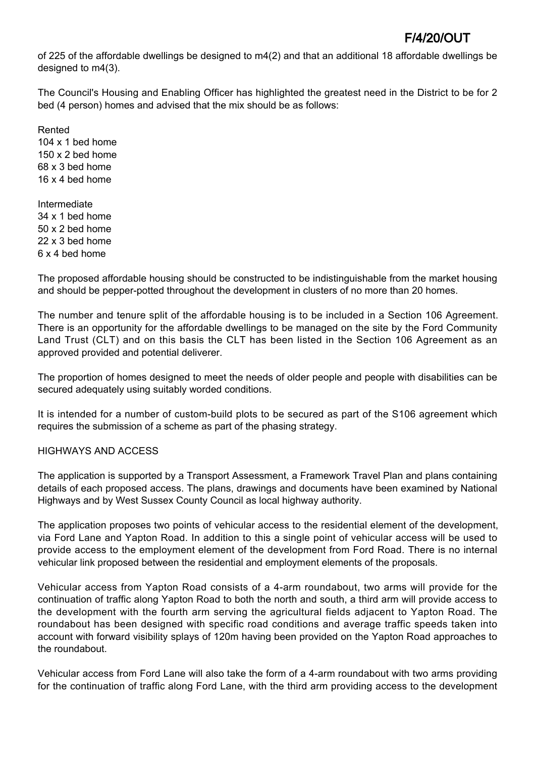of 225 of the affordable dwellings be designed to m4(2) and that an additional 18 affordable dwellings be designed to m4(3).

The Council's Housing and Enabling Officer has highlighted the greatest need in the District to be for 2 bed (4 person) homes and advised that the mix should be as follows:

Rented
104 x 1 bed home
150 x 2 bed home
68 x 3 bed home
16 x 4 bed home

Intermediate
34 x 1 bed home
50 x 2 bed home
22 x 3 bed home
6 x 4 bed home

The proposed affordable housing should be constructed to be indistinguishable from the market housing and should be pepper-potted throughout the development in clusters of no more than 20 homes.

The number and tenure split of the affordable housing is to be included in a Section 106 Agreement. There is an opportunity for the affordable dwellings to be managed on the site by the Ford Community Land Trust (CLT) and on this basis the CLT has been listed in the Section 106 Agreement as an approved provided and potential deliverer.

The proportion of homes designed to meet the needs of older people and people with disabilities can be secured adequately using suitably worded conditions.

It is intended for a number of custom-build plots to be secured as part of the S106 agreement which requires the submission of a scheme as part of the phasing strategy.

HIGHWAYS AND ACCESS

The application is supported by a Transport Assessment, a Framework Travel Plan and plans containing details of each proposed access. The plans, drawings and documents have been examined by National Highways and by West Sussex County Council as local highway authority.

The application proposes two points of vehicular access to the residential element of the development, via Ford Lane and Yapton Road. In addition to this a single point of vehicular access will be used to provide access to the employment element of the development from Ford Road. There is no internal vehicular link proposed between the residential and employment elements of the proposals.

Vehicular access from Yapton Road consists of a 4-arm roundabout, two arms will provide for the continuation of traffic along Yapton Road to both the north and south, a third arm will provide access to the development with the fourth arm serving the agricultural fields adjacent to Yapton Road. The roundabout has been designed with specific road conditions and average traffic speeds taken into account with forward visibility splays of 120m having been provided on the Yapton Road approaches to the roundabout.

Vehicular access from Ford Lane will also take the form of a 4-arm roundabout with two arms providing for the continuation of traffic along Ford Lane, with the third arm providing access to the development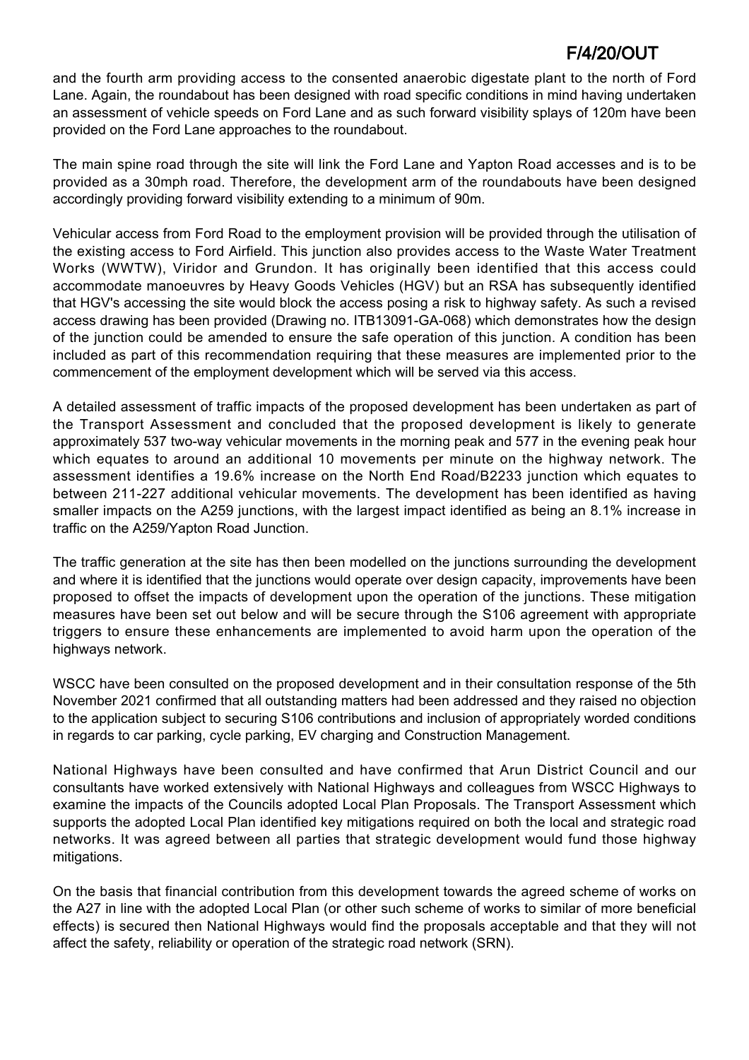and the fourth arm providing access to the consented anaerobic digestate plant to the north of Ford Lane. Again, the roundabout has been designed with road specific conditions in mind having undertaken an assessment of vehicle speeds on Ford Lane and as such forward visibility splays of 120m have been provided on the Ford Lane approaches to the roundabout.

The main spine road through the site will link the Ford Lane and Yapton Road accesses and is to be provided as a 30mph road. Therefore, the development arm of the roundabouts have been designed accordingly providing forward visibility extending to a minimum of 90m.

Vehicular access from Ford Road to the employment provision will be provided through the utilisation of the existing access to Ford Airfield. This junction also provides access to the Waste Water Treatment Works (WWTW), Viridor and Grundon. It has originally been identified that this access could accommodate manoeuvres by Heavy Goods Vehicles (HGV) but an RSA has subsequently identified that HGV's accessing the site would block the access posing a risk to highway safety. As such a revised access drawing has been provided (Drawing no. ITB13091-GA-068) which demonstrates how the design of the junction could be amended to ensure the safe operation of this junction. A condition has been included as part of this recommendation requiring that these measures are implemented prior to the commencement of the employment development which will be served via this access.

A detailed assessment of traffic impacts of the proposed development has been undertaken as part of the Transport Assessment and concluded that the proposed development is likely to generate approximately 537 two-way vehicular movements in the morning peak and 577 in the evening peak hour which equates to around an additional 10 movements per minute on the highway network. The assessment identifies a 19.6% increase on the North End Road/B2233 junction which equates to between 211-227 additional vehicular movements. The development has been identified as having smaller impacts on the A259 junctions, with the largest impact identified as being an 8.1% increase in traffic on the A259/Yapton Road Junction.

The traffic generation at the site has then been modelled on the junctions surrounding the development and where it is identified that the junctions would operate over design capacity, improvements have been proposed to offset the impacts of development upon the operation of the junctions. These mitigation measures have been set out below and will be secure through the S106 agreement with appropriate triggers to ensure these enhancements are implemented to avoid harm upon the operation of the highways network.

WSCC have been consulted on the proposed development and in their consultation response of the 5th November 2021 confirmed that all outstanding matters had been addressed and they raised no objection to the application subject to securing S106 contributions and inclusion of appropriately worded conditions in regards to car parking, cycle parking, EV charging and Construction Management.

National Highways have been consulted and have confirmed that Arun District Council and our consultants have worked extensively with National Highways and colleagues from WSCC Highways to examine the impacts of the Councils adopted Local Plan Proposals. The Transport Assessment which supports the adopted Local Plan identified key mitigations required on both the local and strategic road networks. It was agreed between all parties that strategic development would fund those highway mitigations.

On the basis that financial contribution from this development towards the agreed scheme of works on the A27 in line with the adopted Local Plan (or other such scheme of works to similar of more beneficial effects) is secured then National Highways would find the proposals acceptable and that they will not affect the safety, reliability or operation of the strategic road network (SRN).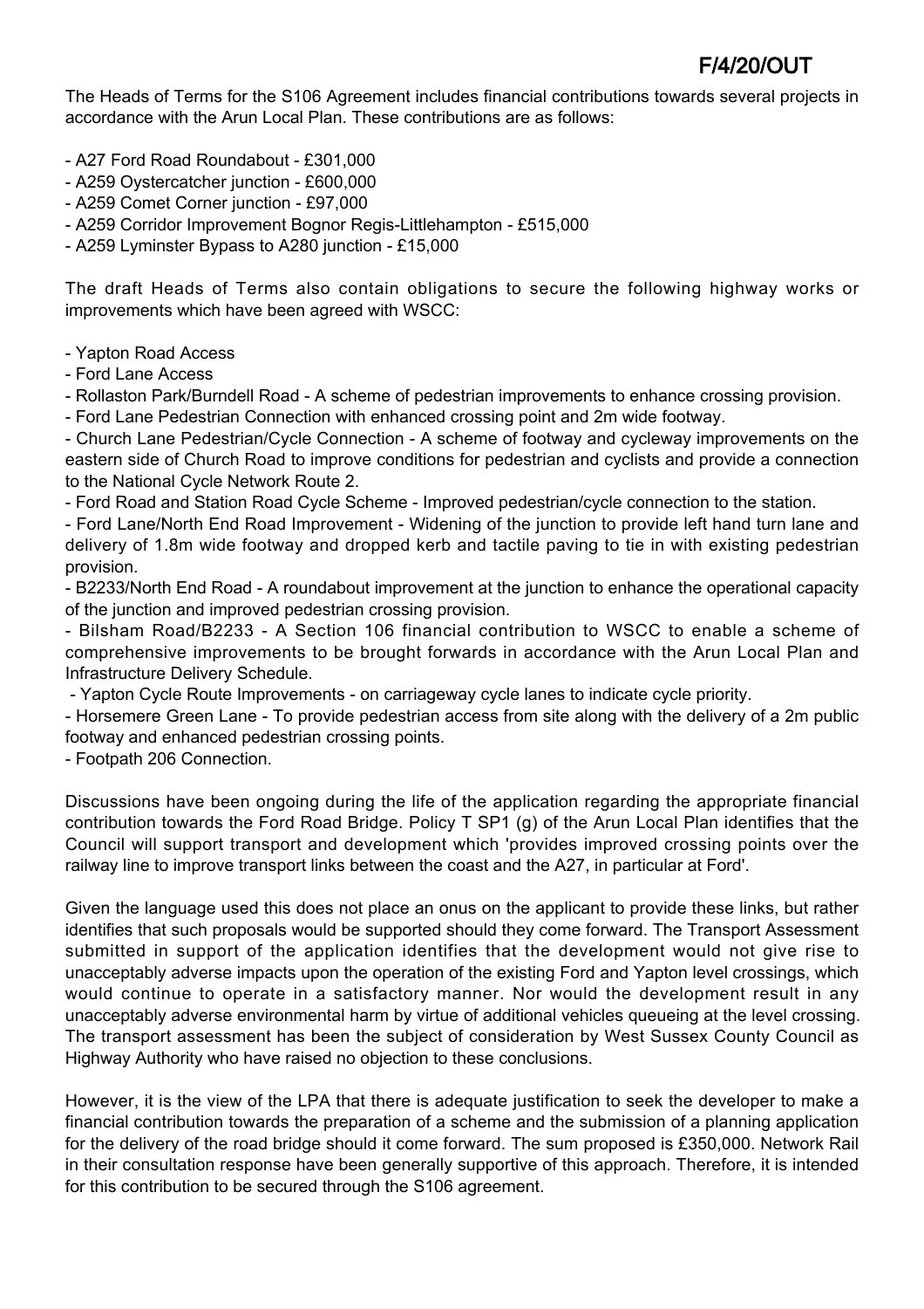The Heads of Terms for the S106 Agreement includes financial contributions towards several projects in accordance with the Arun Local Plan. These contributions are as follows:

- A27 Ford Road Roundabout - £301,000
- A259 Oystercatcher junction - £600,000
- A259 Comet Corner junction - £97,000
- A259 Corridor Improvement Bognor Regis-Littlehampton - £515,000
- A259 Lyminster Bypass to A280 junction - £15,000

The draft Heads of Terms also contain obligations to secure the following highway works or improvements which have been agreed with WSCC:

- Yapton Road Access
- Ford Lane Access
- Rollaston Park/Burndell Road - A scheme of pedestrian improvements to enhance crossing provision.
- Ford Lane Pedestrian Connection with enhanced crossing point and 2m wide footway.
- Church Lane Pedestrian/Cycle Connection - A scheme of footway and cycleway improvements on the eastern side of Church Road to improve conditions for pedestrian and cyclists and provide a connection to the National Cycle Network Route 2.
- Ford Road and Station Road Cycle Scheme - Improved pedestrian/cycle connection to the station.
- Ford Lane/North End Road Improvement - Widening of the junction to provide left hand turn lane and delivery of 1.8m wide footway and dropped kerb and tactile paving to tie in with existing pedestrian provision.
- B2233/North End Road - A roundabout improvement at the junction to enhance the operational capacity of the junction and improved pedestrian crossing provision.
- Bilsham Road/B2233 - A Section 106 financial contribution to WSCC to enable a scheme of comprehensive improvements to be brought forwards in accordance with the Arun Local Plan and Infrastructure Delivery Schedule.
- Yapton Cycle Route Improvements - on carriageway cycle lanes to indicate cycle priority.
- Horsemere Green Lane - To provide pedestrian access from site along with the delivery of a 2m public footway and enhanced pedestrian crossing points.
- Footpath 206 Connection.

Discussions have been ongoing during the life of the application regarding the appropriate financial contribution towards the Ford Road Bridge. Policy T SP1 (g) of the Arun Local Plan identifies that the Council will support transport and development which 'provides improved crossing points over the railway line to improve transport links between the coast and the A27, in particular at Ford'.

Given the language used this does not place an onus on the applicant to provide these links, but rather identifies that such proposals would be supported should they come forward. The Transport Assessment submitted in support of the application identifies that the development would not give rise to unacceptably adverse impacts upon the operation of the existing Ford and Yapton level crossings, which would continue to operate in a satisfactory manner. Nor would the development result in any unacceptably adverse environmental harm by virtue of additional vehicles queueing at the level crossing. The transport assessment has been the subject of consideration by West Sussex County Council as Highway Authority who have raised no objection to these conclusions.

However, it is the view of the LPA that there is adequate justification to seek the developer to make a financial contribution towards the preparation of a scheme and the submission of a planning application for the delivery of the road bridge should it come forward. The sum proposed is £350,000. Network Rail in their consultation response have been generally supportive of this approach. Therefore, it is intended for this contribution to be secured through the S106 agreement.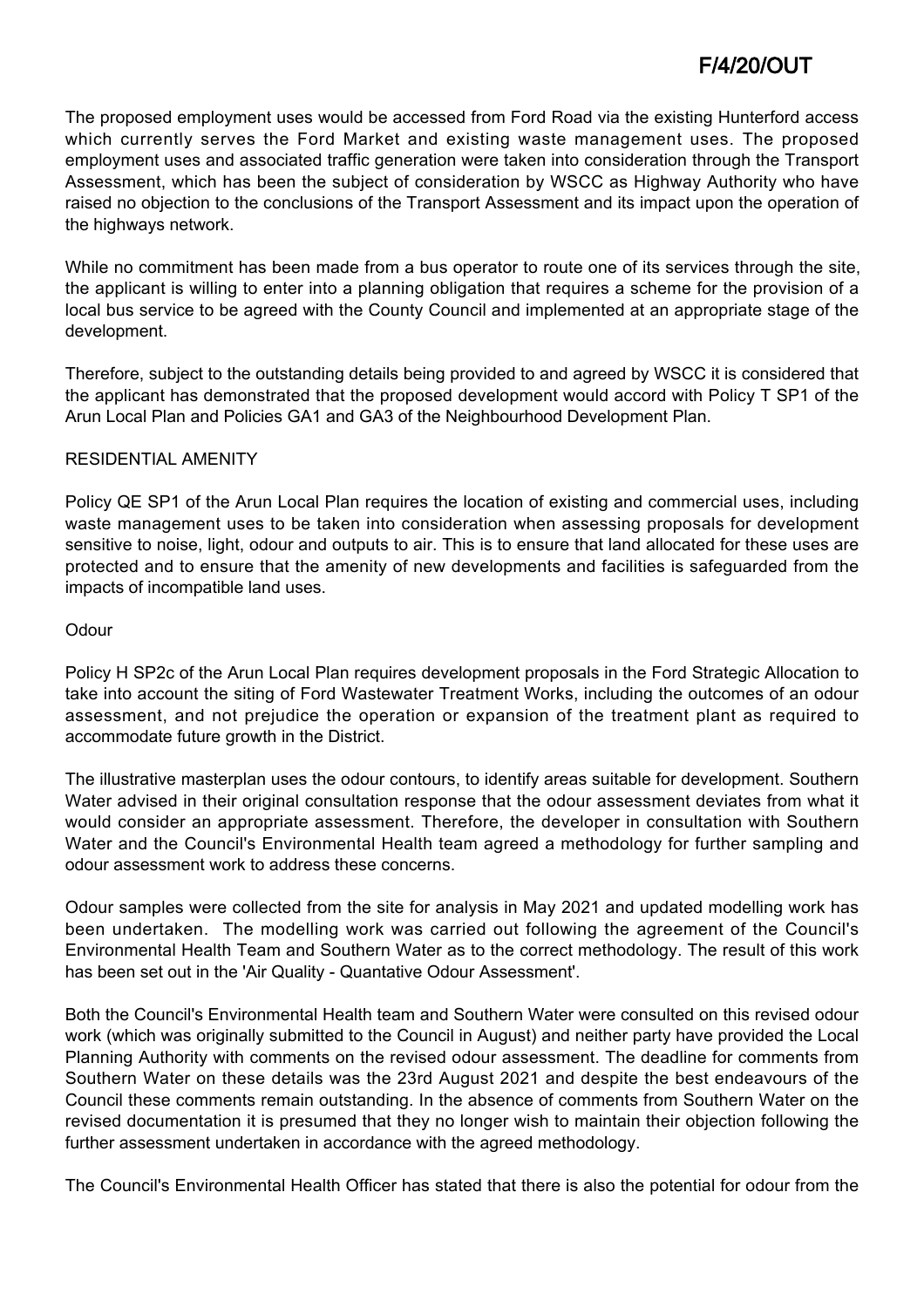The proposed employment uses would be accessed from Ford Road via the existing Hunterford access which currently serves the Ford Market and existing waste management uses. The proposed employment uses and associated traffic generation were taken into consideration through the Transport Assessment, which has been the subject of consideration by WSCC as Highway Authority who have raised no objection to the conclusions of the Transport Assessment and its impact upon the operation of the highways network.

While no commitment has been made from a bus operator to route one of its services through the site, the applicant is willing to enter into a planning obligation that requires a scheme for the provision of a local bus service to be agreed with the County Council and implemented at an appropriate stage of the development.

Therefore, subject to the outstanding details being provided to and agreed by WSCC it is considered that the applicant has demonstrated that the proposed development would accord with Policy T SP1 of the Arun Local Plan and Policies GA1 and GA3 of the Neighbourhood Development Plan.

RESIDENTIAL AMENITY

Policy QE SP1 of the Arun Local Plan requires the location of existing and commercial uses, including waste management uses to be taken into consideration when assessing proposals for development sensitive to noise, light, odour and outputs to air. This is to ensure that land allocated for these uses are protected and to ensure that the amenity of new developments and facilities is safeguarded from the impacts of incompatible land uses.

Odour

Policy H SP2c of the Arun Local Plan requires development proposals in the Ford Strategic Allocation to take into account the siting of Ford Wastewater Treatment Works, including the outcomes of an odour assessment, and not prejudice the operation or expansion of the treatment plant as required to accommodate future growth in the District.

The illustrative masterplan uses the odour contours, to identify areas suitable for development. Southern Water advised in their original consultation response that the odour assessment deviates from what it would consider an appropriate assessment. Therefore, the developer in consultation with Southern Water and the Council's Environmental Health team agreed a methodology for further sampling and odour assessment work to address these concerns.

Odour samples were collected from the site for analysis in May 2021 and updated modelling work has been undertaken. The modelling work was carried out following the agreement of the Council's Environmental Health Team and Southern Water as to the correct methodology. The result of this work has been set out in the 'Air Quality - Quantative Odour Assessment'.

Both the Council's Environmental Health team and Southern Water were consulted on this revised odour work (which was originally submitted to the Council in August) and neither party have provided the Local Planning Authority with comments on the revised odour assessment. The deadline for comments from Southern Water on these details was the 23rd August 2021 and despite the best endeavours of the Council these comments remain outstanding. In the absence of comments from Southern Water on the revised documentation it is presumed that they no longer wish to maintain their objection following the further assessment undertaken in accordance with the agreed methodology.

The Council's Environmental Health Officer has stated that there is also the potential for odour from the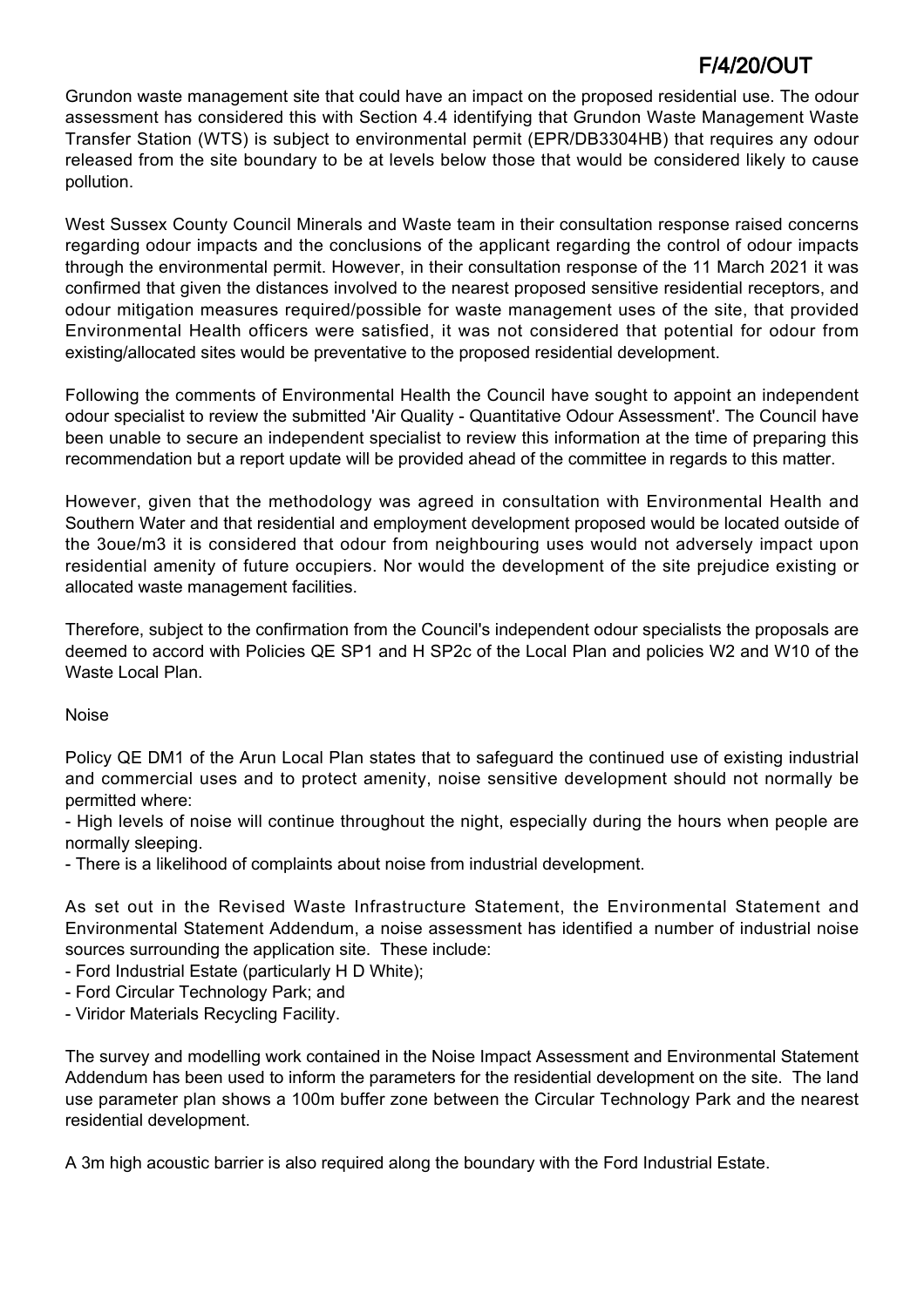Grundon waste management site that could have an impact on the proposed residential use. The odour assessment has considered this with Section 4.4 identifying that Grundon Waste Management Waste Transfer Station (WTS) is subject to environmental permit (EPR/DB3304HB) that requires any odour released from the site boundary to be at levels below those that would be considered likely to cause pollution.

West Sussex County Council Minerals and Waste team in their consultation response raised concerns regarding odour impacts and the conclusions of the applicant regarding the control of odour impacts through the environmental permit. However, in their consultation response of the 11 March 2021 it was confirmed that given the distances involved to the nearest proposed sensitive residential receptors, and odour mitigation measures required/possible for waste management uses of the site, that provided Environmental Health officers were satisfied, it was not considered that potential for odour from existing/allocated sites would be preventative to the proposed residential development.

Following the comments of Environmental Health the Council have sought to appoint an independent odour specialist to review the submitted 'Air Quality - Quantitative Odour Assessment'. The Council have been unable to secure an independent specialist to review this information at the time of preparing this recommendation but a report update will be provided ahead of the committee in regards to this matter.

However, given that the methodology was agreed in consultation with Environmental Health and Southern Water and that residential and employment development proposed would be located outside of the 3oue/m3 it is considered that odour from neighbouring uses would not adversely impact upon residential amenity of future occupiers. Nor would the development of the site prejudice existing or allocated waste management facilities.

Therefore, subject to the confirmation from the Council's independent odour specialists the proposals are deemed to accord with Policies QE SP1 and H SP2c of the Local Plan and policies W2 and W10 of the Waste Local Plan.

Noise

Policy QE DM1 of the Arun Local Plan states that to safeguard the continued use of existing industrial and commercial uses and to protect amenity, noise sensitive development should not normally be permitted where:

- High levels of noise will continue throughout the night, especially during the hours when people are normally sleeping.
- There is a likelihood of complaints about noise from industrial development.

As set out in the Revised Waste Infrastructure Statement, the Environmental Statement and Environmental Statement Addendum, a noise assessment has identified a number of industrial noise sources surrounding the application site. These include:

- Ford Industrial Estate (particularly H D White);
- Ford Circular Technology Park; and
- Viridor Materials Recycling Facility.

The survey and modelling work contained in the Noise Impact Assessment and Environmental Statement Addendum has been used to inform the parameters for the residential development on the site. The land use parameter plan shows a 100m buffer zone between the Circular Technology Park and the nearest residential development.

A 3m high acoustic barrier is also required along the boundary with the Ford Industrial Estate.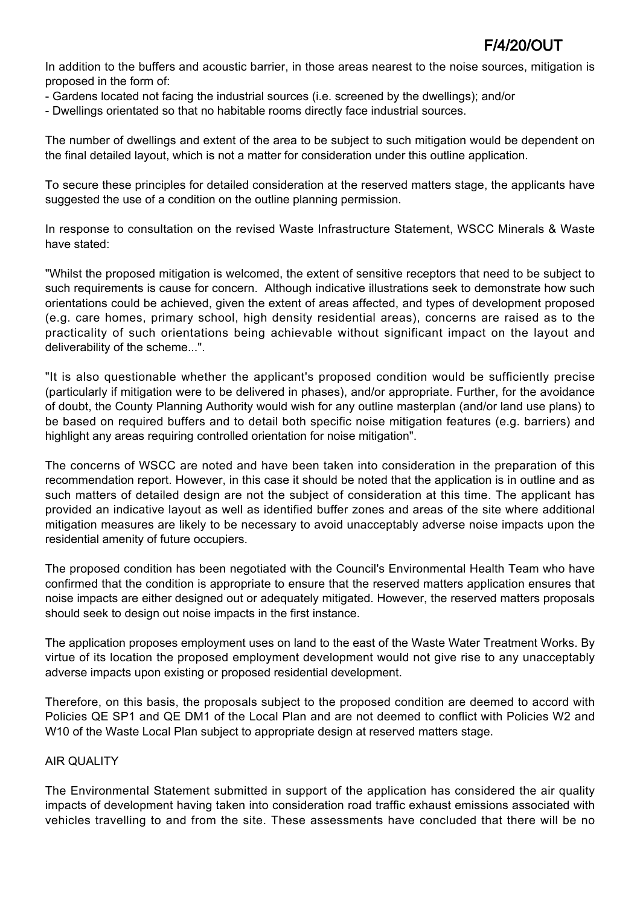In addition to the buffers and acoustic barrier, in those areas nearest to the noise sources, mitigation is proposed in the form of:

- Gardens located not facing the industrial sources (i.e. screened by the dwellings); and/or
- Dwellings orientated so that no habitable rooms directly face industrial sources.

The number of dwellings and extent of the area to be subject to such mitigation would be dependent on the final detailed layout, which is not a matter for consideration under this outline application.

To secure these principles for detailed consideration at the reserved matters stage, the applicants have suggested the use of a condition on the outline planning permission.

In response to consultation on the revised Waste Infrastructure Statement, WSCC Minerals & Waste have stated:

"Whilst the proposed mitigation is welcomed, the extent of sensitive receptors that need to be subject to such requirements is cause for concern. Although indicative illustrations seek to demonstrate how such orientations could be achieved, given the extent of areas affected, and types of development proposed (e.g. care homes, primary school, high density residential areas), concerns are raised as to the practicality of such orientations being achievable without significant impact on the layout and deliverability of the scheme...".

"It is also questionable whether the applicant's proposed condition would be sufficiently precise (particularly if mitigation were to be delivered in phases), and/or appropriate. Further, for the avoidance of doubt, the County Planning Authority would wish for any outline masterplan (and/or land use plans) to be based on required buffers and to detail both specific noise mitigation features (e.g. barriers) and highlight any areas requiring controlled orientation for noise mitigation".

The concerns of WSCC are noted and have been taken into consideration in the preparation of this recommendation report. However, in this case it should be noted that the application is in outline and as such matters of detailed design are not the subject of consideration at this time. The applicant has provided an indicative layout as well as identified buffer zones and areas of the site where additional mitigation measures are likely to be necessary to avoid unacceptably adverse noise impacts upon the residential amenity of future occupiers.

The proposed condition has been negotiated with the Council's Environmental Health Team who have confirmed that the condition is appropriate to ensure that the reserved matters application ensures that noise impacts are either designed out or adequately mitigated. However, the reserved matters proposals should seek to design out noise impacts in the first instance.

The application proposes employment uses on land to the east of the Waste Water Treatment Works. By virtue of its location the proposed employment development would not give rise to any unacceptably adverse impacts upon existing or proposed residential development.

Therefore, on this basis, the proposals subject to the proposed condition are deemed to accord with Policies QE SP1 and QE DM1 of the Local Plan and are not deemed to conflict with Policies W2 and W10 of the Waste Local Plan subject to appropriate design at reserved matters stage.

AIR QUALITY

The Environmental Statement submitted in support of the application has considered the air quality impacts of development having taken into consideration road traffic exhaust emissions associated with vehicles travelling to and from the site. These assessments have concluded that there will be no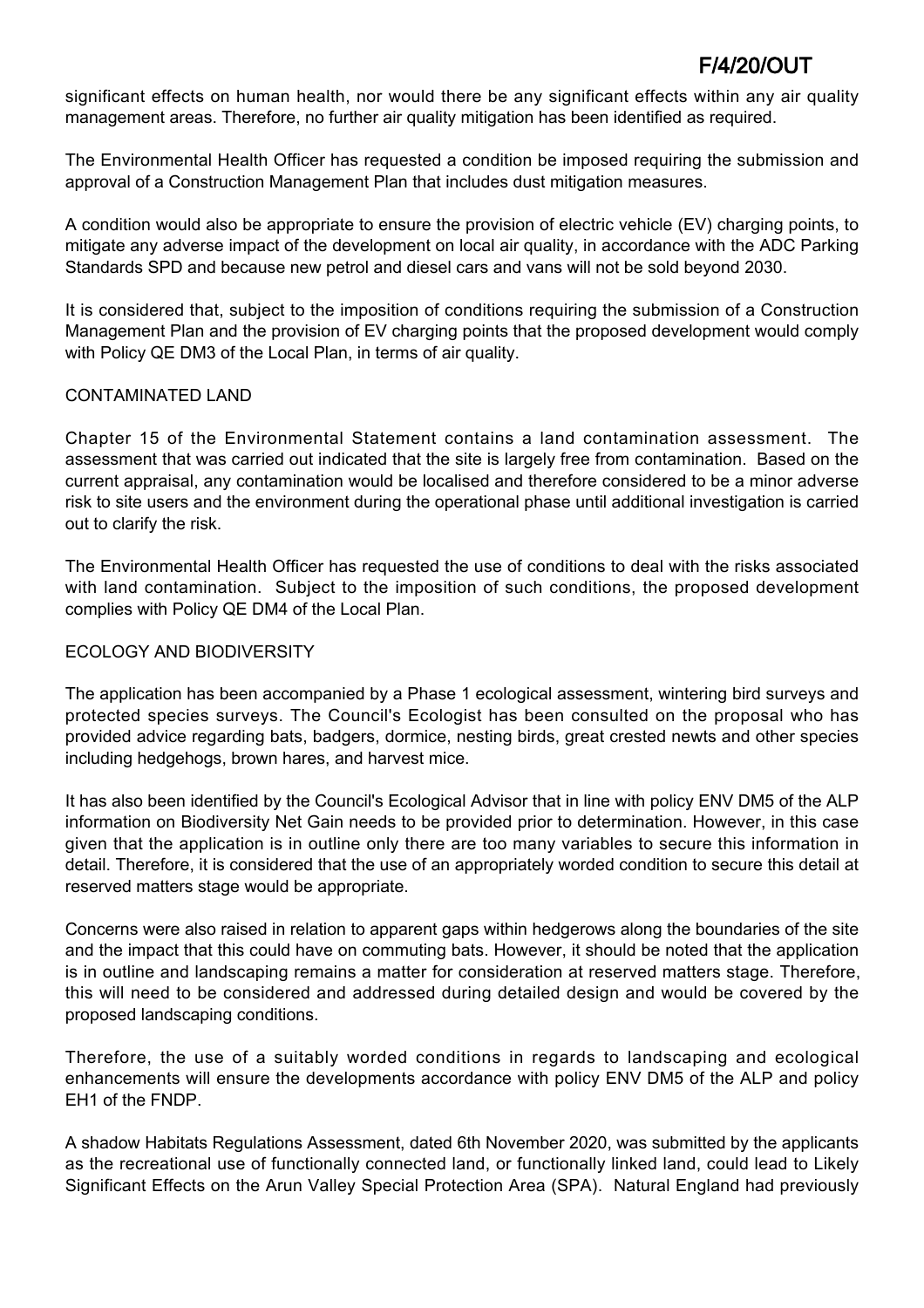significant effects on human health, nor would there be any significant effects within any air quality management areas. Therefore, no further air quality mitigation has been identified as required.

The Environmental Health Officer has requested a condition be imposed requiring the submission and approval of a Construction Management Plan that includes dust mitigation measures.

A condition would also be appropriate to ensure the provision of electric vehicle (EV) charging points, to mitigate any adverse impact of the development on local air quality, in accordance with the ADC Parking Standards SPD and because new petrol and diesel cars and vans will not be sold beyond 2030.

It is considered that, subject to the imposition of conditions requiring the submission of a Construction Management Plan and the provision of EV charging points that the proposed development would comply with Policy QE DM3 of the Local Plan, in terms of air quality.

CONTAMINATED LAND

Chapter 15 of the Environmental Statement contains a land contamination assessment. The assessment that was carried out indicated that the site is largely free from contamination. Based on the current appraisal, any contamination would be localised and therefore considered to be a minor adverse risk to site users and the environment during the operational phase until additional investigation is carried out to clarify the risk.

The Environmental Health Officer has requested the use of conditions to deal with the risks associated with land contamination. Subject to the imposition of such conditions, the proposed development complies with Policy QE DM4 of the Local Plan.

ECOLOGY AND BIODIVERSITY

The application has been accompanied by a Phase 1 ecological assessment, wintering bird surveys and protected species surveys. The Council's Ecologist has been consulted on the proposal who has provided advice regarding bats, badgers, dormice, nesting birds, great crested newts and other species including hedgehogs, brown hares, and harvest mice.

It has also been identified by the Council's Ecological Advisor that in line with policy ENV DM5 of the ALP information on Biodiversity Net Gain needs to be provided prior to determination. However, in this case given that the application is in outline only there are too many variables to secure this information in detail. Therefore, it is considered that the use of an appropriately worded condition to secure this detail at reserved matters stage would be appropriate.

Concerns were also raised in relation to apparent gaps within hedgerows along the boundaries of the site and the impact that this could have on commuting bats. However, it should be noted that the application is in outline and landscaping remains a matter for consideration at reserved matters stage. Therefore, this will need to be considered and addressed during detailed design and would be covered by the proposed landscaping conditions.

Therefore, the use of a suitably worded conditions in regards to landscaping and ecological enhancements will ensure the developments accordance with policy ENV DM5 of the ALP and policy EH1 of the FNDP.

A shadow Habitats Regulations Assessment, dated 6th November 2020, was submitted by the applicants as the recreational use of functionally connected land, or functionally linked land, could lead to Likely Significant Effects on the Arun Valley Special Protection Area (SPA). Natural England had previously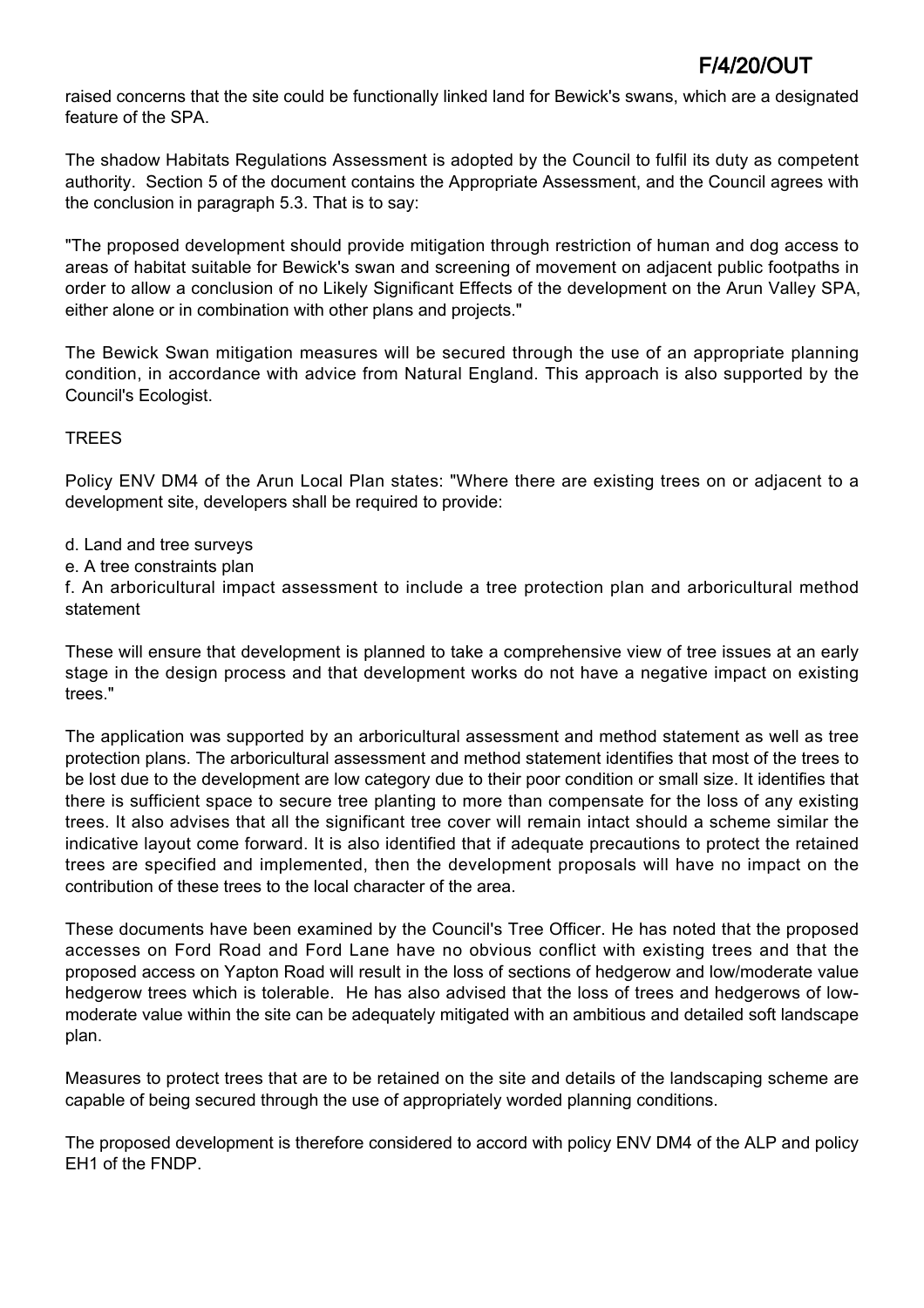raised concerns that the site could be functionally linked land for Bewick's swans, which are a designated feature of the SPA.

The shadow Habitats Regulations Assessment is adopted by the Council to fulfil its duty as competent authority. Section 5 of the document contains the Appropriate Assessment, and the Council agrees with the conclusion in paragraph 5.3. That is to say:

"The proposed development should provide mitigation through restriction of human and dog access to areas of habitat suitable for Bewick's swan and screening of movement on adjacent public footpaths in order to allow a conclusion of no Likely Significant Effects of the development on the Arun Valley SPA, either alone or in combination with other plans and projects."

The Bewick Swan mitigation measures will be secured through the use of an appropriate planning condition, in accordance with advice from Natural England. This approach is also supported by the Council's Ecologist.

TREES

Policy ENV DM4 of the Arun Local Plan states: "Where there are existing trees on or adjacent to a development site, developers shall be required to provide:

d. Land and tree surveys
e. A tree constraints plan
f. An arboricultural impact assessment to include a tree protection plan and arboricultural method statement

These will ensure that development is planned to take a comprehensive view of tree issues at an early stage in the design process and that development works do not have a negative impact on existing trees."

The application was supported by an arboricultural assessment and method statement as well as tree protection plans. The arboricultural assessment and method statement identifies that most of the trees to be lost due to the development are low category due to their poor condition or small size. It identifies that there is sufficient space to secure tree planting to more than compensate for the loss of any existing trees. It also advises that all the significant tree cover will remain intact should a scheme similar the indicative layout come forward. It is also identified that if adequate precautions to protect the retained trees are specified and implemented, then the development proposals will have no impact on the contribution of these trees to the local character of the area.

These documents have been examined by the Council's Tree Officer. He has noted that the proposed accesses on Ford Road and Ford Lane have no obvious conflict with existing trees and that the proposed access on Yapton Road will result in the loss of sections of hedgerow and low/moderate value hedgerow trees which is tolerable. He has also advised that the loss of trees and hedgerows of low-moderate value within the site can be adequately mitigated with an ambitious and detailed soft landscape plan.

Measures to protect trees that are to be retained on the site and details of the landscaping scheme are capable of being secured through the use of appropriately worded planning conditions.

The proposed development is therefore considered to accord with policy ENV DM4 of the ALP and policy EH1 of the FNDP.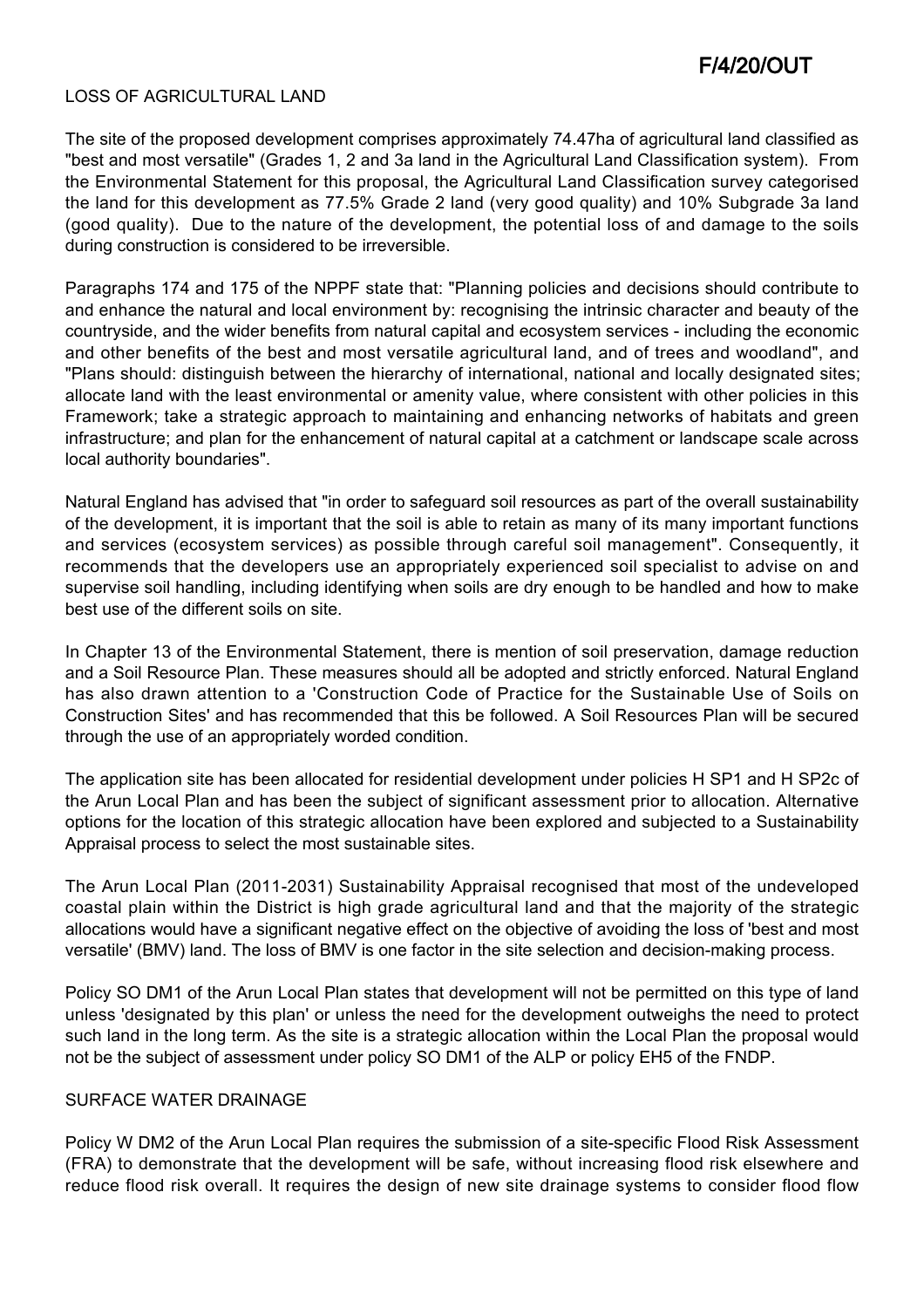## LOSS OF AGRICULTURAL LAND

The site of the proposed development comprises approximately 74.47ha of agricultural land classified as "best and most versatile" (Grades 1, 2 and 3a land in the Agricultural Land Classification system). From the Environmental Statement for this proposal, the Agricultural Land Classification survey categorised the land for this development as 77.5% Grade 2 land (very good quality) and 10% Subgrade 3a land (good quality). Due to the nature of the development, the potential loss of and damage to the soils during construction is considered to be irreversible.

Paragraphs 174 and 175 of the NPPF state that: "Planning policies and decisions should contribute to and enhance the natural and local environment by: recognising the intrinsic character and beauty of the countryside, and the wider benefits from natural capital and ecosystem services - including the economic and other benefits of the best and most versatile agricultural land, and of trees and woodland", and "Plans should: distinguish between the hierarchy of international, national and locally designated sites; allocate land with the least environmental or amenity value, where consistent with other policies in this Framework; take a strategic approach to maintaining and enhancing networks of habitats and green infrastructure; and plan for the enhancement of natural capital at a catchment or landscape scale across local authority boundaries".

Natural England has advised that "in order to safeguard soil resources as part of the overall sustainability of the development, it is important that the soil is able to retain as many of its many important functions and services (ecosystem services) as possible through careful soil management". Consequently, it recommends that the developers use an appropriately experienced soil specialist to advise on and supervise soil handling, including identifying when soils are dry enough to be handled and how to make best use of the different soils on site.

In Chapter 13 of the Environmental Statement, there is mention of soil preservation, damage reduction and a Soil Resource Plan. These measures should all be adopted and strictly enforced. Natural England has also drawn attention to a 'Construction Code of Practice for the Sustainable Use of Soils on Construction Sites' and has recommended that this be followed. A Soil Resources Plan will be secured through the use of an appropriately worded condition.

The application site has been allocated for residential development under policies H SP1 and H SP2c of the Arun Local Plan and has been the subject of significant assessment prior to allocation. Alternative options for the location of this strategic allocation have been explored and subjected to a Sustainability Appraisal process to select the most sustainable sites.

The Arun Local Plan (2011-2031) Sustainability Appraisal recognised that most of the undeveloped coastal plain within the District is high grade agricultural land and that the majority of the strategic allocations would have a significant negative effect on the objective of avoiding the loss of 'best and most versatile' (BMV) land. The loss of BMV is one factor in the site selection and decision-making process.

Policy SO DM1 of the Arun Local Plan states that development will not be permitted on this type of land unless 'designated by this plan' or unless the need for the development outweighs the need to protect such land in the long term. As the site is a strategic allocation within the Local Plan the proposal would not be the subject of assessment under policy SO DM1 of the ALP or policy EH5 of the FNDP.

## SURFACE WATER DRAINAGE

Policy W DM2 of the Arun Local Plan requires the submission of a site-specific Flood Risk Assessment (FRA) to demonstrate that the development will be safe, without increasing flood risk elsewhere and reduce flood risk overall. It requires the design of new site drainage systems to consider flood flow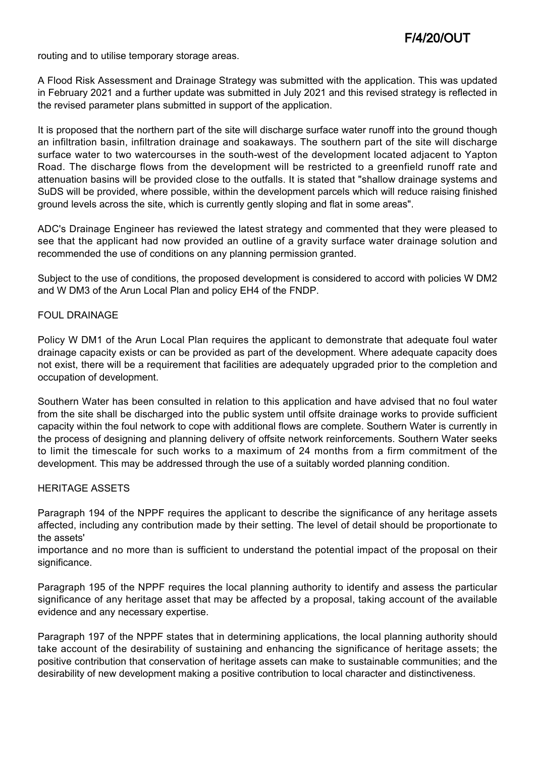routing and to utilise temporary storage areas.

A Flood Risk Assessment and Drainage Strategy was submitted with the application. This was updated in February 2021 and a further update was submitted in July 2021 and this revised strategy is reflected in the revised parameter plans submitted in support of the application.

It is proposed that the northern part of the site will discharge surface water runoff into the ground though an infiltration basin, infiltration drainage and soakaways. The southern part of the site will discharge surface water to two watercourses in the south-west of the development located adjacent to Yapton Road. The discharge flows from the development will be restricted to a greenfield runoff rate and attenuation basins will be provided close to the outfalls. It is stated that "shallow drainage systems and SuDS will be provided, where possible, within the development parcels which will reduce raising finished ground levels across the site, which is currently gently sloping and flat in some areas".

ADC's Drainage Engineer has reviewed the latest strategy and commented that they were pleased to see that the applicant had now provided an outline of a gravity surface water drainage solution and recommended the use of conditions on any planning permission granted.

Subject to the use of conditions, the proposed development is considered to accord with policies W DM2 and W DM3 of the Arun Local Plan and policy EH4 of the FNDP.

FOUL DRAINAGE

Policy W DM1 of the Arun Local Plan requires the applicant to demonstrate that adequate foul water drainage capacity exists or can be provided as part of the development. Where adequate capacity does not exist, there will be a requirement that facilities are adequately upgraded prior to the completion and occupation of development.

Southern Water has been consulted in relation to this application and have advised that no foul water from the site shall be discharged into the public system until offsite drainage works to provide sufficient capacity within the foul network to cope with additional flows are complete. Southern Water is currently in the process of designing and planning delivery of offsite network reinforcements. Southern Water seeks to limit the timescale for such works to a maximum of 24 months from a firm commitment of the development. This may be addressed through the use of a suitably worded planning condition.

HERITAGE ASSETS

Paragraph 194 of the NPPF requires the applicant to describe the significance of any heritage assets affected, including any contribution made by their setting. The level of detail should be proportionate to the assets' importance and no more than is sufficient to understand the potential impact of the proposal on their significance.

Paragraph 195 of the NPPF requires the local planning authority to identify and assess the particular significance of any heritage asset that may be affected by a proposal, taking account of the available evidence and any necessary expertise.

Paragraph 197 of the NPPF states that in determining applications, the local planning authority should take account of the desirability of sustaining and enhancing the significance of heritage assets; the positive contribution that conservation of heritage assets can make to sustainable communities; and the desirability of new development making a positive contribution to local character and distinctiveness.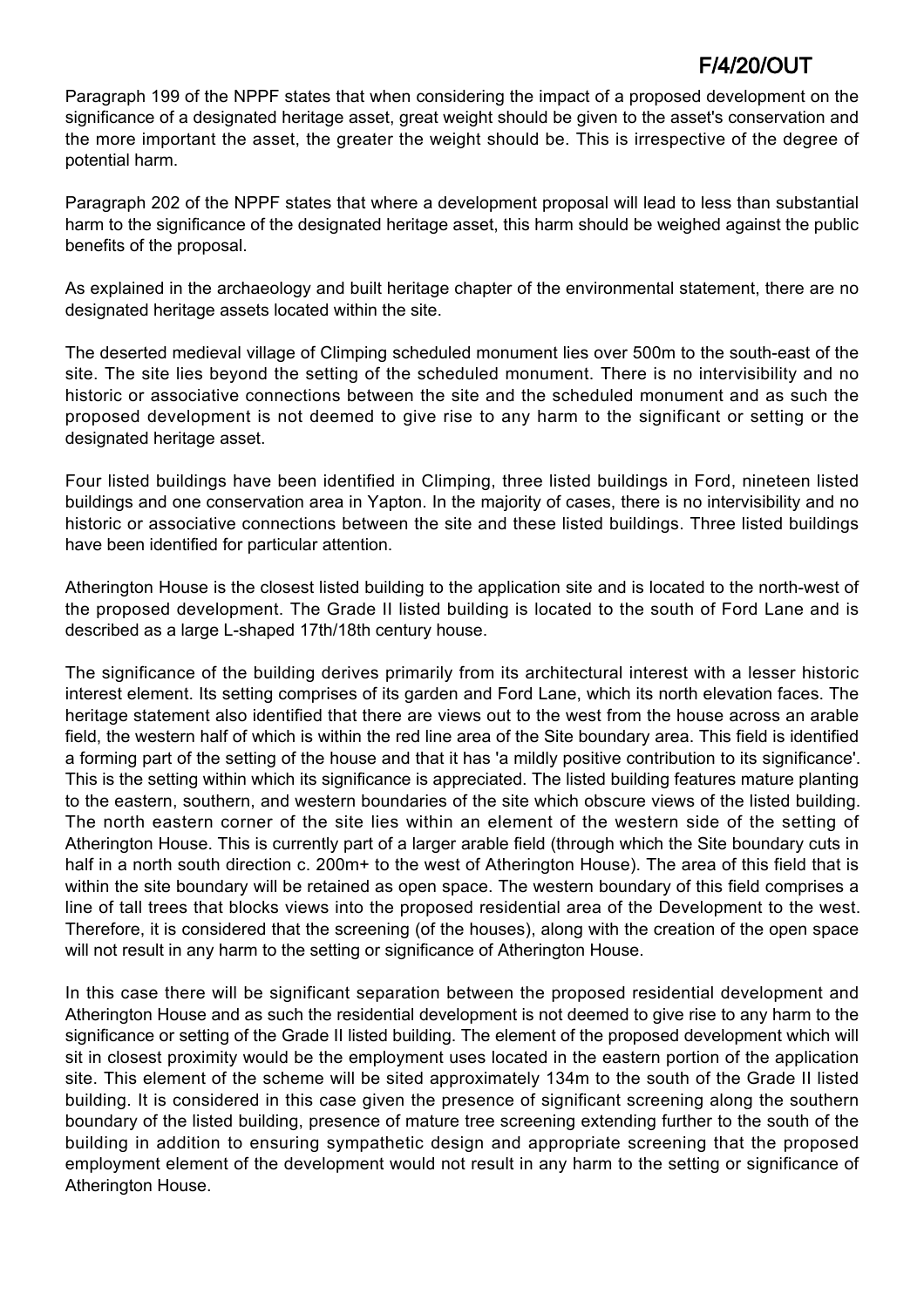Paragraph 199 of the NPPF states that when considering the impact of a proposed development on the significance of a designated heritage asset, great weight should be given to the asset's conservation and the more important the asset, the greater the weight should be. This is irrespective of the degree of potential harm.

Paragraph 202 of the NPPF states that where a development proposal will lead to less than substantial harm to the significance of the designated heritage asset, this harm should be weighed against the public benefits of the proposal.

As explained in the archaeology and built heritage chapter of the environmental statement, there are no designated heritage assets located within the site.

The deserted medieval village of Climping scheduled monument lies over 500m to the south-east of the site. The site lies beyond the setting of the scheduled monument. There is no intervisibility and no historic or associative connections between the site and the scheduled monument and as such the proposed development is not deemed to give rise to any harm to the significant or setting or the designated heritage asset.

Four listed buildings have been identified in Climping, three listed buildings in Ford, nineteen listed buildings and one conservation area in Yapton. In the majority of cases, there is no intervisibility and no historic or associative connections between the site and these listed buildings. Three listed buildings have been identified for particular attention.

Atherington House is the closest listed building to the application site and is located to the north-west of the proposed development. The Grade II listed building is located to the south of Ford Lane and is described as a large L-shaped 17th/18th century house.

The significance of the building derives primarily from its architectural interest with a lesser historic interest element. Its setting comprises of its garden and Ford Lane, which its north elevation faces. The heritage statement also identified that there are views out to the west from the house across an arable field, the western half of which is within the red line area of the Site boundary area. This field is identified a forming part of the setting of the house and that it has 'a mildly positive contribution to its significance'. This is the setting within which its significance is appreciated. The listed building features mature planting to the eastern, southern, and western boundaries of the site which obscure views of the listed building. The north eastern corner of the site lies within an element of the western side of the setting of Atherington House. This is currently part of a larger arable field (through which the Site boundary cuts in half in a north south direction c. 200m+ to the west of Atherington House). The area of this field that is within the site boundary will be retained as open space. The western boundary of this field comprises a line of tall trees that blocks views into the proposed residential area of the Development to the west. Therefore, it is considered that the screening (of the houses), along with the creation of the open space will not result in any harm to the setting or significance of Atherington House.

In this case there will be significant separation between the proposed residential development and Atherington House and as such the residential development is not deemed to give rise to any harm to the significance or setting of the Grade II listed building. The element of the proposed development which will sit in closest proximity would be the employment uses located in the eastern portion of the application site. This element of the scheme will be sited approximately 134m to the south of the Grade II listed building. It is considered in this case given the presence of significant screening along the southern boundary of the listed building, presence of mature tree screening extending further to the south of the building in addition to ensuring sympathetic design and appropriate screening that the proposed employment element of the development would not result in any harm to the setting or significance of Atherington House.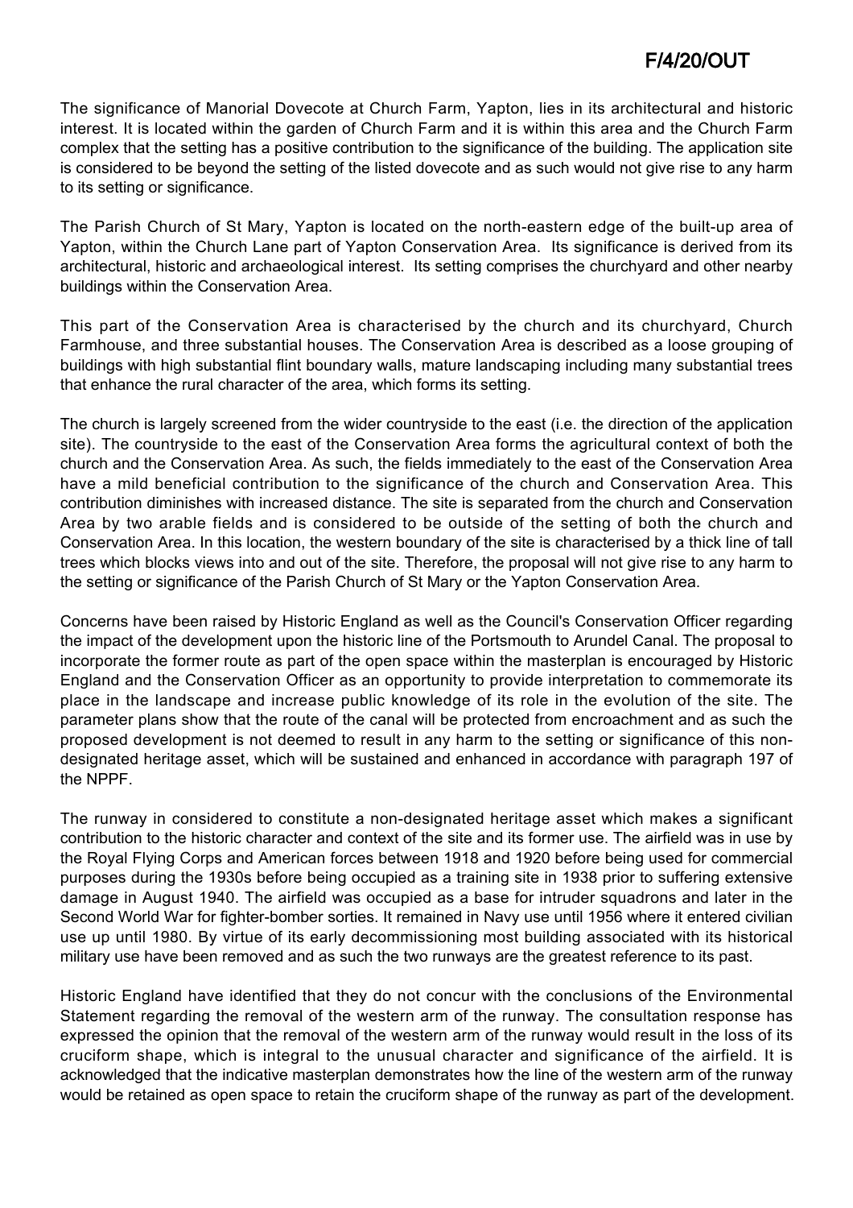The significance of Manorial Dovecote at Church Farm, Yapton, lies in its architectural and historic interest. It is located within the garden of Church Farm and it is within this area and the Church Farm complex that the setting has a positive contribution to the significance of the building. The application site is considered to be beyond the setting of the listed dovecote and as such would not give rise to any harm to its setting or significance.

The Parish Church of St Mary, Yapton is located on the north-eastern edge of the built-up area of Yapton, within the Church Lane part of Yapton Conservation Area. Its significance is derived from its architectural, historic and archaeological interest. Its setting comprises the churchyard and other nearby buildings within the Conservation Area.

This part of the Conservation Area is characterised by the church and its churchyard, Church Farmhouse, and three substantial houses. The Conservation Area is described as a loose grouping of buildings with high substantial flint boundary walls, mature landscaping including many substantial trees that enhance the rural character of the area, which forms its setting.

The church is largely screened from the wider countryside to the east (i.e. the direction of the application site). The countryside to the east of the Conservation Area forms the agricultural context of both the church and the Conservation Area. As such, the fields immediately to the east of the Conservation Area have a mild beneficial contribution to the significance of the church and Conservation Area. This contribution diminishes with increased distance. The site is separated from the church and Conservation Area by two arable fields and is considered to be outside of the setting of both the church and Conservation Area. In this location, the western boundary of the site is characterised by a thick line of tall trees which blocks views into and out of the site. Therefore, the proposal will not give rise to any harm to the setting or significance of the Parish Church of St Mary or the Yapton Conservation Area.

Concerns have been raised by Historic England as well as the Council's Conservation Officer regarding the impact of the development upon the historic line of the Portsmouth to Arundel Canal. The proposal to incorporate the former route as part of the open space within the masterplan is encouraged by Historic England and the Conservation Officer as an opportunity to provide interpretation to commemorate its place in the landscape and increase public knowledge of its role in the evolution of the site. The parameter plans show that the route of the canal will be protected from encroachment and as such the proposed development is not deemed to result in any harm to the setting or significance of this non-designated heritage asset, which will be sustained and enhanced in accordance with paragraph 197 of the NPPF.

The runway in considered to constitute a non-designated heritage asset which makes a significant contribution to the historic character and context of the site and its former use. The airfield was in use by the Royal Flying Corps and American forces between 1918 and 1920 before being used for commercial purposes during the 1930s before being occupied as a training site in 1938 prior to suffering extensive damage in August 1940. The airfield was occupied as a base for intruder squadrons and later in the Second World War for fighter-bomber sorties. It remained in Navy use until 1956 where it entered civilian use up until 1980. By virtue of its early decommissioning most building associated with its historical military use have been removed and as such the two runways are the greatest reference to its past.

Historic England have identified that they do not concur with the conclusions of the Environmental Statement regarding the removal of the western arm of the runway. The consultation response has expressed the opinion that the removal of the western arm of the runway would result in the loss of its cruciform shape, which is integral to the unusual character and significance of the airfield. It is acknowledged that the indicative masterplan demonstrates how the line of the western arm of the runway would be retained as open space to retain the cruciform shape of the runway as part of the development.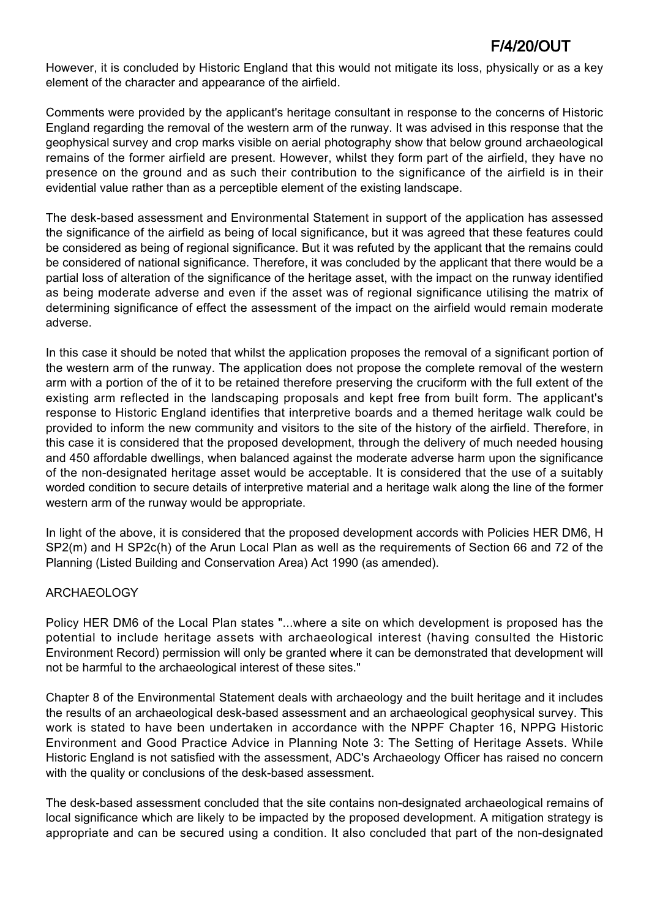However, it is concluded by Historic England that this would not mitigate its loss, physically or as a key element of the character and appearance of the airfield.

Comments were provided by the applicant's heritage consultant in response to the concerns of Historic England regarding the removal of the western arm of the runway. It was advised in this response that the geophysical survey and crop marks visible on aerial photography show that below ground archaeological remains of the former airfield are present. However, whilst they form part of the airfield, they have no presence on the ground and as such their contribution to the significance of the airfield is in their evidential value rather than as a perceptible element of the existing landscape.

The desk-based assessment and Environmental Statement in support of the application has assessed the significance of the airfield as being of local significance, but it was agreed that these features could be considered as being of regional significance. But it was refuted by the applicant that the remains could be considered of national significance. Therefore, it was concluded by the applicant that there would be a partial loss of alteration of the significance of the heritage asset, with the impact on the runway identified as being moderate adverse and even if the asset was of regional significance utilising the matrix of determining significance of effect the assessment of the impact on the airfield would remain moderate adverse.

In this case it should be noted that whilst the application proposes the removal of a significant portion of the western arm of the runway. The application does not propose the complete removal of the western arm with a portion of the of it to be retained therefore preserving the cruciform with the full extent of the existing arm reflected in the landscaping proposals and kept free from built form. The applicant's response to Historic England identifies that interpretive boards and a themed heritage walk could be provided to inform the new community and visitors to the site of the history of the airfield. Therefore, in this case it is considered that the proposed development, through the delivery of much needed housing and 450 affordable dwellings, when balanced against the moderate adverse harm upon the significance of the non-designated heritage asset would be acceptable. It is considered that the use of a suitably worded condition to secure details of interpretive material and a heritage walk along the line of the former western arm of the runway would be appropriate.

In light of the above, it is considered that the proposed development accords with Policies HER DM6, H SP2(m) and H SP2c(h) of the Arun Local Plan as well as the requirements of Section 66 and 72 of the Planning (Listed Building and Conservation Area) Act 1990 (as amended).

## ARCHAEOLOGY

Policy HER DM6 of the Local Plan states "...where a site on which development is proposed has the potential to include heritage assets with archaeological interest (having consulted the Historic Environment Record) permission will only be granted where it can be demonstrated that development will not be harmful to the archaeological interest of these sites."

Chapter 8 of the Environmental Statement deals with archaeology and the built heritage and it includes the results of an archaeological desk-based assessment and an archaeological geophysical survey. This work is stated to have been undertaken in accordance with the NPPF Chapter 16, NPPG Historic Environment and Good Practice Advice in Planning Note 3: The Setting of Heritage Assets. While Historic England is not satisfied with the assessment, ADC's Archaeology Officer has raised no concern with the quality or conclusions of the desk-based assessment.

The desk-based assessment concluded that the site contains non-designated archaeological remains of local significance which are likely to be impacted by the proposed development. A mitigation strategy is appropriate and can be secured using a condition. It also concluded that part of the non-designated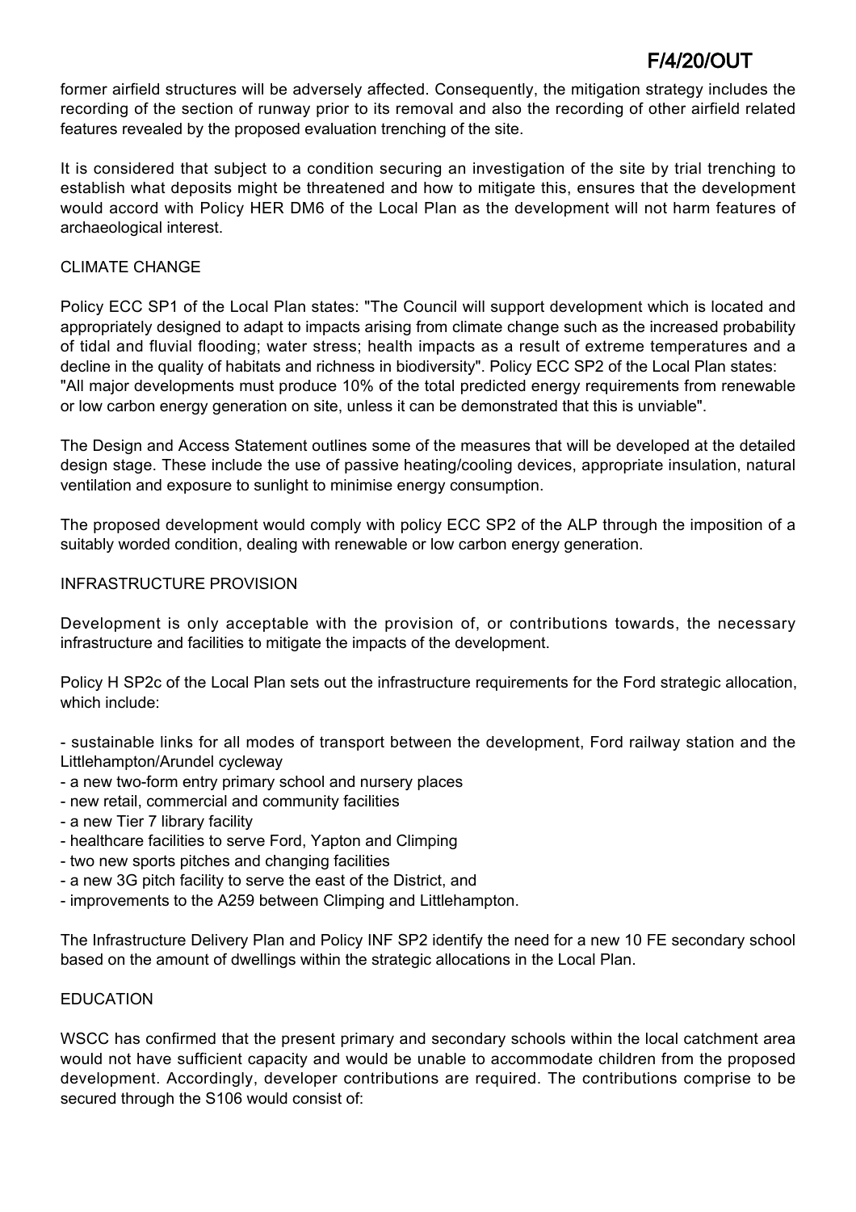former airfield structures will be adversely affected. Consequently, the mitigation strategy includes the recording of the section of runway prior to its removal and also the recording of other airfield related features revealed by the proposed evaluation trenching of the site.

It is considered that subject to a condition securing an investigation of the site by trial trenching to establish what deposits might be threatened and how to mitigate this, ensures that the development would accord with Policy HER DM6 of the Local Plan as the development will not harm features of archaeological interest.

CLIMATE CHANGE

Policy ECC SP1 of the Local Plan states: "The Council will support development which is located and appropriately designed to adapt to impacts arising from climate change such as the increased probability of tidal and fluvial flooding; water stress; health impacts as a result of extreme temperatures and a decline in the quality of habitats and richness in biodiversity". Policy ECC SP2 of the Local Plan states: "All major developments must produce 10% of the total predicted energy requirements from renewable or low carbon energy generation on site, unless it can be demonstrated that this is unviable".

The Design and Access Statement outlines some of the measures that will be developed at the detailed design stage. These include the use of passive heating/cooling devices, appropriate insulation, natural ventilation and exposure to sunlight to minimise energy consumption.

The proposed development would comply with policy ECC SP2 of the ALP through the imposition of a suitably worded condition, dealing with renewable or low carbon energy generation.

INFRASTRUCTURE PROVISION

Development is only acceptable with the provision of, or contributions towards, the necessary infrastructure and facilities to mitigate the impacts of the development.

Policy H SP2c of the Local Plan sets out the infrastructure requirements for the Ford strategic allocation, which include:

- sustainable links for all modes of transport between the development, Ford railway station and the Littlehampton/Arundel cycleway
- a new two-form entry primary school and nursery places
- new retail, commercial and community facilities
- a new Tier 7 library facility
- healthcare facilities to serve Ford, Yapton and Climping
- two new sports pitches and changing facilities
- a new 3G pitch facility to serve the east of the District, and
- improvements to the A259 between Climping and Littlehampton.

The Infrastructure Delivery Plan and Policy INF SP2 identify the need for a new 10 FE secondary school based on the amount of dwellings within the strategic allocations in the Local Plan.

EDUCATION

WSCC has confirmed that the present primary and secondary schools within the local catchment area would not have sufficient capacity and would be unable to accommodate children from the proposed development. Accordingly, developer contributions are required. The contributions comprise to be secured through the S106 would consist of: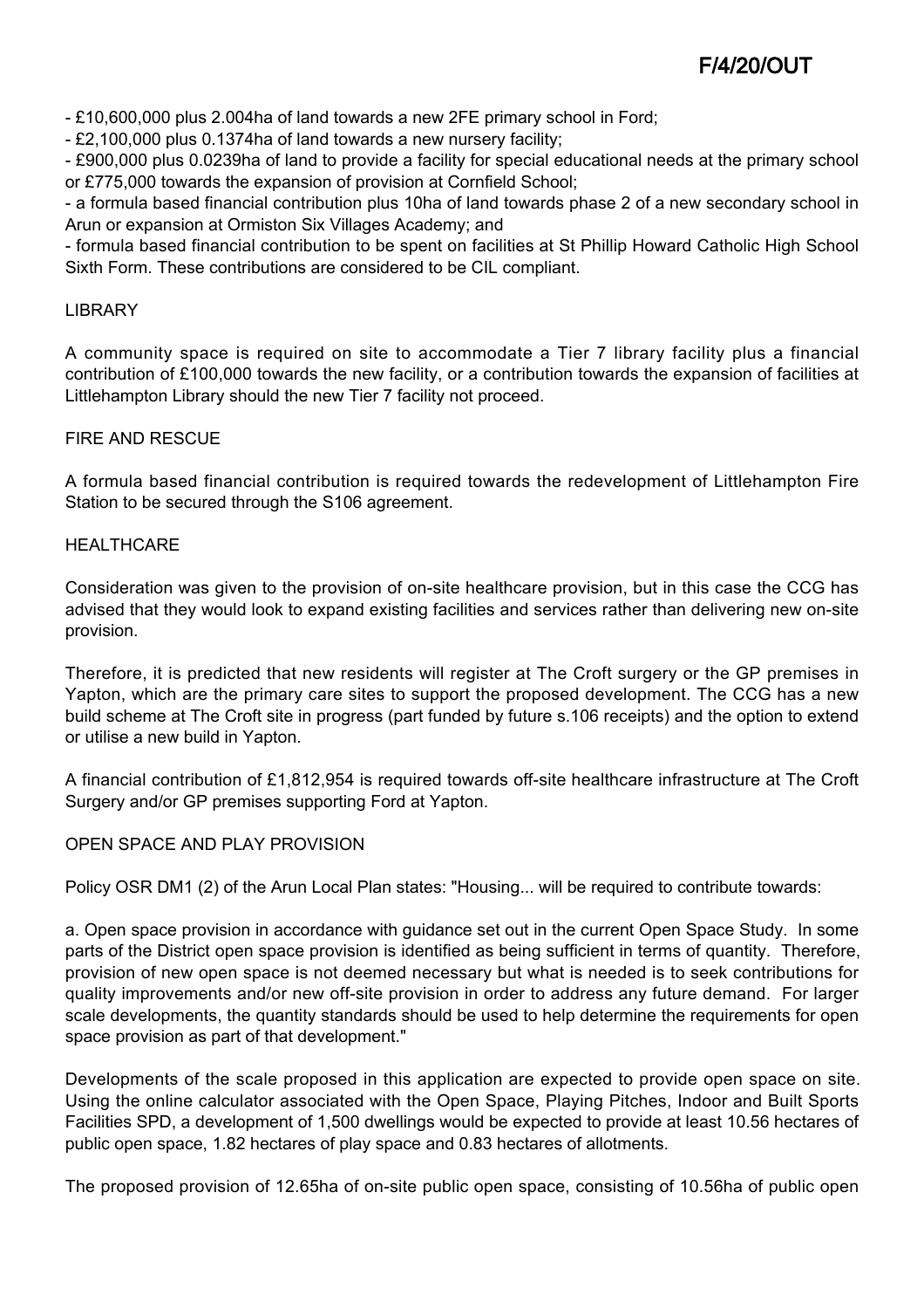- £10,600,000 plus 2.004ha of land towards a new 2FE primary school in Ford;
- £2,100,000 plus 0.1374ha of land towards a new nursery facility;
- £900,000 plus 0.0239ha of land to provide a facility for special educational needs at the primary school or £775,000 towards the expansion of provision at Cornfield School;
- a formula based financial contribution plus 10ha of land towards phase 2 of a new secondary school in Arun or expansion at Ormiston Six Villages Academy; and
- formula based financial contribution to be spent on facilities at St Phillip Howard Catholic High School Sixth Form. These contributions are considered to be CIL compliant.

LIBRARY

A community space is required on site to accommodate a Tier 7 library facility plus a financial contribution of £100,000 towards the new facility, or a contribution towards the expansion of facilities at Littlehampton Library should the new Tier 7 facility not proceed.

FIRE AND RESCUE

A formula based financial contribution is required towards the redevelopment of Littlehampton Fire Station to be secured through the S106 agreement.

HEALTHCARE

Consideration was given to the provision of on-site healthcare provision, but in this case the CCG has advised that they would look to expand existing facilities and services rather than delivering new on-site provision.

Therefore, it is predicted that new residents will register at The Croft surgery or the GP premises in Yapton, which are the primary care sites to support the proposed development. The CCG has a new build scheme at The Croft site in progress (part funded by future s.106 receipts) and the option to extend or utilise a new build in Yapton.

A financial contribution of £1,812,954 is required towards off-site healthcare infrastructure at The Croft Surgery and/or GP premises supporting Ford at Yapton.

OPEN SPACE AND PLAY PROVISION

Policy OSR DM1 (2) of the Arun Local Plan states: "Housing... will be required to contribute towards:

a. Open space provision in accordance with guidance set out in the current Open Space Study. In some parts of the District open space provision is identified as being sufficient in terms of quantity. Therefore, provision of new open space is not deemed necessary but what is needed is to seek contributions for quality improvements and/or new off-site provision in order to address any future demand. For larger scale developments, the quantity standards should be used to help determine the requirements for open space provision as part of that development."

Developments of the scale proposed in this application are expected to provide open space on site. Using the online calculator associated with the Open Space, Playing Pitches, Indoor and Built Sports Facilities SPD, a development of 1,500 dwellings would be expected to provide at least 10.56 hectares of public open space, 1.82 hectares of play space and 0.83 hectares of allotments.

The proposed provision of 12.65ha of on-site public open space, consisting of 10.56ha of public open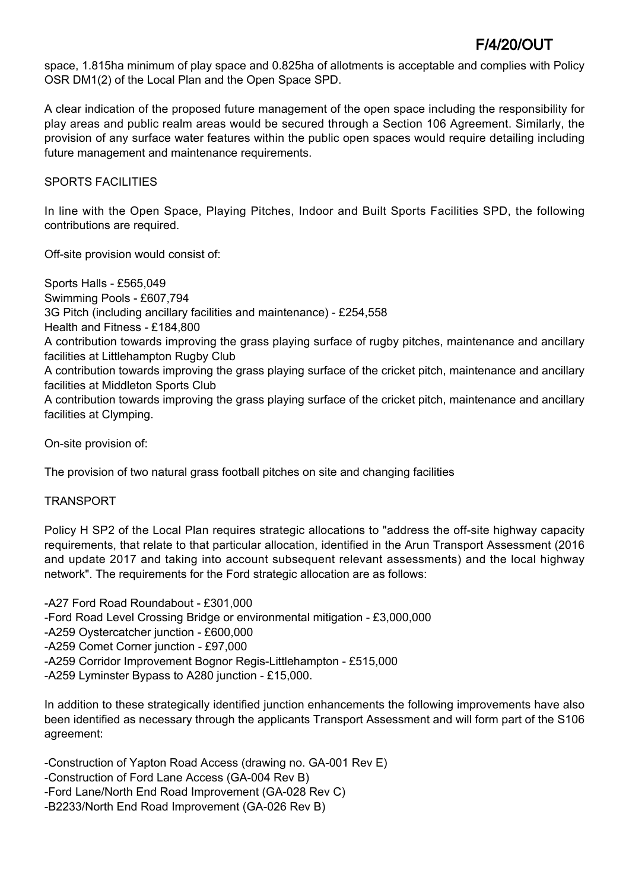space, 1.815ha minimum of play space and 0.825ha of allotments is acceptable and complies with Policy OSR DM1(2) of the Local Plan and the Open Space SPD.

A clear indication of the proposed future management of the open space including the responsibility for play areas and public realm areas would be secured through a Section 106 Agreement. Similarly, the provision of any surface water features within the public open spaces would require detailing including future management and maintenance requirements.

SPORTS FACILITIES

In line with the Open Space, Playing Pitches, Indoor and Built Sports Facilities SPD, the following contributions are required.

Off-site provision would consist of:

Sports Halls - £565,049
Swimming Pools - £607,794
3G Pitch (including ancillary facilities and maintenance) - £254,558
Health and Fitness - £184,800
A contribution towards improving the grass playing surface of rugby pitches, maintenance and ancillary facilities at Littlehampton Rugby Club
A contribution towards improving the grass playing surface of the cricket pitch, maintenance and ancillary facilities at Middleton Sports Club
A contribution towards improving the grass playing surface of the cricket pitch, maintenance and ancillary facilities at Clymping.

On-site provision of:

The provision of two natural grass football pitches on site and changing facilities

TRANSPORT

Policy H SP2 of the Local Plan requires strategic allocations to "address the off-site highway capacity requirements, that relate to that particular allocation, identified in the Arun Transport Assessment (2016 and update 2017 and taking into account subsequent relevant assessments) and the local highway network". The requirements for the Ford strategic allocation are as follows:

-A27 Ford Road Roundabout - £301,000
-Ford Road Level Crossing Bridge or environmental mitigation - £3,000,000
-A259 Oystercatcher junction - £600,000
-A259 Comet Corner junction - £97,000
-A259 Corridor Improvement Bognor Regis-Littlehampton - £515,000
-A259 Lyminster Bypass to A280 junction - £15,000.

In addition to these strategically identified junction enhancements the following improvements have also been identified as necessary through the applicants Transport Assessment and will form part of the S106 agreement:

-Construction of Yapton Road Access (drawing no. GA-001 Rev E)
-Construction of Ford Lane Access (GA-004 Rev B)
-Ford Lane/North End Road Improvement (GA-028 Rev C)
-B2233/North End Road Improvement (GA-026 Rev B)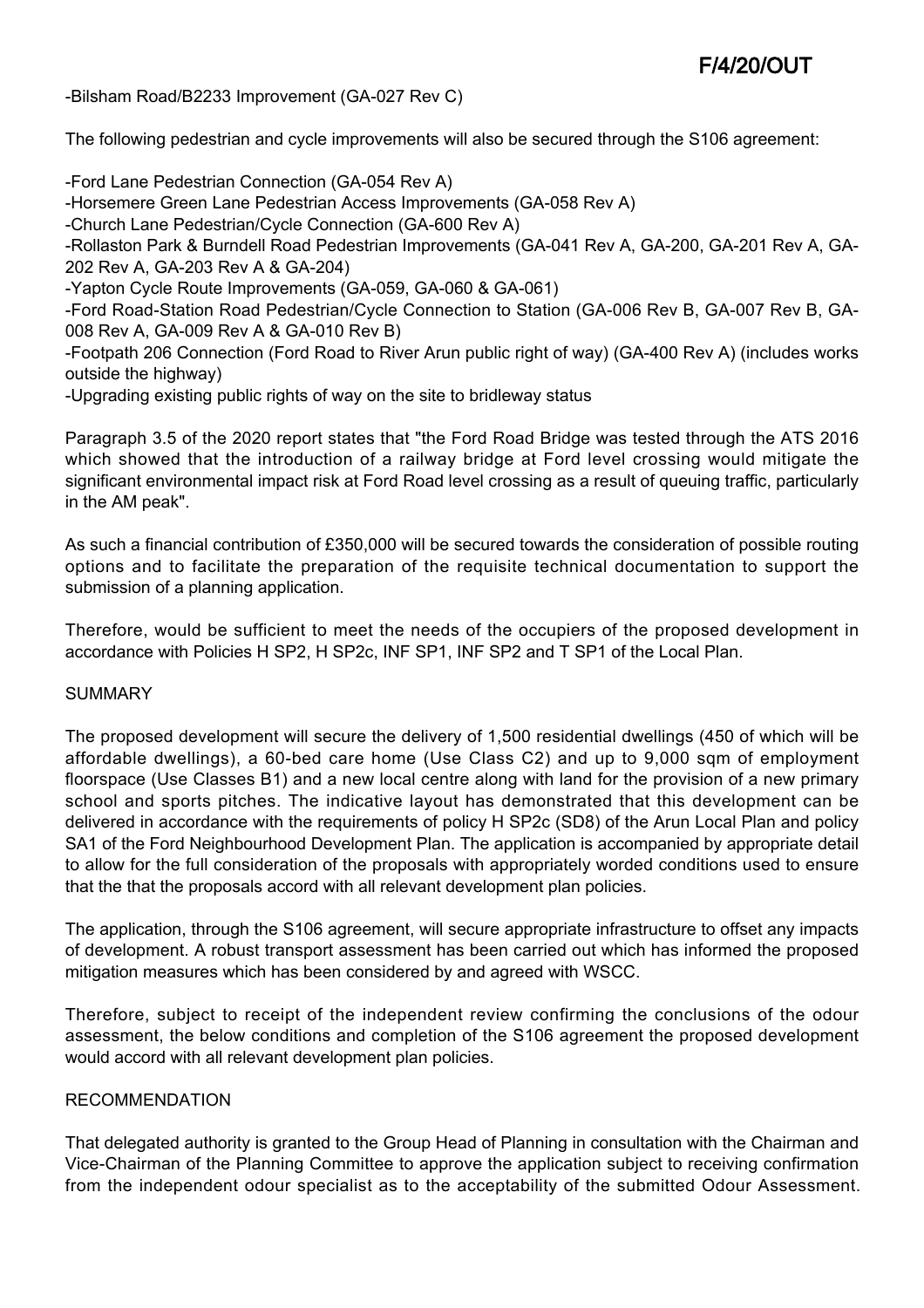-Bilsham Road/B2233 Improvement (GA-027 Rev C)

The following pedestrian and cycle improvements will also be secured through the S106 agreement:

-Ford Lane Pedestrian Connection (GA-054 Rev A)
-Horsemere Green Lane Pedestrian Access Improvements (GA-058 Rev A)
-Church Lane Pedestrian/Cycle Connection (GA-600 Rev A)
-Rollaston Park & Burndell Road Pedestrian Improvements (GA-041 Rev A, GA-200, GA-201 Rev A, GA-202 Rev A, GA-203 Rev A & GA-204)
-Yapton Cycle Route Improvements (GA-059, GA-060 & GA-061)
-Ford Road-Station Road Pedestrian/Cycle Connection to Station (GA-006 Rev B, GA-007 Rev B, GA-008 Rev A, GA-009 Rev A & GA-010 Rev B)
-Footpath 206 Connection (Ford Road to River Arun public right of way) (GA-400 Rev A) (includes works outside the highway)
-Upgrading existing public rights of way on the site to bridleway status

Paragraph 3.5 of the 2020 report states that "the Ford Road Bridge was tested through the ATS 2016 which showed that the introduction of a railway bridge at Ford level crossing would mitigate the significant environmental impact risk at Ford Road level crossing as a result of queuing traffic, particularly in the AM peak".

As such a financial contribution of £350,000 will be secured towards the consideration of possible routing options and to facilitate the preparation of the requisite technical documentation to support the submission of a planning application.

Therefore, would be sufficient to meet the needs of the occupiers of the proposed development in accordance with Policies H SP2, H SP2c, INF SP1, INF SP2 and T SP1 of the Local Plan.

SUMMARY

The proposed development will secure the delivery of 1,500 residential dwellings (450 of which will be affordable dwellings), a 60-bed care home (Use Class C2) and up to 9,000 sqm of employment floorspace (Use Classes B1) and a new local centre along with land for the provision of a new primary school and sports pitches. The indicative layout has demonstrated that this development can be delivered in accordance with the requirements of policy H SP2c (SD8) of the Arun Local Plan and policy SA1 of the Ford Neighbourhood Development Plan. The application is accompanied by appropriate detail to allow for the full consideration of the proposals with appropriately worded conditions used to ensure that the that the proposals accord with all relevant development plan policies.

The application, through the S106 agreement, will secure appropriate infrastructure to offset any impacts of development. A robust transport assessment has been carried out which has informed the proposed mitigation measures which has been considered by and agreed with WSCC.

Therefore, subject to receipt of the independent review confirming the conclusions of the odour assessment, the below conditions and completion of the S106 agreement the proposed development would accord with all relevant development plan policies.

RECOMMENDATION

That delegated authority is granted to the Group Head of Planning in consultation with the Chairman and Vice-Chairman of the Planning Committee to approve the application subject to receiving confirmation from the independent odour specialist as to the acceptability of the submitted Odour Assessment.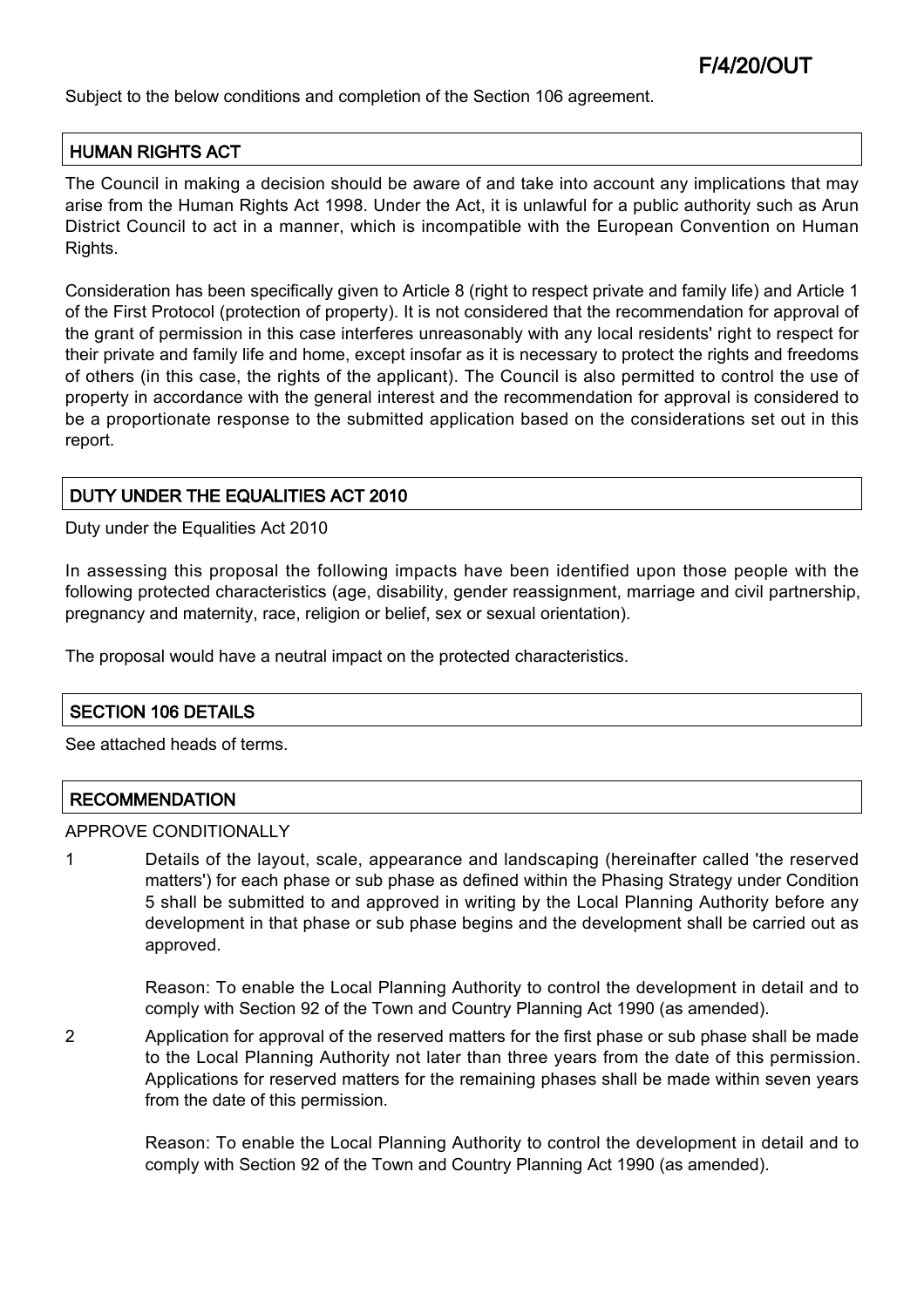Subject to the below conditions and completion of the Section 106 agreement.

## HUMAN RIGHTS ACT

The Council in making a decision should be aware of and take into account any implications that may arise from the Human Rights Act 1998. Under the Act, it is unlawful for a public authority such as Arun District Council to act in a manner, which is incompatible with the European Convention on Human Rights.

Consideration has been specifically given to Article 8 (right to respect private and family life) and Article 1 of the First Protocol (protection of property). It is not considered that the recommendation for approval of the grant of permission in this case interferes unreasonably with any local residents' right to respect for their private and family life and home, except insofar as it is necessary to protect the rights and freedoms of others (in this case, the rights of the applicant). The Council is also permitted to control the use of property in accordance with the general interest and the recommendation for approval is considered to be a proportionate response to the submitted application based on the considerations set out in this report.

## DUTY UNDER THE EQUALITIES ACT 2010

Duty under the Equalities Act 2010

In assessing this proposal the following impacts have been identified upon those people with the following protected characteristics (age, disability, gender reassignment, marriage and civil partnership, pregnancy and maternity, race, religion or belief, sex or sexual orientation).

The proposal would have a neutral impact on the protected characteristics.

## SECTION 106 DETAILS

See attached heads of terms.

## RECOMMENDATION

APPROVE CONDITIONALLY

1. Details of the layout, scale, appearance and landscaping (hereinafter called 'the reserved matters') for each phase or sub phase as defined within the Phasing Strategy under Condition 5 shall be submitted to and approved in writing by the Local Planning Authority before any development in that phase or sub phase begins and the development shall be carried out as approved.

   Reason: To enable the Local Planning Authority to control the development in detail and to comply with Section 92 of the Town and Country Planning Act 1990 (as amended).

2. Application for approval of the reserved matters for the first phase or sub phase shall be made to the Local Planning Authority not later than three years from the date of this permission. Applications for reserved matters for the remaining phases shall be made within seven years from the date of this permission.

   Reason: To enable the Local Planning Authority to control the development in detail and to comply with Section 92 of the Town and Country Planning Act 1990 (as amended).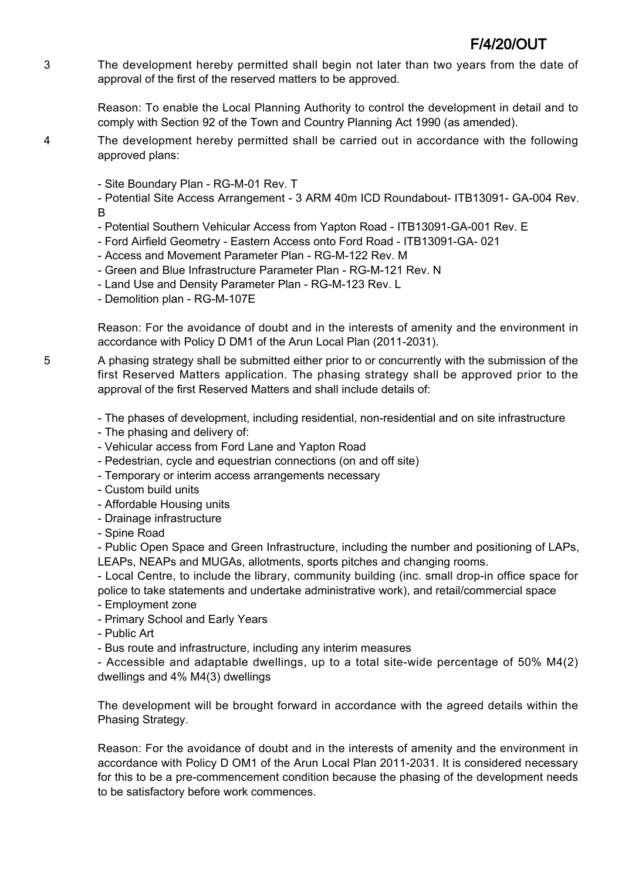3 The development hereby permitted shall begin not later than two years from the date of approval of the first of the reserved matters to be approved.

Reason: To enable the Local Planning Authority to control the development in detail and to comply with Section 92 of the Town and Country Planning Act 1990 (as amended).

4 The development hereby permitted shall be carried out in accordance with the following approved plans:

- Site Boundary Plan - RG-M-01 Rev. T
- Potential Site Access Arrangement - 3 ARM 40m ICD Roundabout- ITB13091- GA-004 Rev. B
- Potential Southern Vehicular Access from Yapton Road - ITB13091-GA-001 Rev. E
- Ford Airfield Geometry - Eastern Access onto Ford Road - ITB13091-GA- 021
- Access and Movement Parameter Plan - RG-M-122 Rev. M
- Green and Blue Infrastructure Parameter Plan - RG-M-121 Rev. N
- Land Use and Density Parameter Plan - RG-M-123 Rev. L
- Demolition plan - RG-M-107E

Reason: For the avoidance of doubt and in the interests of amenity and the environment in accordance with Policy D DM1 of the Arun Local Plan (2011-2031).

5 A phasing strategy shall be submitted either prior to or concurrently with the submission of the first Reserved Matters application. The phasing strategy shall be approved prior to the approval of the first Reserved Matters and shall include details of:

- The phases of development, including residential, non-residential and on site infrastructure
- The phasing and delivery of:
- Vehicular access from Ford Lane and Yapton Road
- Pedestrian, cycle and equestrian connections (on and off site)
- Temporary or interim access arrangements necessary
- Custom build units
- Affordable Housing units
- Drainage infrastructure
- Spine Road
- Public Open Space and Green Infrastructure, including the number and positioning of LAPs, LEAPs, NEAPs and MUGAs, allotments, sports pitches and changing rooms.
- Local Centre, to include the library, community building (inc. small drop-in office space for police to take statements and undertake administrative work), and retail/commercial space
- Employment zone
- Primary School and Early Years
- Public Art
- Bus route and infrastructure, including any interim measures
- Accessible and adaptable dwellings, up to a total site-wide percentage of 50% M4(2) dwellings and 4% M4(3) dwellings

The development will be brought forward in accordance with the agreed details within the Phasing Strategy.

Reason: For the avoidance of doubt and in the interests of amenity and the environment in accordance with Policy D OM1 of the Arun Local Plan 2011-2031. It is considered necessary for this to be a pre-commencement condition because the phasing of the development needs to be satisfactory before work commences.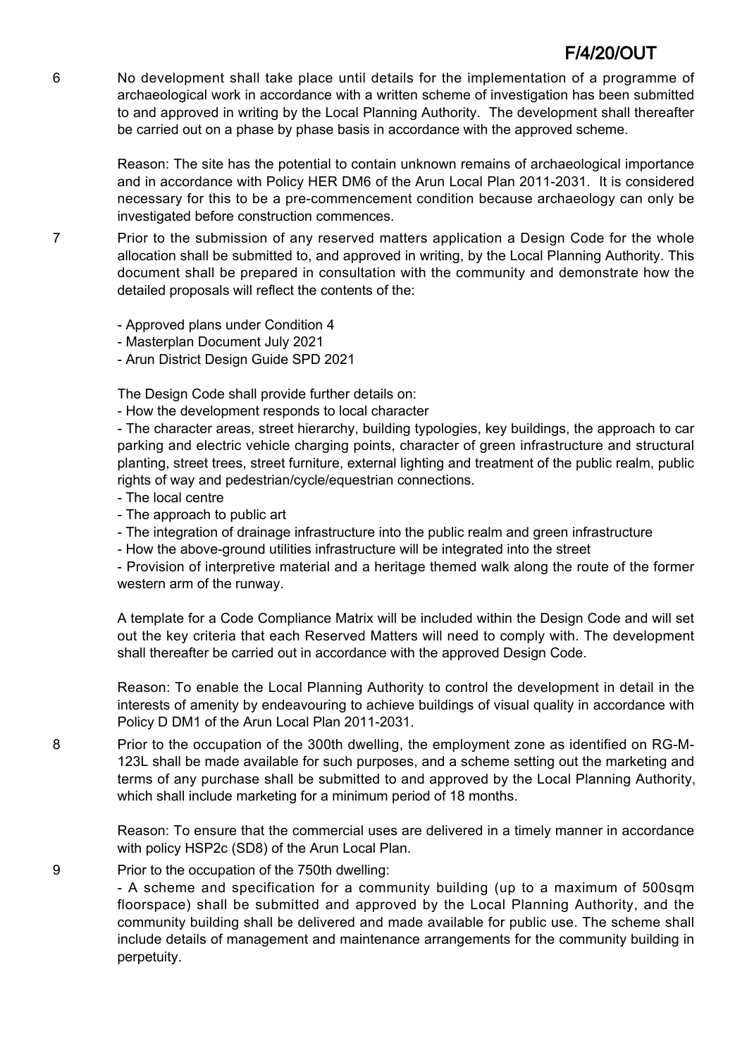6 No development shall take place until details for the implementation of a programme of archaeological work in accordance with a written scheme of investigation has been submitted to and approved in writing by the Local Planning Authority. The development shall thereafter be carried out on a phase by phase basis in accordance with the approved scheme.

Reason: The site has the potential to contain unknown remains of archaeological importance and in accordance with Policy HER DM6 of the Arun Local Plan 2011-2031. It is considered necessary for this to be a pre-commencement condition because archaeology can only be investigated before construction commences.

7 Prior to the submission of any reserved matters application a Design Code for the whole allocation shall be submitted to, and approved in writing, by the Local Planning Authority. This document shall be prepared in consultation with the community and demonstrate how the detailed proposals will reflect the contents of the:

- Approved plans under Condition 4
- Masterplan Document July 2021
- Arun District Design Guide SPD 2021

The Design Code shall provide further details on:

- How the development responds to local character
- The character areas, street hierarchy, building typologies, key buildings, the approach to car parking and electric vehicle charging points, character of green infrastructure and structural planting, street trees, street furniture, external lighting and treatment of the public realm, public rights of way and pedestrian/cycle/equestrian connections.
- The local centre
- The approach to public art
- The integration of drainage infrastructure into the public realm and green infrastructure
- How the above-ground utilities infrastructure will be integrated into the street
- Provision of interpretive material and a heritage themed walk along the route of the former western arm of the runway.

A template for a Code Compliance Matrix will be included within the Design Code and will set out the key criteria that each Reserved Matters will need to comply with. The development shall thereafter be carried out in accordance with the approved Design Code.

Reason: To enable the Local Planning Authority to control the development in detail in the interests of amenity by endeavouring to achieve buildings of visual quality in accordance with Policy D DM1 of the Arun Local Plan 2011-2031.

8 Prior to the occupation of the 300th dwelling, the employment zone as identified on RG-M-123L shall be made available for such purposes, and a scheme setting out the marketing and terms of any purchase shall be submitted to and approved by the Local Planning Authority, which shall include marketing for a minimum period of 18 months.

Reason: To ensure that the commercial uses are delivered in a timely manner in accordance with policy HSP2c (SD8) of the Arun Local Plan.

9 Prior to the occupation of the 750th dwelling:

- A scheme and specification for a community building (up to a maximum of 500sqm floorspace) shall be submitted and approved by the Local Planning Authority, and the community building shall be delivered and made available for public use. The scheme shall include details of management and maintenance arrangements for the community building in perpetuity.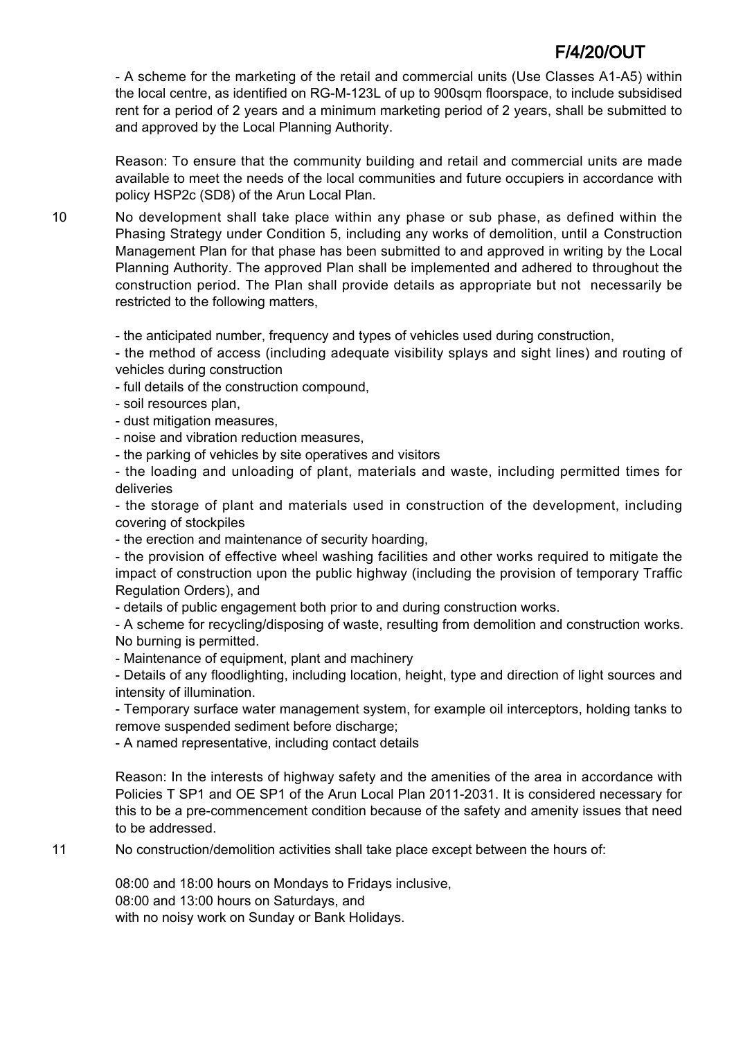- A scheme for the marketing of the retail and commercial units (Use Classes A1-A5) within the local centre, as identified on RG-M-123L of up to 900sqm floorspace, to include subsidised rent for a period of 2 years and a minimum marketing period of 2 years, shall be submitted to and approved by the Local Planning Authority.

Reason: To ensure that the community building and retail and commercial units are made available to meet the needs of the local communities and future occupiers in accordance with policy HSP2c (SD8) of the Arun Local Plan.

10 No development shall take place within any phase or sub phase, as defined within the Phasing Strategy under Condition 5, including any works of demolition, until a Construction Management Plan for that phase has been submitted to and approved in writing by the Local Planning Authority. The approved Plan shall be implemented and adhered to throughout the construction period. The Plan shall provide details as appropriate but not necessarily be restricted to the following matters,

- the anticipated number, frequency and types of vehicles used during construction,
- the method of access (including adequate visibility splays and sight lines) and routing of vehicles during construction
- full details of the construction compound,
- soil resources plan,
- dust mitigation measures,
- noise and vibration reduction measures,
- the parking of vehicles by site operatives and visitors
- the loading and unloading of plant, materials and waste, including permitted times for deliveries
- the storage of plant and materials used in construction of the development, including covering of stockpiles
- the erection and maintenance of security hoarding,
- the provision of effective wheel washing facilities and other works required to mitigate the impact of construction upon the public highway (including the provision of temporary Traffic Regulation Orders), and
- details of public engagement both prior to and during construction works.
- A scheme for recycling/disposing of waste, resulting from demolition and construction works. No burning is permitted.
- Maintenance of equipment, plant and machinery
- Details of any floodlighting, including location, height, type and direction of light sources and intensity of illumination.
- Temporary surface water management system, for example oil interceptors, holding tanks to remove suspended sediment before discharge;
- A named representative, including contact details

Reason: In the interests of highway safety and the amenities of the area in accordance with Policies T SP1 and OE SP1 of the Arun Local Plan 2011-2031. It is considered necessary for this to be a pre-commencement condition because of the safety and amenity issues that need to be addressed.

11 No construction/demolition activities shall take place except between the hours of:

08:00 and 18:00 hours on Mondays to Fridays inclusive,
08:00 and 13:00 hours on Saturdays, and
with no noisy work on Sunday or Bank Holidays.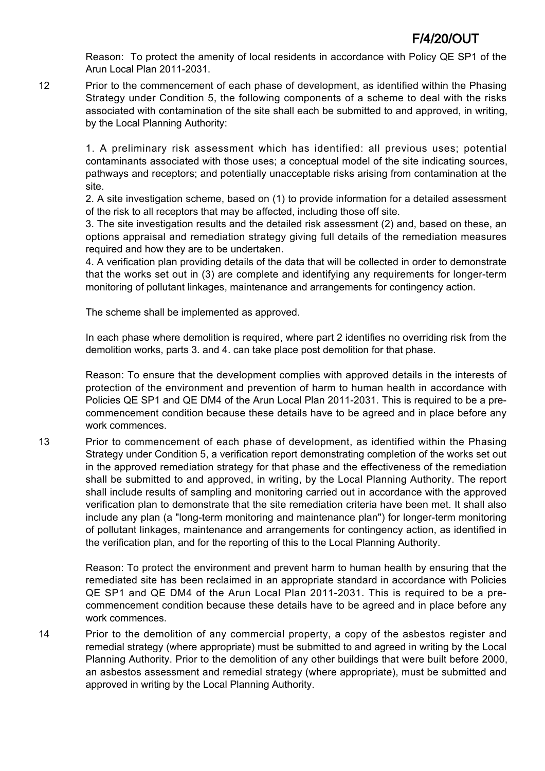Reason: To protect the amenity of local residents in accordance with Policy QE SP1 of the Arun Local Plan 2011-2031.

12 Prior to the commencement of each phase of development, as identified within the Phasing Strategy under Condition 5, the following components of a scheme to deal with the risks associated with contamination of the site shall each be submitted to and approved, in writing, by the Local Planning Authority:

1. A preliminary risk assessment which has identified: all previous uses; potential contaminants associated with those uses; a conceptual model of the site indicating sources, pathways and receptors; and potentially unacceptable risks arising from contamination at the site.
2. A site investigation scheme, based on (1) to provide information for a detailed assessment of the risk to all receptors that may be affected, including those off site.
3. The site investigation results and the detailed risk assessment (2) and, based on these, an options appraisal and remediation strategy giving full details of the remediation measures required and how they are to be undertaken.
4. A verification plan providing details of the data that will be collected in order to demonstrate that the works set out in (3) are complete and identifying any requirements for longer-term monitoring of pollutant linkages, maintenance and arrangements for contingency action.

The scheme shall be implemented as approved.

In each phase where demolition is required, where part 2 identifies no overriding risk from the demolition works, parts 3. and 4. can take place post demolition for that phase.

Reason: To ensure that the development complies with approved details in the interests of protection of the environment and prevention of harm to human health in accordance with Policies QE SP1 and QE DM4 of the Arun Local Plan 2011-2031. This is required to be a pre-commencement condition because these details have to be agreed and in place before any work commences.

13 Prior to commencement of each phase of development, as identified within the Phasing Strategy under Condition 5, a verification report demonstrating completion of the works set out in the approved remediation strategy for that phase and the effectiveness of the remediation shall be submitted to and approved, in writing, by the Local Planning Authority. The report shall include results of sampling and monitoring carried out in accordance with the approved verification plan to demonstrate that the site remediation criteria have been met. It shall also include any plan (a "long-term monitoring and maintenance plan") for longer-term monitoring of pollutant linkages, maintenance and arrangements for contingency action, as identified in the verification plan, and for the reporting of this to the Local Planning Authority.

Reason: To protect the environment and prevent harm to human health by ensuring that the remediated site has been reclaimed in an appropriate standard in accordance with Policies QE SP1 and QE DM4 of the Arun Local Plan 2011-2031. This is required to be a pre-commencement condition because these details have to be agreed and in place before any work commences.

14 Prior to the demolition of any commercial property, a copy of the asbestos register and remedial strategy (where appropriate) must be submitted to and agreed in writing by the Local Planning Authority. Prior to the demolition of any other buildings that were built before 2000, an asbestos assessment and remedial strategy (where appropriate), must be submitted and approved in writing by the Local Planning Authority.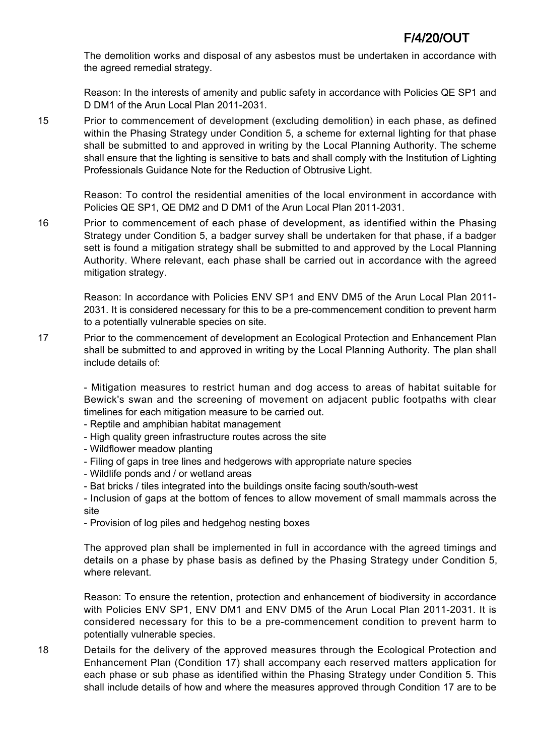The demolition works and disposal of any asbestos must be undertaken in accordance with the agreed remedial strategy.

Reason: In the interests of amenity and public safety in accordance with Policies QE SP1 and D DM1 of the Arun Local Plan 2011-2031.

15 Prior to commencement of development (excluding demolition) in each phase, as defined within the Phasing Strategy under Condition 5, a scheme for external lighting for that phase shall be submitted to and approved in writing by the Local Planning Authority. The scheme shall ensure that the lighting is sensitive to bats and shall comply with the Institution of Lighting Professionals Guidance Note for the Reduction of Obtrusive Light.

Reason: To control the residential amenities of the local environment in accordance with Policies QE SP1, QE DM2 and D DM1 of the Arun Local Plan 2011-2031.

16 Prior to commencement of each phase of development, as identified within the Phasing Strategy under Condition 5, a badger survey shall be undertaken for that phase, if a badger sett is found a mitigation strategy shall be submitted to and approved by the Local Planning Authority. Where relevant, each phase shall be carried out in accordance with the agreed mitigation strategy.

Reason: In accordance with Policies ENV SP1 and ENV DM5 of the Arun Local Plan 2011-2031. It is considered necessary for this to be a pre-commencement condition to prevent harm to a potentially vulnerable species on site.

17 Prior to the commencement of development an Ecological Protection and Enhancement Plan shall be submitted to and approved in writing by the Local Planning Authority. The plan shall include details of:

- Mitigation measures to restrict human and dog access to areas of habitat suitable for Bewick's swan and the screening of movement on adjacent public footpaths with clear timelines for each mitigation measure to be carried out.
- Reptile and amphibian habitat management
- High quality green infrastructure routes across the site
- Wildflower meadow planting
- Filing of gaps in tree lines and hedgerows with appropriate nature species
- Wildlife ponds and / or wetland areas
- Bat bricks / tiles integrated into the buildings onsite facing south/south-west
- Inclusion of gaps at the bottom of fences to allow movement of small mammals across the site
- Provision of log piles and hedgehog nesting boxes

The approved plan shall be implemented in full in accordance with the agreed timings and details on a phase by phase basis as defined by the Phasing Strategy under Condition 5, where relevant.

Reason: To ensure the retention, protection and enhancement of biodiversity in accordance with Policies ENV SP1, ENV DM1 and ENV DM5 of the Arun Local Plan 2011-2031. It is considered necessary for this to be a pre-commencement condition to prevent harm to potentially vulnerable species.

18 Details for the delivery of the approved measures through the Ecological Protection and Enhancement Plan (Condition 17) shall accompany each reserved matters application for each phase or sub phase as identified within the Phasing Strategy under Condition 5. This shall include details of how and where the measures approved through Condition 17 are to be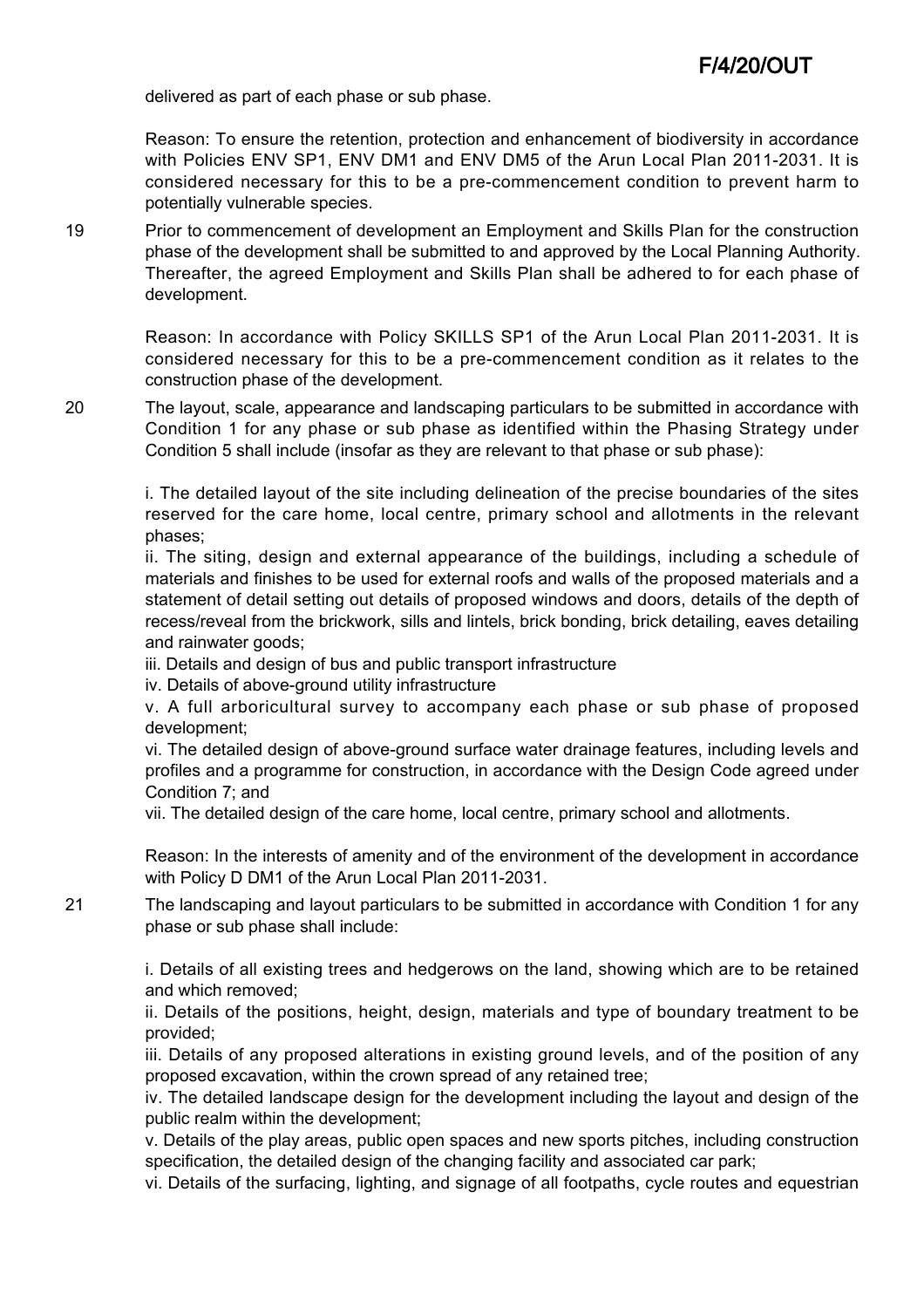delivered as part of each phase or sub phase.

Reason: To ensure the retention, protection and enhancement of biodiversity in accordance with Policies ENV SP1, ENV DM1 and ENV DM5 of the Arun Local Plan 2011-2031. It is considered necessary for this to be a pre-commencement condition to prevent harm to potentially vulnerable species.

19 Prior to commencement of development an Employment and Skills Plan for the construction phase of the development shall be submitted to and approved by the Local Planning Authority. Thereafter, the agreed Employment and Skills Plan shall be adhered to for each phase of development.

Reason: In accordance with Policy SKILLS SP1 of the Arun Local Plan 2011-2031. It is considered necessary for this to be a pre-commencement condition as it relates to the construction phase of the development.

20 The layout, scale, appearance and landscaping particulars to be submitted in accordance with Condition 1 for any phase or sub phase as identified within the Phasing Strategy under Condition 5 shall include (insofar as they are relevant to that phase or sub phase):

i. The detailed layout of the site including delineation of the precise boundaries of the sites reserved for the care home, local centre, primary school and allotments in the relevant phases;
ii. The siting, design and external appearance of the buildings, including a schedule of materials and finishes to be used for external roofs and walls of the proposed materials and a statement of detail setting out details of proposed windows and doors, details of the depth of recess/reveal from the brickwork, sills and lintels, brick bonding, brick detailing, eaves detailing and rainwater goods;
iii. Details and design of bus and public transport infrastructure
iv. Details of above-ground utility infrastructure
v. A full arboricultural survey to accompany each phase or sub phase of proposed development;
vi. The detailed design of above-ground surface water drainage features, including levels and profiles and a programme for construction, in accordance with the Design Code agreed under Condition 7; and
vii. The detailed design of the care home, local centre, primary school and allotments.

Reason: In the interests of amenity and of the environment of the development in accordance with Policy D DM1 of the Arun Local Plan 2011-2031.

21 The landscaping and layout particulars to be submitted in accordance with Condition 1 for any phase or sub phase shall include:

i. Details of all existing trees and hedgerows on the land, showing which are to be retained and which removed;
ii. Details of the positions, height, design, materials and type of boundary treatment to be provided;
iii. Details of any proposed alterations in existing ground levels, and of the position of any proposed excavation, within the crown spread of any retained tree;
iv. The detailed landscape design for the development including the layout and design of the public realm within the development;
v. Details of the play areas, public open spaces and new sports pitches, including construction specification, the detailed design of the changing facility and associated car park;
vi. Details of the surfacing, lighting, and signage of all footpaths, cycle routes and equestrian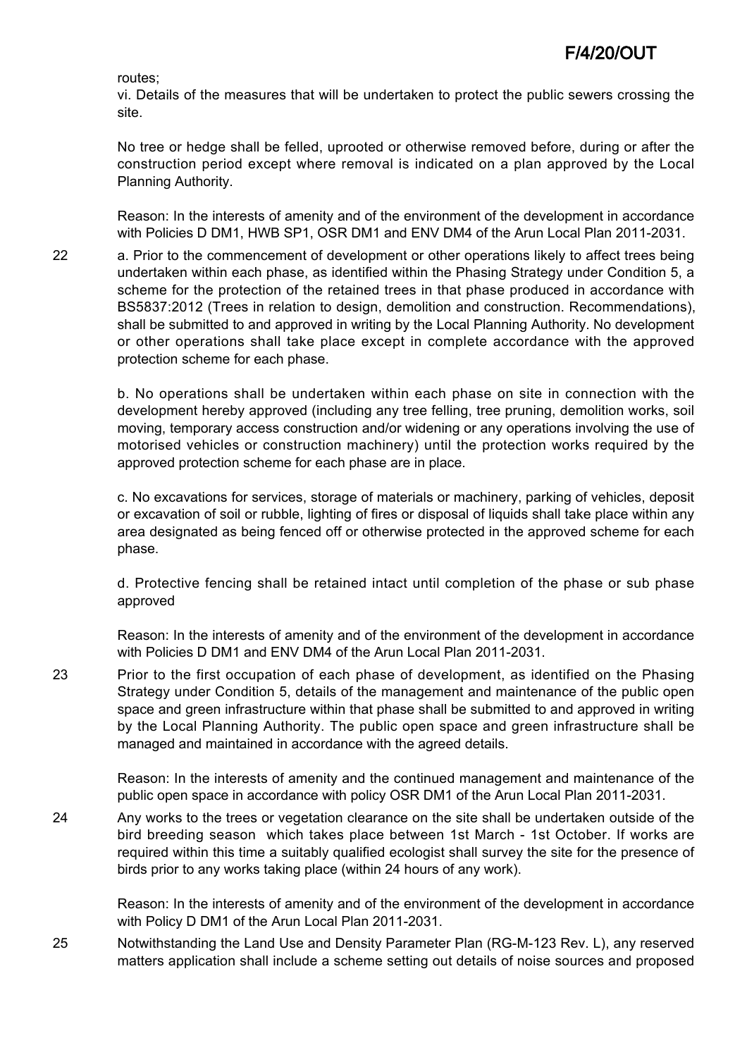routes;

vi. Details of the measures that will be undertaken to protect the public sewers crossing the site.

No tree or hedge shall be felled, uprooted or otherwise removed before, during or after the construction period except where removal is indicated on a plan approved by the Local Planning Authority.

Reason: In the interests of amenity and of the environment of the development in accordance with Policies D DM1, HWB SP1, OSR DM1 and ENV DM4 of the Arun Local Plan 2011-2031.

22 a. Prior to the commencement of development or other operations likely to affect trees being undertaken within each phase, as identified within the Phasing Strategy under Condition 5, a scheme for the protection of the retained trees in that phase produced in accordance with BS5837:2012 (Trees in relation to design, demolition and construction. Recommendations), shall be submitted to and approved in writing by the Local Planning Authority. No development or other operations shall take place except in complete accordance with the approved protection scheme for each phase.

b. No operations shall be undertaken within each phase on site in connection with the development hereby approved (including any tree felling, tree pruning, demolition works, soil moving, temporary access construction and/or widening or any operations involving the use of motorised vehicles or construction machinery) until the protection works required by the approved protection scheme for each phase are in place.

c. No excavations for services, storage of materials or machinery, parking of vehicles, deposit or excavation of soil or rubble, lighting of fires or disposal of liquids shall take place within any area designated as being fenced off or otherwise protected in the approved scheme for each phase.

d. Protective fencing shall be retained intact until completion of the phase or sub phase approved

Reason: In the interests of amenity and of the environment of the development in accordance with Policies D DM1 and ENV DM4 of the Arun Local Plan 2011-2031.

23 Prior to the first occupation of each phase of development, as identified on the Phasing Strategy under Condition 5, details of the management and maintenance of the public open space and green infrastructure within that phase shall be submitted to and approved in writing by the Local Planning Authority. The public open space and green infrastructure shall be managed and maintained in accordance with the agreed details.

Reason: In the interests of amenity and the continued management and maintenance of the public open space in accordance with policy OSR DM1 of the Arun Local Plan 2011-2031.

24 Any works to the trees or vegetation clearance on the site shall be undertaken outside of the bird breeding season which takes place between 1st March - 1st October. If works are required within this time a suitably qualified ecologist shall survey the site for the presence of birds prior to any works taking place (within 24 hours of any work).

Reason: In the interests of amenity and of the environment of the development in accordance with Policy D DM1 of the Arun Local Plan 2011-2031.

25 Notwithstanding the Land Use and Density Parameter Plan (RG-M-123 Rev. L), any reserved matters application shall include a scheme setting out details of noise sources and proposed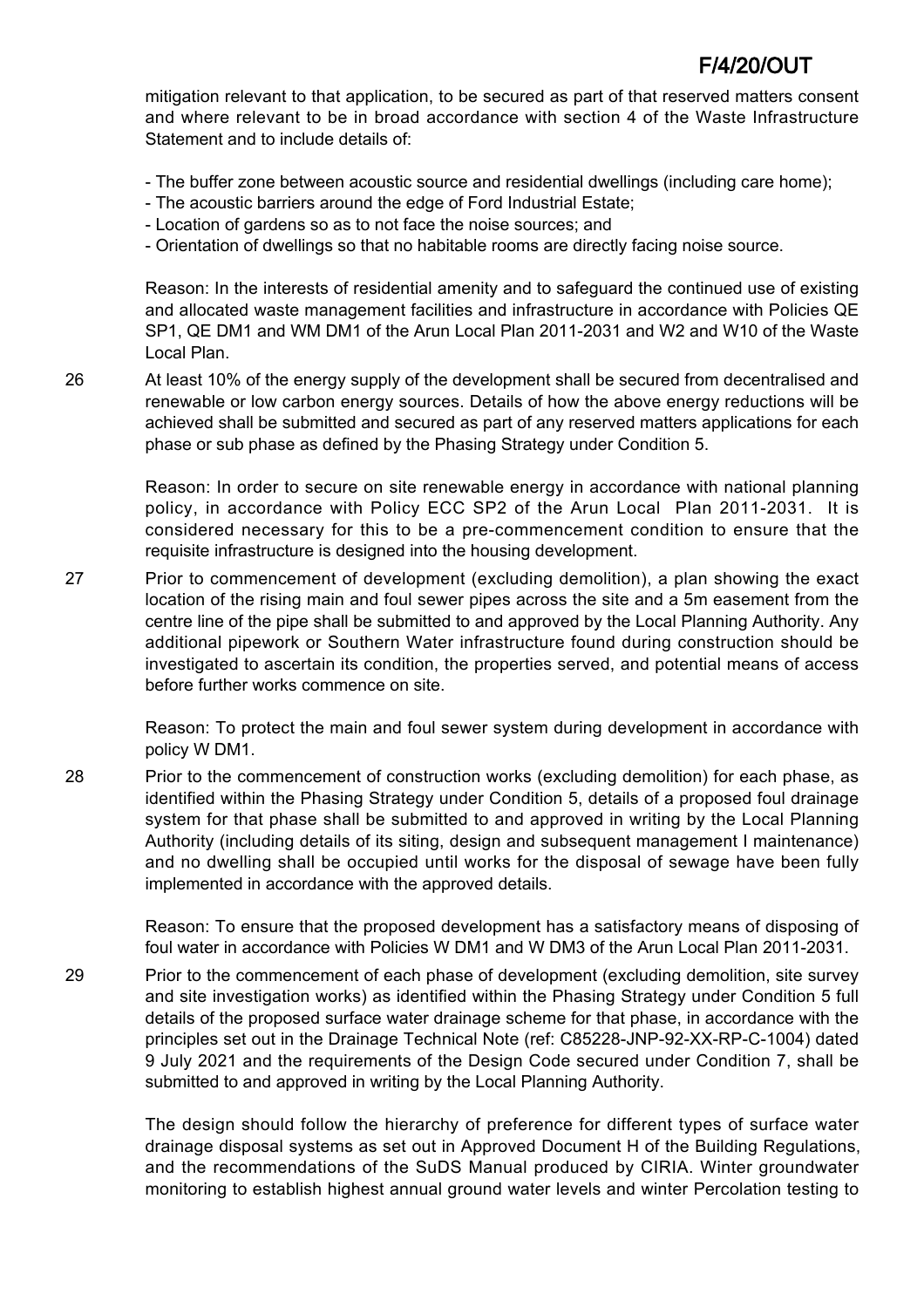mitigation relevant to that application, to be secured as part of that reserved matters consent and where relevant to be in broad accordance with section 4 of the Waste Infrastructure Statement and to include details of:

- The buffer zone between acoustic source and residential dwellings (including care home);
- The acoustic barriers around the edge of Ford Industrial Estate;
- Location of gardens so as to not face the noise sources; and
- Orientation of dwellings so that no habitable rooms are directly facing noise source.

Reason: In the interests of residential amenity and to safeguard the continued use of existing and allocated waste management facilities and infrastructure in accordance with Policies QE SP1, QE DM1 and WM DM1 of the Arun Local Plan 2011-2031 and W2 and W10 of the Waste Local Plan.

26 At least 10% of the energy supply of the development shall be secured from decentralised and renewable or low carbon energy sources. Details of how the above energy reductions will be achieved shall be submitted and secured as part of any reserved matters applications for each phase or sub phase as defined by the Phasing Strategy under Condition 5.

Reason: In order to secure on site renewable energy in accordance with national planning policy, in accordance with Policy ECC SP2 of the Arun Local Plan 2011-2031. It is considered necessary for this to be a pre-commencement condition to ensure that the requisite infrastructure is designed into the housing development.

27 Prior to commencement of development (excluding demolition), a plan showing the exact location of the rising main and foul sewer pipes across the site and a 5m easement from the centre line of the pipe shall be submitted to and approved by the Local Planning Authority. Any additional pipework or Southern Water infrastructure found during construction should be investigated to ascertain its condition, the properties served, and potential means of access before further works commence on site.

Reason: To protect the main and foul sewer system during development in accordance with policy W DM1.

28 Prior to the commencement of construction works (excluding demolition) for each phase, as identified within the Phasing Strategy under Condition 5, details of a proposed foul drainage system for that phase shall be submitted to and approved in writing by the Local Planning Authority (including details of its siting, design and subsequent management I maintenance) and no dwelling shall be occupied until works for the disposal of sewage have been fully implemented in accordance with the approved details.

Reason: To ensure that the proposed development has a satisfactory means of disposing of foul water in accordance with Policies W DM1 and W DM3 of the Arun Local Plan 2011-2031.

29 Prior to the commencement of each phase of development (excluding demolition, site survey and site investigation works) as identified within the Phasing Strategy under Condition 5 full details of the proposed surface water drainage scheme for that phase, in accordance with the principles set out in the Drainage Technical Note (ref: C85228-JNP-92-XX-RP-C-1004) dated 9 July 2021 and the requirements of the Design Code secured under Condition 7, shall be submitted to and approved in writing by the Local Planning Authority.

The design should follow the hierarchy of preference for different types of surface water drainage disposal systems as set out in Approved Document H of the Building Regulations, and the recommendations of the SuDS Manual produced by CIRIA. Winter groundwater monitoring to establish highest annual ground water levels and winter Percolation testing to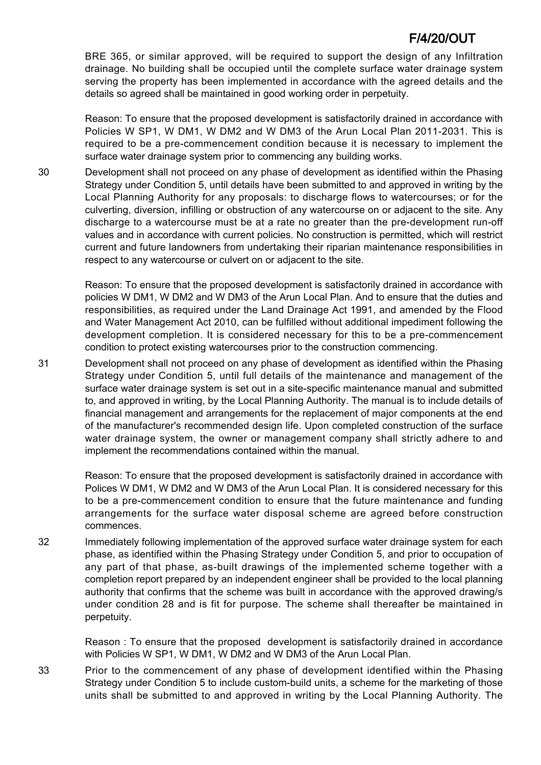BRE 365, or similar approved, will be required to support the design of any Infiltration drainage. No building shall be occupied until the complete surface water drainage system serving the property has been implemented in accordance with the agreed details and the details so agreed shall be maintained in good working order in perpetuity.

Reason: To ensure that the proposed development is satisfactorily drained in accordance with Policies W SP1, W DM1, W DM2 and W DM3 of the Arun Local Plan 2011-2031. This is required to be a pre-commencement condition because it is necessary to implement the surface water drainage system prior to commencing any building works.

30 Development shall not proceed on any phase of development as identified within the Phasing Strategy under Condition 5, until details have been submitted to and approved in writing by the Local Planning Authority for any proposals: to discharge flows to watercourses; or for the culverting, diversion, infilling or obstruction of any watercourse on or adjacent to the site. Any discharge to a watercourse must be at a rate no greater than the pre-development run-off values and in accordance with current policies. No construction is permitted, which will restrict current and future landowners from undertaking their riparian maintenance responsibilities in respect to any watercourse or culvert on or adjacent to the site.

Reason: To ensure that the proposed development is satisfactorily drained in accordance with policies W DM1, W DM2 and W DM3 of the Arun Local Plan. And to ensure that the duties and responsibilities, as required under the Land Drainage Act 1991, and amended by the Flood and Water Management Act 2010, can be fulfilled without additional impediment following the development completion. It is considered necessary for this to be a pre-commencement condition to protect existing watercourses prior to the construction commencing.

31 Development shall not proceed on any phase of development as identified within the Phasing Strategy under Condition 5, until full details of the maintenance and management of the surface water drainage system is set out in a site-specific maintenance manual and submitted to, and approved in writing, by the Local Planning Authority. The manual is to include details of financial management and arrangements for the replacement of major components at the end of the manufacturer's recommended design life. Upon completed construction of the surface water drainage system, the owner or management company shall strictly adhere to and implement the recommendations contained within the manual.

Reason: To ensure that the proposed development is satisfactorily drained in accordance with Polices W DM1, W DM2 and W DM3 of the Arun Local Plan. It is considered necessary for this to be a pre-commencement condition to ensure that the future maintenance and funding arrangements for the surface water disposal scheme are agreed before construction commences.

32 Immediately following implementation of the approved surface water drainage system for each phase, as identified within the Phasing Strategy under Condition 5, and prior to occupation of any part of that phase, as-built drawings of the implemented scheme together with a completion report prepared by an independent engineer shall be provided to the local planning authority that confirms that the scheme was built in accordance with the approved drawing/s under condition 28 and is fit for purpose. The scheme shall thereafter be maintained in perpetuity.

Reason : To ensure that the proposed development is satisfactorily drained in accordance with Policies W SP1, W DM1, W DM2 and W DM3 of the Arun Local Plan.

33 Prior to the commencement of any phase of development identified within the Phasing Strategy under Condition 5 to include custom-build units, a scheme for the marketing of those units shall be submitted to and approved in writing by the Local Planning Authority. The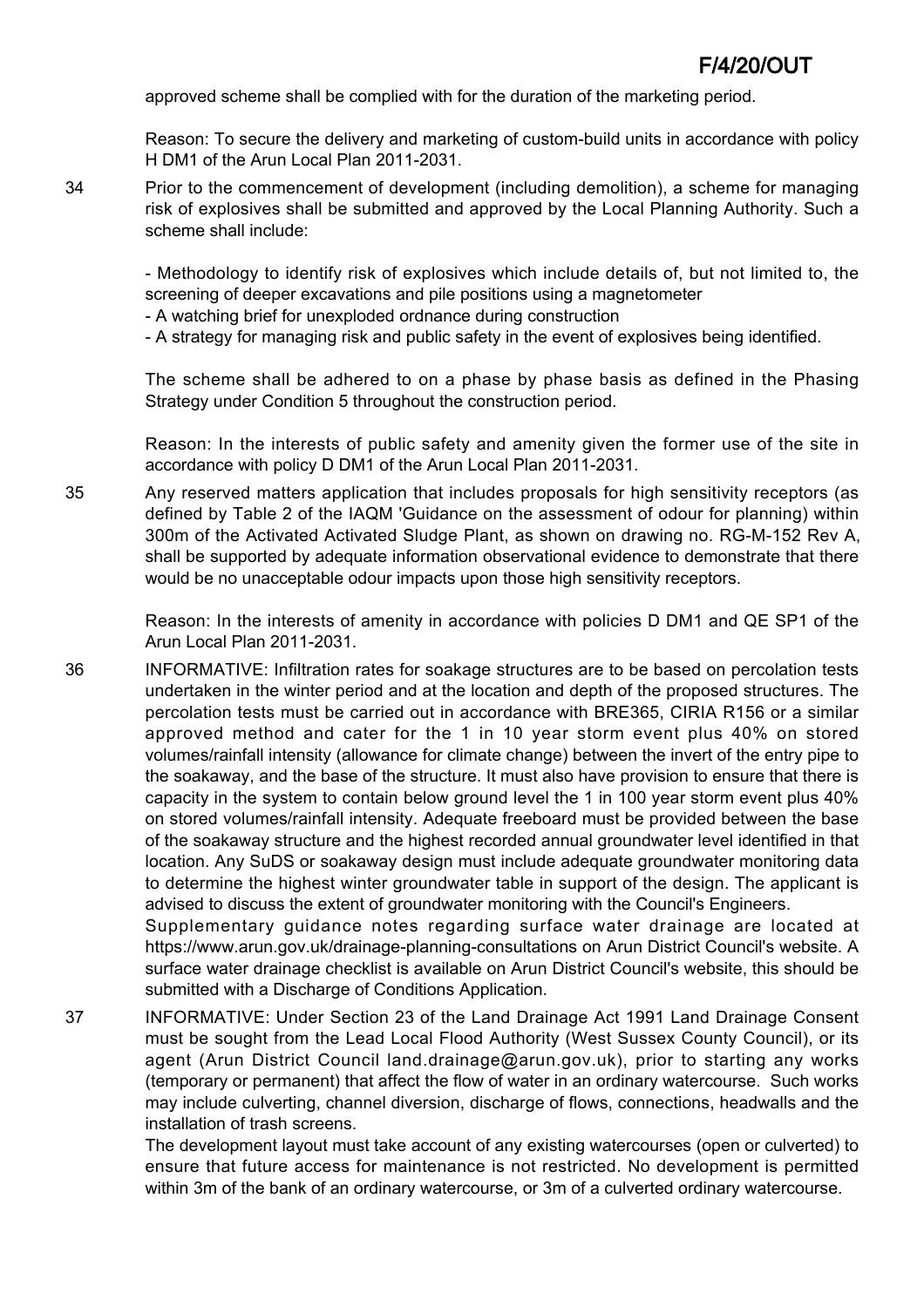approved scheme shall be complied with for the duration of the marketing period.

Reason: To secure the delivery and marketing of custom-build units in accordance with policy H DM1 of the Arun Local Plan 2011-2031.

34 Prior to the commencement of development (including demolition), a scheme for managing risk of explosives shall be submitted and approved by the Local Planning Authority. Such a scheme shall include:

- Methodology to identify risk of explosives which include details of, but not limited to, the screening of deeper excavations and pile positions using a magnetometer
- A watching brief for unexploded ordnance during construction
- A strategy for managing risk and public safety in the event of explosives being identified.

The scheme shall be adhered to on a phase by phase basis as defined in the Phasing Strategy under Condition 5 throughout the construction period.

Reason: In the interests of public safety and amenity given the former use of the site in accordance with policy D DM1 of the Arun Local Plan 2011-2031.

35 Any reserved matters application that includes proposals for high sensitivity receptors (as defined by Table 2 of the IAQM 'Guidance on the assessment of odour for planning) within 300m of the Activated Activated Sludge Plant, as shown on drawing no. RG-M-152 Rev A, shall be supported by adequate information observational evidence to demonstrate that there would be no unacceptable odour impacts upon those high sensitivity receptors.

Reason: In the interests of amenity in accordance with policies D DM1 and QE SP1 of the Arun Local Plan 2011-2031.

36 INFORMATIVE: Infiltration rates for soakage structures are to be based on percolation tests undertaken in the winter period and at the location and depth of the proposed structures. The percolation tests must be carried out in accordance with BRE365, CIRIA R156 or a similar approved method and cater for the 1 in 10 year storm event plus 40% on stored volumes/rainfall intensity (allowance for climate change) between the invert of the entry pipe to the soakaway, and the base of the structure. It must also have provision to ensure that there is capacity in the system to contain below ground level the 1 in 100 year storm event plus 40% on stored volumes/rainfall intensity. Adequate freeboard must be provided between the base of the soakaway structure and the highest recorded annual groundwater level identified in that location. Any SuDS or soakaway design must include adequate groundwater monitoring data to determine the highest winter groundwater table in support of the design. The applicant is advised to discuss the extent of groundwater monitoring with the Council's Engineers.
Supplementary guidance notes regarding surface water drainage are located at https://www.arun.gov.uk/drainage-planning-consultations on Arun District Council's website. A surface water drainage checklist is available on Arun District Council's website, this should be submitted with a Discharge of Conditions Application.

37 INFORMATIVE: Under Section 23 of the Land Drainage Act 1991 Land Drainage Consent must be sought from the Lead Local Flood Authority (West Sussex County Council), or its agent (Arun District Council land.drainage@arun.gov.uk), prior to starting any works (temporary or permanent) that affect the flow of water in an ordinary watercourse. Such works may include culverting, channel diversion, discharge of flows, connections, headwalls and the installation of trash screens.
The development layout must take account of any existing watercourses (open or culverted) to ensure that future access for maintenance is not restricted. No development is permitted within 3m of the bank of an ordinary watercourse, or 3m of a culverted ordinary watercourse.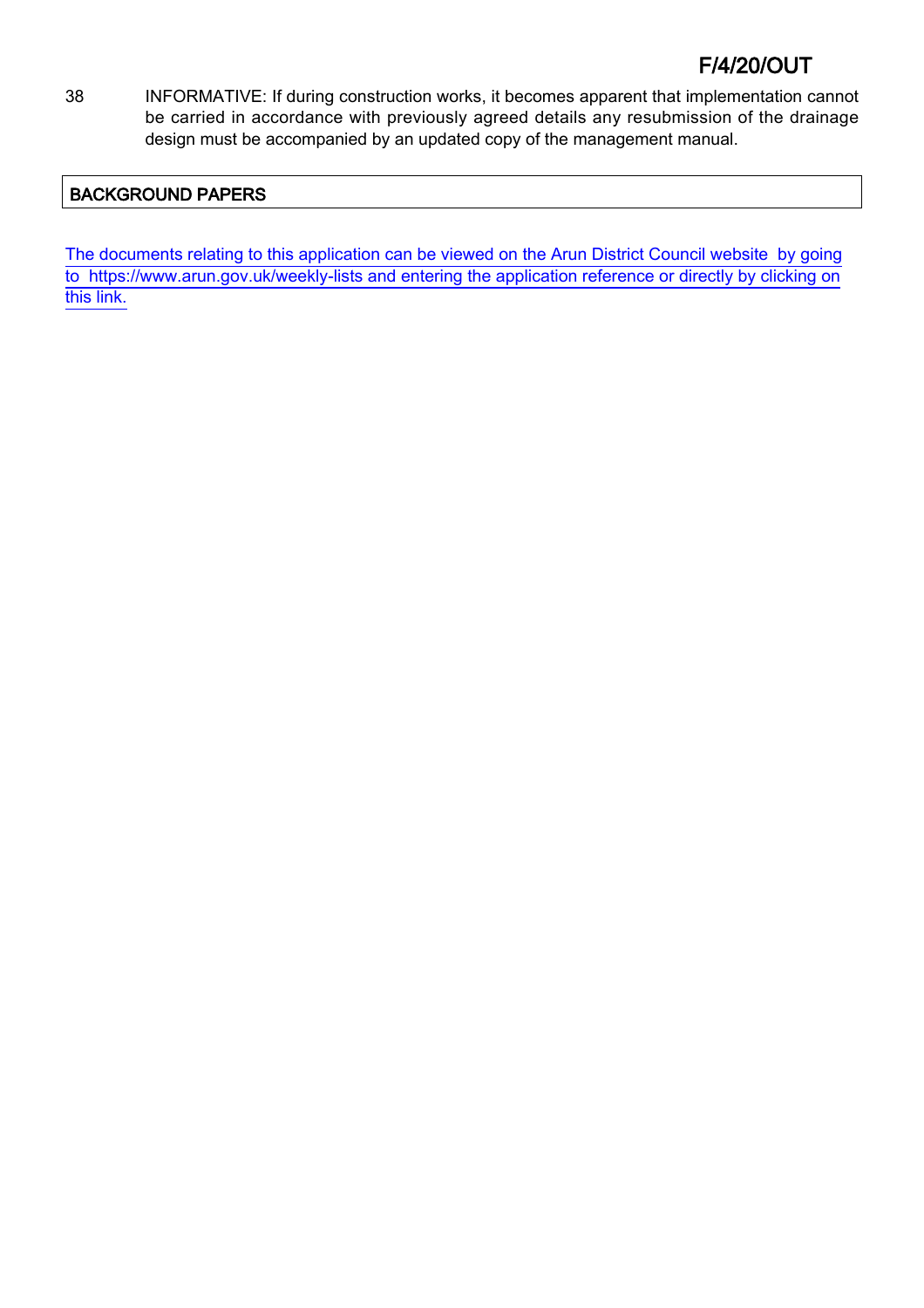38 INFORMATIVE: If during construction works, it becomes apparent that implementation cannot be carried in accordance with previously agreed details any resubmission of the drainage design must be accompanied by an updated copy of the management manual.

## BACKGROUND PAPERS

The documents relating to this application can be viewed on the Arun District Council website by going to https://www.arun.gov.uk/weekly-lists and entering the application reference or directly by clicking on this link.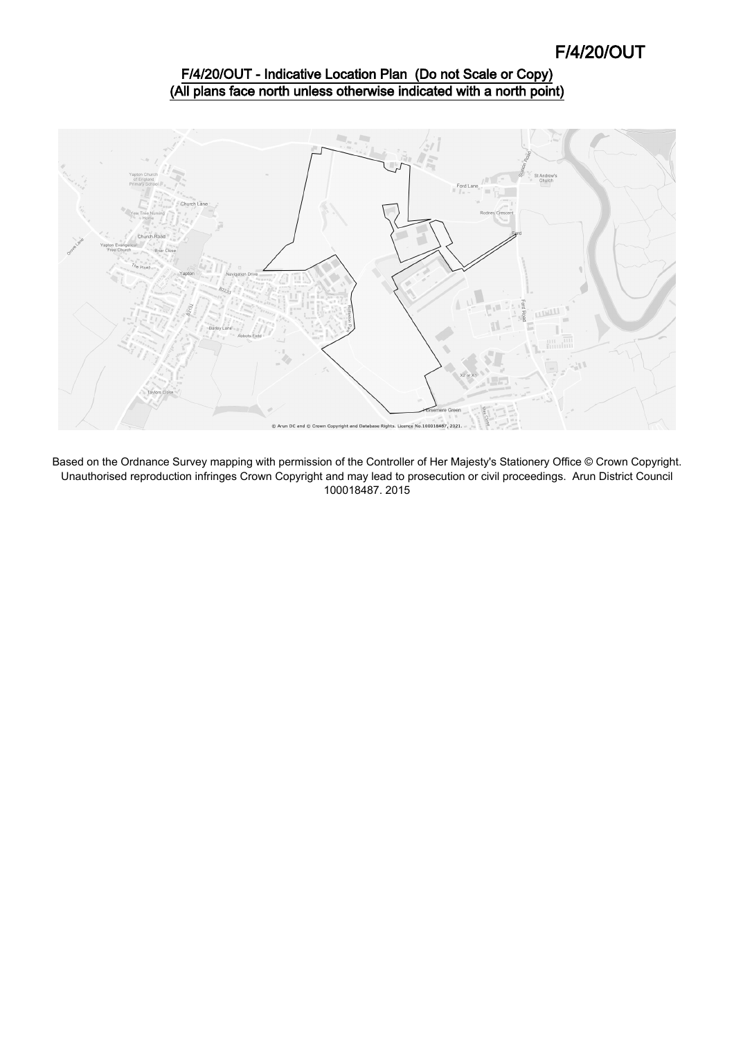F/4/20/OUT

F/4/20/OUT - Indicative Location Plan (Do not Scale or Copy)
(All plans face north unless otherwise indicated with a north point)

Based on the Ordnance Survey mapping with permission of the Controller of Her Majesty's Stationery Office © Crown Copyright. Unauthorised reproduction infringes Crown Copyright and may lead to prosecution or civil proceedings. Arun District Council 100018487. 2015